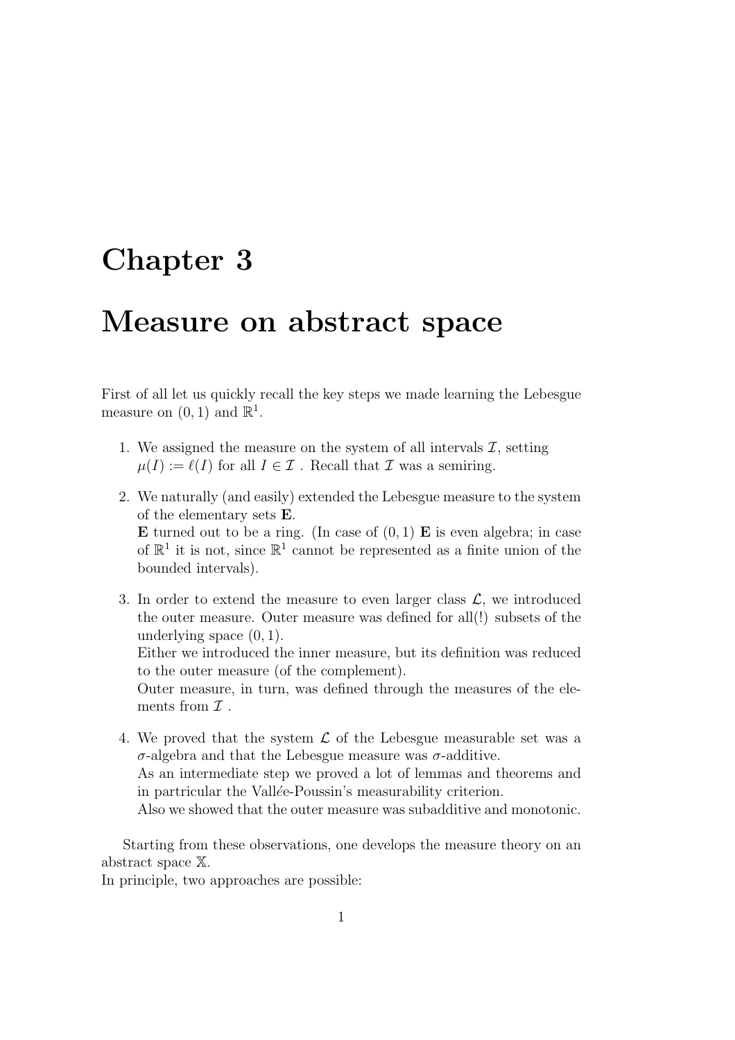# Chapter 3

# Measure on abstract space

First of all let us quickly recall the key steps we made learning the Lebesgue measure on $(0,1)$ and $\mathbb{R}^1$.

1. We assigned the measure on the system of all intervals $\mathcal{I}$, setting $\mu(I) := \ell(I)$ for all $I \in \mathcal{I}$ . Recall that $\mathcal{I}$ was a semiring.

2. We naturally (and easily) extended the Lebesgue measure to the system of the elementary sets $\mathbf{E}$.
   $\mathbf{E}$ turned out to be a ring. (In case of $(0,1)$ $\mathbf{E}$ is even algebra; in case of $\mathbb{R}^1$ it is not, since $\mathbb{R}^1$ cannot be represented as a finite union of the bounded intervals).

3. In order to extend the measure to even larger class $\mathcal{L}$, we introduced the outer measure. Outer measure was defined for all(!) subsets of the underlying space $(0,1)$.
   Either we introduced the inner measure, but its definition was reduced to the outer measure (of the complement).
   Outer measure, in turn, was defined through the measures of the elements from $\mathcal{I}$ .

4. We proved that the system $\mathcal{L}$ of the Lebesgue measurable set was a $\sigma$-algebra and that the Lebesgue measure was $\sigma$-additive.
   As an intermediate step we proved a lot of lemmas and theorems and in partricular the Vallée-Poussin's measurability criterion.
   Also we showed that the outer measure was subadditive and monotonic.

Starting from these observations, one develops the measure theory on an abstract space $\mathbb{X}$.
In principle, two approaches are possible: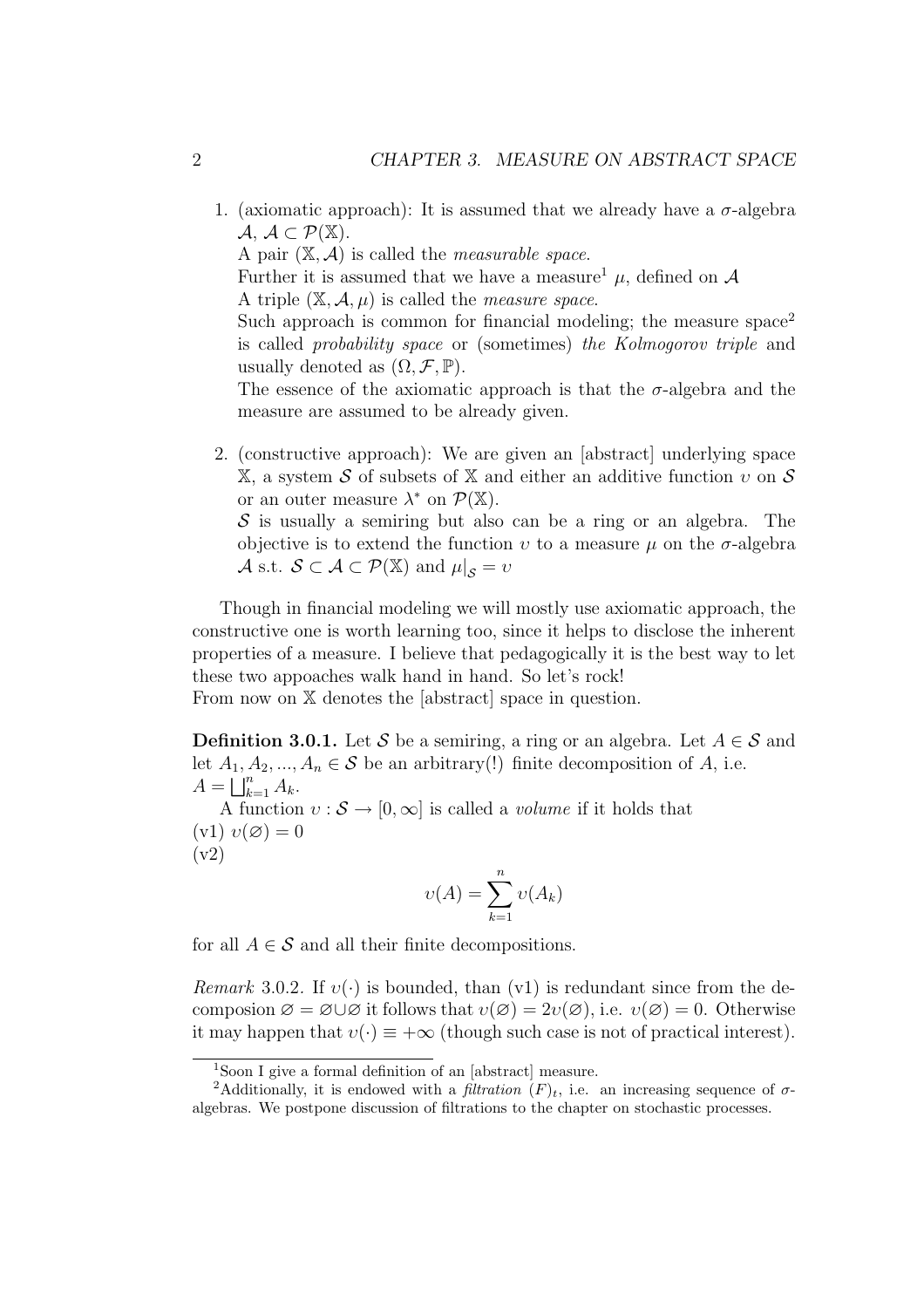1. (axiomatic approach): It is assumed that we already have a $\sigma$-algebra $\mathcal{A}$, $\mathcal{A} \subset \mathcal{P}(\mathbb{X})$.
   A pair $(\mathbb{X}, \mathcal{A})$ is called the *measurable space*.
   Further it is assumed that we have a measure[1] $\mu$, defined on $\mathcal{A}$
   A triple $(\mathbb{X}, \mathcal{A}, \mu)$ is called the *measure space*.
   Such approach is common for financial modeling; the measure space[2] is called *probability space* or (sometimes) *the Kolmogorov triple* and usually denoted as $(\Omega, \mathcal{F}, \mathbb{P})$.
   The essence of the axiomatic approach is that the $\sigma$-algebra and the measure are assumed to be already given.

2. (constructive approach): We are given an [abstract] underlying space $\mathbb{X}$, a system $\mathcal{S}$ of subsets of $\mathbb{X}$ and either an additive function $\upsilon$ on $\mathcal{S}$ or an outer measure $\lambda^*$ on $\mathcal{P}(\mathbb{X})$.
   $\mathcal{S}$ is usually a semiring but also can be a ring or an algebra. The objective is to extend the function $\upsilon$ to a measure $\mu$ on the $\sigma$-algebra $\mathcal{A}$ s.t. $\mathcal{S} \subset \mathcal{A} \subset \mathcal{P}(\mathbb{X})$ and $\mu|_{\mathcal{S}} = \upsilon$

Though in financial modeling we will mostly use axiomatic approach, the constructive one is worth learning too, since it helps to disclose the inherent properties of a measure. I believe that pedagogically it is the best way to let these two appoaches walk hand in hand. So let's rock!
From now on $\mathbb{X}$ denotes the [abstract] space in question.

**Definition 3.0.1.** Let $\mathcal{S}$ be a semiring, a ring or an algebra. Let $A \in \mathcal{S}$ and let $A_1, A_2, ..., A_n \in \mathcal{S}$ be an arbitrary(!) finite decomposition of $A$, i.e. $A = \bigsqcup_{k=1}^{n} A_k$.
A function $\upsilon : \mathcal{S} \to [0, \infty]$ is called a *volume* if it holds that
(v1) $\upsilon(\varnothing) = 0$
(v2)

$$\upsilon(A) = \sum_{k=1}^{n} \upsilon(A_k)$$

for all $A \in \mathcal{S}$ and all their finite decompositions.

*Remark* 3.0.2. If $\upsilon(\cdot)$ is bounded, than (v1) is redundant since from the decomposion $\varnothing = \varnothing \cup \varnothing$ it follows that $\upsilon(\varnothing) = 2\upsilon(\varnothing)$, i.e. $\upsilon(\varnothing) = 0$. Otherwise it may happen that $\upsilon(\cdot) \equiv +\infty$ (though such case is not of practical interest).

[1] Soon I give a formal definition of an [abstract] measure.

[2] Additionally, it is endowed with a *filtration* $(F)_t$, i.e. an increasing sequence of $\sigma$-algebras. We postpone discussion of filtrations to the chapter on stochastic processes.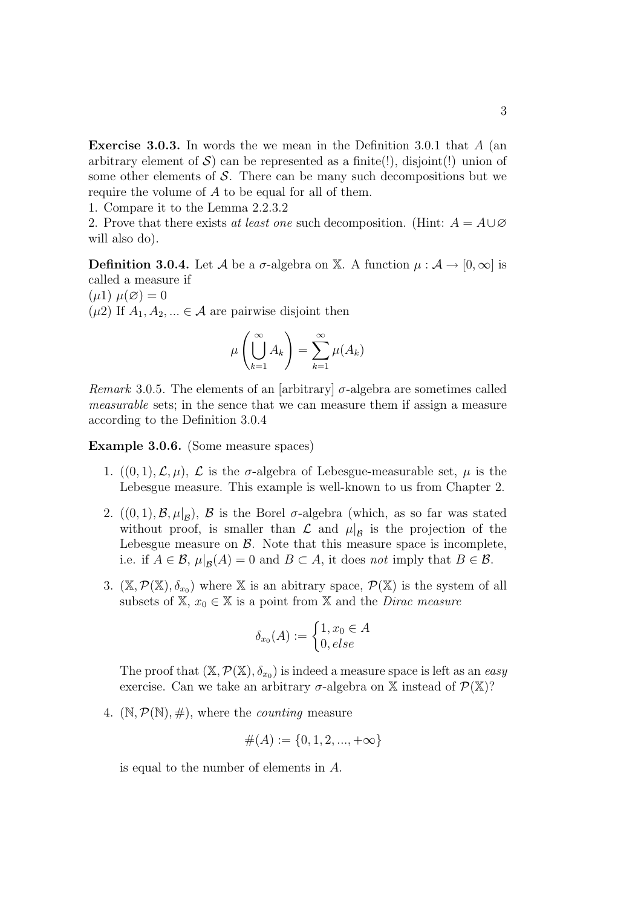**Exercise 3.0.3.** In words the we mean in the Definition 3.0.1 that $A$ (an arbitrary element of $\mathcal{S}$) can be represented as a finite(!), disjoint(!) union of some other elements of $\mathcal{S}$. There can be many such decompositions but we require the volume of $A$ to be equal for all of them.

1. Compare it to the Lemma 2.2.3.2
2. Prove that there exists *at least one* such decomposition. (Hint: $A = A \cup \varnothing$ will also do).

**Definition 3.0.4.** Let $\mathcal{A}$ be a $\sigma$-algebra on $\mathbb{X}$. A function $\mu : \mathcal{A} \to [0, \infty]$ is called a measure if

($\mu$1) $\mu(\varnothing) = 0$

($\mu$2) If $A_1, A_2, ... \in \mathcal{A}$ are pairwise disjoint then

$$\mu\left(\bigcup_{k=1}^{\infty} A_k\right) = \sum_{k=1}^{\infty} \mu(A_k)$$

*Remark* 3.0.5. The elements of an [arbitrary] $\sigma$-algebra are sometimes called *measurable* sets; in the sence that we can measure them if assign a measure according to the Definition 3.0.4

**Example 3.0.6.** (Some measure spaces)

1. $((0,1), \mathcal{L}, \mu)$, $\mathcal{L}$ is the $\sigma$-algebra of Lebesgue-measurable set, $\mu$ is the Lebesgue measure. This example is well-known to us from Chapter 2.

2. $((0,1), \mathcal{B}, \mu|_{\mathcal{B}})$, $\mathcal{B}$ is the Borel $\sigma$-algebra (which, as so far was stated without proof, is smaller than $\mathcal{L}$ and $\mu|_{\mathcal{B}}$ is the projection of the Lebesgue measure on $\mathcal{B}$. Note that this measure space is incomplete, i.e. if $A \in \mathcal{B}$, $\mu|_{\mathcal{B}}(A) = 0$ and $B \subset A$, it does *not* imply that $B \in \mathcal{B}$.

3. $(\mathbb{X}, \mathcal{P}(\mathbb{X}), \delta_{x_0})$ where $\mathbb{X}$ is an abitrary space, $\mathcal{P}(\mathbb{X})$ is the system of all subsets of $\mathbb{X}$, $x_0 \in \mathbb{X}$ is a point from $\mathbb{X}$ and the *Dirac measure*

$$\delta_{x_0}(A) := \begin{cases} 1, x_0 \in A \\ 0, else \end{cases}$$

The proof that $(\mathbb{X}, \mathcal{P}(\mathbb{X}), \delta_{x_0})$ is indeed a measure space is left as an *easy* exercise. Can we take an arbitrary $\sigma$-algebra on $\mathbb{X}$ instead of $\mathcal{P}(\mathbb{X})$?

4. $(\mathbb{N}, \mathcal{P}(\mathbb{N}), \#)$, where the *counting* measure

$$\#(A) := \{0, 1, 2, ..., +\infty\}$$

is equal to the number of elements in $A$.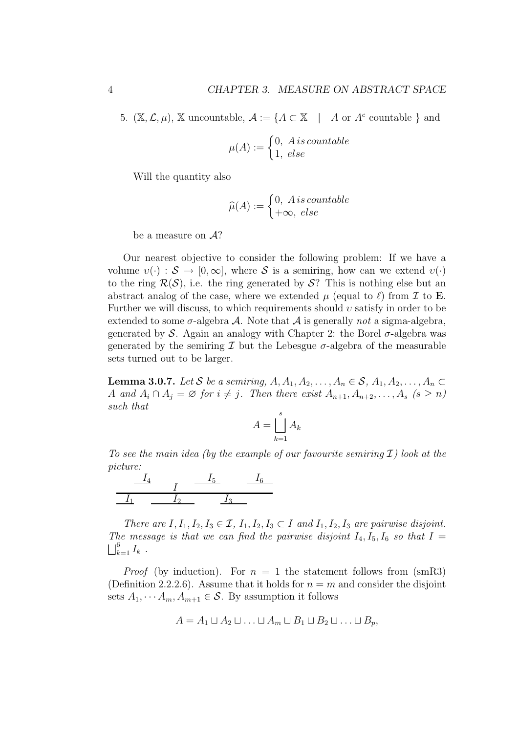5. $(\mathbb{X}, \mathcal{L}, \mu)$, $\mathbb{X}$ uncountable, $\mathcal{A} := \{A \subset \mathbb{X} \quad | \quad A \text{ or } A^c \text{ countable } \}$ and

$$\mu(A) := \begin{cases} 0, \; A \, is \, countable \\ 1, \; else \end{cases}$$

Will the quantity also

$$\widehat{\mu}(A) := \begin{cases} 0, \; A \, is \, countable \\ +\infty, \; else \end{cases}$$

be a measure on $\mathcal{A}$?

Our nearest objective to consider the following problem: If we have a volume $\upsilon(\cdot) : \mathcal{S} \to [0, \infty]$, where $\mathcal{S}$ is a semiring, how can we extend $\upsilon(\cdot)$ to the ring $\mathcal{R}(\mathcal{S})$, i.e. the ring generated by $\mathcal{S}$? This is nothing else but an abstract analog of the case, where we extended $\mu$ (equal to $\ell$) from $\mathcal{I}$ to $\mathbf{E}$. Further we will discuss, to which requirements should $\upsilon$ satisfy in order to be extended to some $\sigma$-algebra $\mathcal{A}$. Note that $\mathcal{A}$ is generally *not* a sigma-algebra, generated by $\mathcal{S}$. Again an analogy with Chapter 2: the Borel $\sigma$-algebra was generated by the semiring $\mathcal{I}$ but the Lebesgue $\sigma$-algebra of the measurable sets turned out to be larger.

**Lemma 3.0.7.** *Let $\mathcal{S}$ be a semiring, $A, A_1, A_2, \ldots, A_n \in \mathcal{S}$, $A_1, A_2, \ldots, A_n \subset A$ and $A_i \cap A_j = \varnothing$ for $i \neq j$. Then there exist $A_{n+1}, A_{n+2}, \ldots, A_s$ $(s \geq n)$ such that*

$$A = \bigsqcup_{k=1}^{s} A_k$$

*To see the main idea (by the example of our favourite semiring $\mathcal{I}$) look at the picture:*

*There are $I, I_1, I_2, I_3 \in \mathcal{I}$, $I_1, I_2, I_3 \subset I$ and $I_1, I_2, I_3$ are pairwise disjoint. The message is that we can find the pairwise disjoint $I_4, I_5, I_6$ so that $I = \bigsqcup_{k=1}^{6} I_k$ .*

*Proof* (by induction). For $n = 1$ the statement follows from (smR3) (Definition 2.2.2.6). Assume that it holds for $n = m$ and consider the disjoint sets $A_1, \cdots A_m, A_{m+1} \in \mathcal{S}$. By assumption it follows

$$A = A_1 \sqcup A_2 \sqcup \ldots \sqcup A_m \sqcup B_1 \sqcup B_2 \sqcup \ldots \sqcup B_p,$$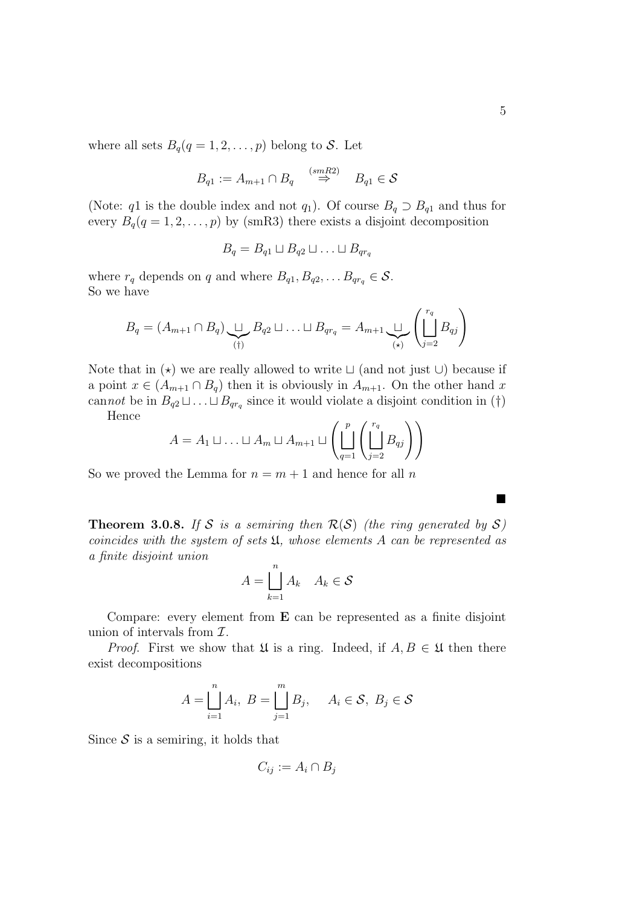where all sets $B_q (q = 1, 2, \ldots, p)$ belong to $\mathcal{S}$. Let

$$B_{q1} := A_{m+1} \cap B_q \quad \overset{(smR2)}{\Rightarrow} \quad B_{q1} \in \mathcal{S}$$

(Note: $q1$ is the double index and not $q_1$). Of course $B_q \supset B_{q1}$ and thus for every $B_q (q = 1, 2, \ldots, p)$ by (smR3) there exists a disjoint decomposition

$$B_q = B_{q1} \sqcup B_{q2} \sqcup \ldots \sqcup B_{qr_q}$$

where $r_q$ depends on $q$ and where $B_{q1}, B_{q2}, \ldots B_{qr_q} \in \mathcal{S}$.
So we have

$$B_q = (A_{m+1} \cap B_q) \underbrace{\sqcup}_{(\dagger)} B_{q2} \sqcup \ldots \sqcup B_{qr_q} = A_{m+1} \underbrace{\sqcup}_{(\star)} \left( \bigsqcup_{j=2}^{r_q} B_{qj} \right)$$

Note that in $(\star)$ we are really allowed to write $\sqcup$ (and not just $\cup$) because if a point $x \in (A_{m+1} \cap B_q)$ then it is obviously in $A_{m+1}$. On the other hand $x$ can*not* be in $B_{q2} \sqcup \ldots \sqcup B_{qr_q}$ since it would violate a disjoint condition in $(\dagger)$

Hence

$$A = A_1 \sqcup \ldots \sqcup A_m \sqcup A_{m+1} \sqcup \left( \bigsqcup_{q=1}^{p} \left( \bigsqcup_{j=2}^{r_q} B_{qj} \right) \right)$$

So we proved the Lemma for $n = m + 1$ and hence for all $n$

$\blacksquare$

**Theorem 3.0.8.** *If $\mathcal{S}$ is a semiring then $\mathcal{R}(\mathcal{S})$ (the ring generated by $\mathcal{S}$) coincides with the system of sets $\mathfrak{U}$, whose elements $A$ can be represented as a finite disjoint union*

$$A = \bigsqcup_{k=1}^{n} A_k \quad A_k \in \mathcal{S}$$

Compare: every element from $\mathbf{E}$ can be represented as a finite disjoint union of intervals from $\mathcal{I}$.

*Proof.* First we show that $\mathfrak{U}$ is a ring. Indeed, if $A, B \in \mathfrak{U}$ then there exist decompositions

$$A = \bigsqcup_{i=1}^{n} A_i, \ B = \bigsqcup_{j=1}^{m} B_j, \quad A_i \in \mathcal{S}, \ B_j \in \mathcal{S}$$

Since $\mathcal{S}$ is a semiring, it holds that

$$C_{ij} := A_i \cap B_j$$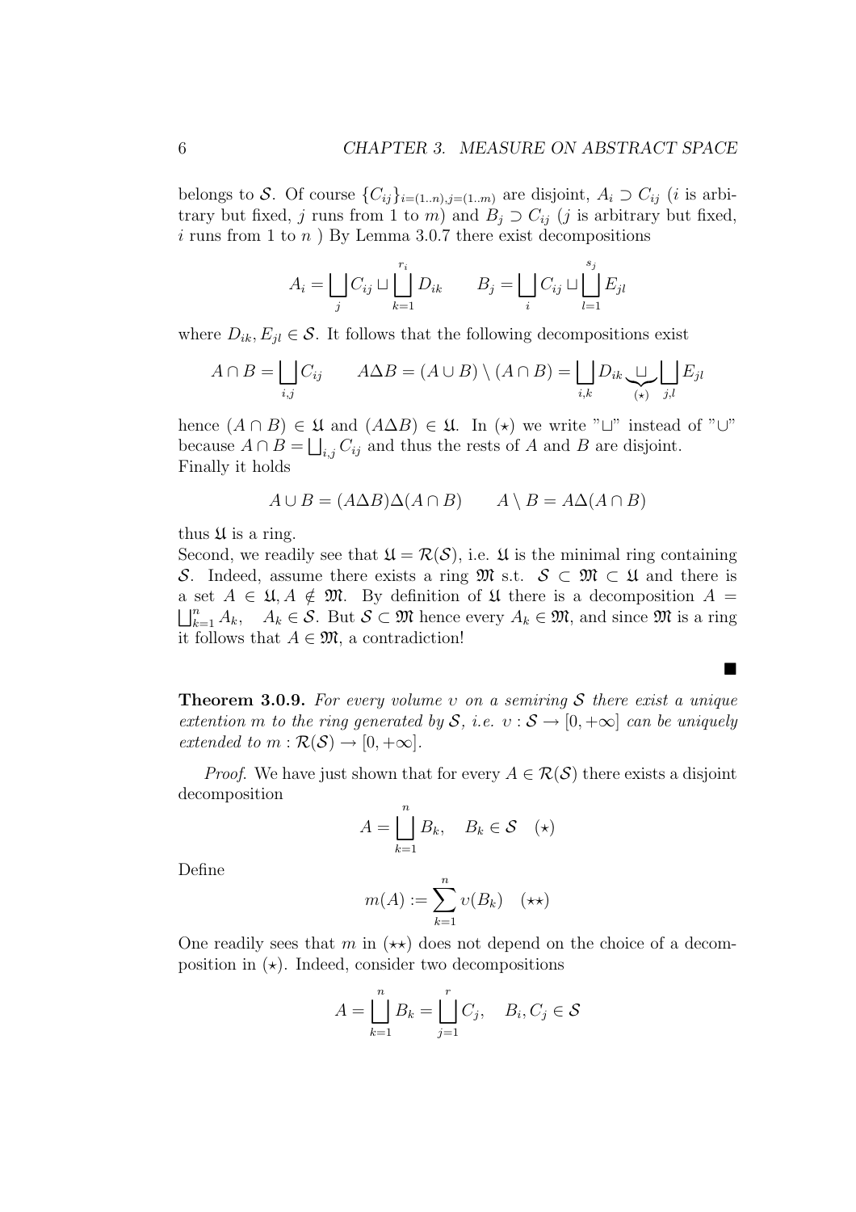belongs to $\mathcal{S}$. Of course $\{C_{ij}\}_{i=(1..n),j=(1..m)}$ are disjoint, $A_i \supset C_{ij}$ ($i$ is arbitrary but fixed, $j$ runs from 1 to $m$) and $B_j \supset C_{ij}$ ($j$ is arbitrary but fixed, $i$ runs from 1 to $n$ ) By Lemma 3.0.7 there exist decompositions

$$A_i = \bigsqcup_j C_{ij} \sqcup \bigsqcup_{k=1}^{r_i} D_{ik} \qquad B_j = \bigsqcup_i C_{ij} \sqcup \bigsqcup_{l=1}^{s_j} E_{jl}$$

where $D_{ik}, E_{jl} \in \mathcal{S}$. It follows that the following decompositions exist

$$A \cap B = \bigsqcup_{i,j} C_{ij} \qquad A\Delta B = (A \cup B) \setminus (A \cap B) = \bigsqcup_{i,k} D_{ik} \underbrace{\sqcup}_{(\star)} \bigsqcup_{j,l} E_{jl}$$

hence $(A \cap B) \in \mathfrak{U}$ and $(A\Delta B) \in \mathfrak{U}$. In $(\star)$ we write "$\sqcup$" instead of "$\cup$" because $A \cap B = \bigsqcup_{i,j} C_{ij}$ and thus the rests of $A$ and $B$ are disjoint.
Finally it holds

$$A \cup B = (A\Delta B)\Delta(A \cap B) \qquad A \setminus B = A\Delta(A \cap B)$$

thus $\mathfrak{U}$ is a ring.
Second, we readily see that $\mathfrak{U} = \mathcal{R}(\mathcal{S})$, i.e. $\mathfrak{U}$ is the minimal ring containing $\mathcal{S}$. Indeed, assume there exists a ring $\mathfrak{M}$ s.t. $\mathcal{S} \subset \mathfrak{M} \subset \mathfrak{U}$ and there is a set $A \in \mathfrak{U}, A \notin \mathfrak{M}$. By definition of $\mathfrak{U}$ there is a decomposition $A = \bigsqcup_{k=1}^n A_k, \quad A_k \in \mathcal{S}$. But $\mathcal{S} \subset \mathfrak{M}$ hence every $A_k \in \mathfrak{M}$, and since $\mathfrak{M}$ is a ring it follows that $A \in \mathfrak{M}$, a contradiction!

∎

**Theorem 3.0.9.** *For every volume $\upsilon$ on a semiring $\mathcal{S}$ there exist a unique extention $m$ to the ring generated by $\mathcal{S}$, i.e. $\upsilon : \mathcal{S} \to [0, +\infty]$ can be uniquely extended to $m : \mathcal{R}(\mathcal{S}) \to [0, +\infty]$.*

*Proof.* We have just shown that for every $A \in \mathcal{R}(\mathcal{S})$ there exists a disjoint decomposition

$$A = \bigsqcup_{k=1}^n B_k, \quad B_k \in \mathcal{S} \quad (\star)$$

Define

$$m(A) := \sum_{k=1}^n \upsilon(B_k) \quad (\star\star)$$

One readily sees that $m$ in $(\star\star)$ does not depend on the choice of a decomposition in $(\star)$. Indeed, consider two decompositions

$$A = \bigsqcup_{k=1}^n B_k = \bigsqcup_{j=1}^r C_j, \quad B_i, C_j \in \mathcal{S}$$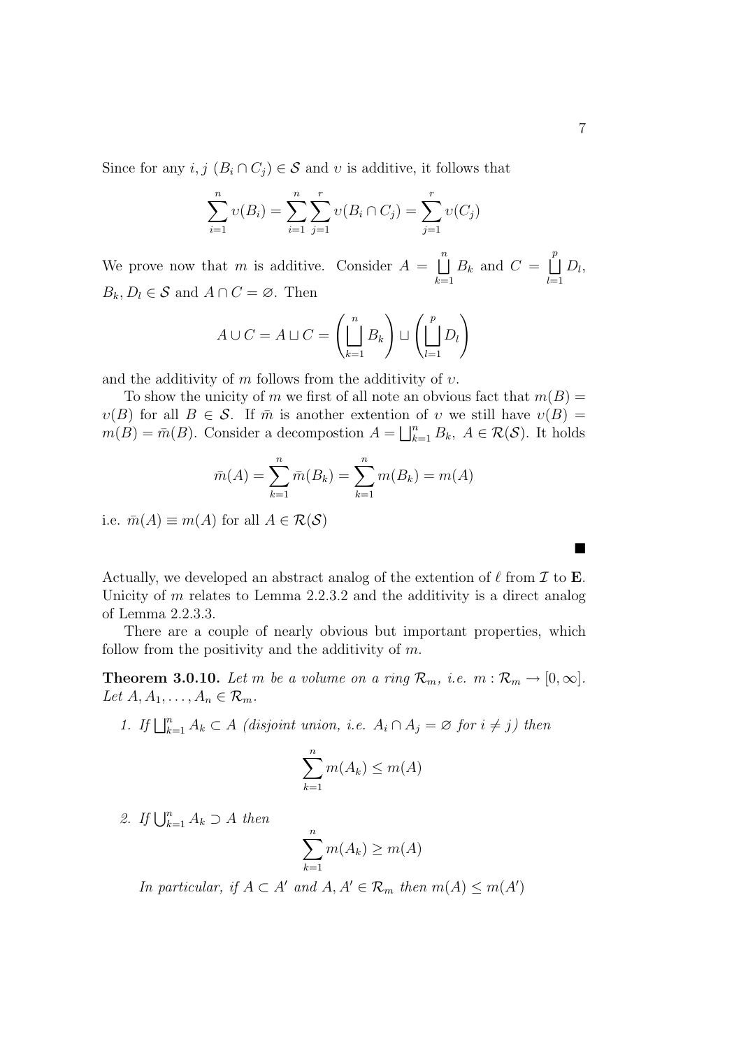Since for any $i, j$ $(B_i \cap C_j) \in \mathcal{S}$ and $\upsilon$ is additive, it follows that

$$\sum_{i=1}^{n} \upsilon(B_i) = \sum_{i=1}^{n} \sum_{j=1}^{r} \upsilon(B_i \cap C_j) = \sum_{j=1}^{r} \upsilon(C_j)$$

We prove now that $m$ is additive. Consider $A = \bigsqcup_{k=1}^{n} B_k$ and $C = \bigsqcup_{l=1}^{p} D_l$, $B_k, D_l \in \mathcal{S}$ and $A \cap C = \varnothing$. Then

$$A \cup C = A \sqcup C = \left( \bigsqcup_{k=1}^{n} B_k \right) \sqcup \left( \bigsqcup_{l=1}^{p} D_l \right)$$

and the additivity of $m$ follows from the additivity of $\upsilon$.

To show the unicity of $m$ we first of all note an obvious fact that $m(B) = \upsilon(B)$ for all $B \in \mathcal{S}$. If $\bar{m}$ is another extention of $\upsilon$ we still have $\upsilon(B) = m(B) = \bar{m}(B)$. Consider a decompostion $A = \bigsqcup_{k=1}^{n} B_k$, $A \in \mathcal{R}(\mathcal{S})$. It holds

$$\bar{m}(A) = \sum_{k=1}^{n} \bar{m}(B_k) = \sum_{k=1}^{n} m(B_k) = m(A)$$

i.e. $\bar{m}(A) \equiv m(A)$ for all $A \in \mathcal{R}(\mathcal{S})$

■

Actually, we developed an abstract analog of the extention of $\ell$ from $\mathcal{I}$ to $\mathbf{E}$. Unicity of $m$ relates to Lemma 2.2.3.2 and the additivity is a direct analog of Lemma 2.2.3.3.

There are a couple of nearly obvious but important properties, which follow from the positivity and the additivity of $m$.

**Theorem 3.0.10.** *Let $m$ be a volume on a ring $\mathcal{R}_m$, i.e. $m : \mathcal{R}_m \to [0, \infty]$. Let $A, A_1, \ldots, A_n \in \mathcal{R}_m$.*

1. *If $\bigsqcup_{k=1}^{n} A_k \subset A$ (disjoint union, i.e. $A_i \cap A_j = \varnothing$ for $i \neq j$) then*

$$\sum_{k=1}^{n} m(A_k) \leq m(A)$$

2. *If $\bigcup_{k=1}^{n} A_k \supset A$ then*

$$\sum_{k=1}^{n} m(A_k) \geq m(A)$$

*In particular, if $A \subset A'$ and $A, A' \in \mathcal{R}_m$ then $m(A) \leq m(A')$*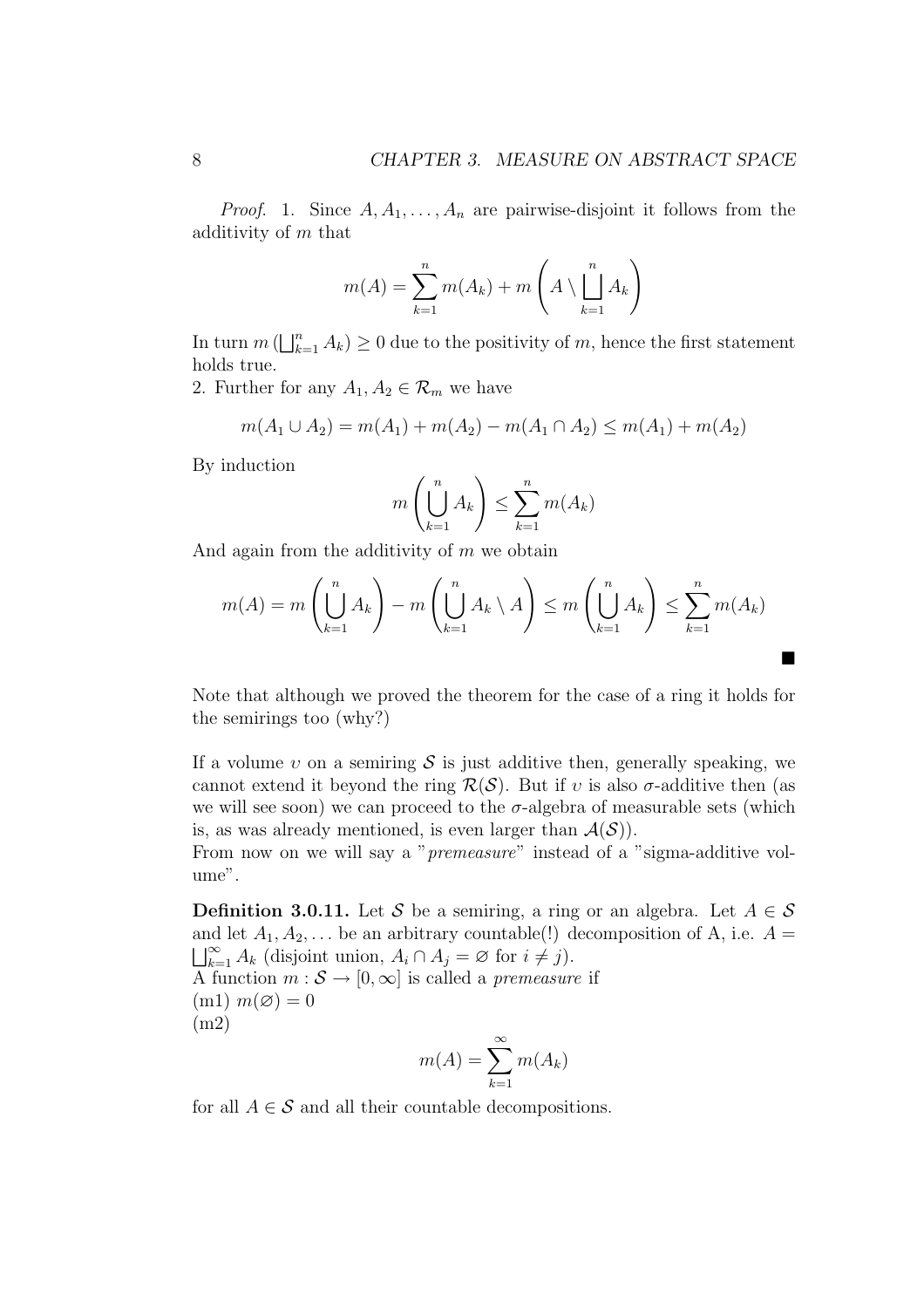*Proof.* 1. Since $A, A_1, \dots, A_n$ are pairwise-disjoint it follows from the additivity of $m$ that

$$m(A) = \sum_{k=1}^{n} m(A_k) + m\left(A \setminus \bigsqcup_{k=1}^{n} A_k\right)$$

In turn $m\left(\bigsqcup_{k=1}^{n} A_k\right) \geq 0$ due to the positivity of $m$, hence the first statement holds true.
2. Further for any $A_1, A_2 \in \mathcal{R}_m$ we have

$$m(A_1 \cup A_2) = m(A_1) + m(A_2) - m(A_1 \cap A_2) \leq m(A_1) + m(A_2)$$

By induction

$$m\left(\bigcup_{k=1}^{n} A_k\right) \leq \sum_{k=1}^{n} m(A_k)$$

And again from the additivity of $m$ we obtain

$$m(A) = m\left(\bigcup_{k=1}^{n} A_k\right) - m\left(\bigcup_{k=1}^{n} A_k \setminus A\right) \leq m\left(\bigcup_{k=1}^{n} A_k\right) \leq \sum_{k=1}^{n} m(A_k)$$

■

Note that although we proved the theorem for the case of a ring it holds for the semirings too (why?)

If a volume $\upsilon$ on a semiring $\mathcal{S}$ is just additive then, generally speaking, we cannot extend it beyond the ring $\mathcal{R}(\mathcal{S})$. But if $\upsilon$ is also $\sigma$-additive then (as we will see soon) we can proceed to the $\sigma$-algebra of measurable sets (which is, as was already mentioned, is even larger than $\mathcal{A}(\mathcal{S})$).
From now on we will say a "*premeasure*" instead of a "sigma-additive volume".

**Definition 3.0.11.** Let $\mathcal{S}$ be a semiring, a ring or an algebra. Let $A \in \mathcal{S}$ and let $A_1, A_2, \dots$ be an arbitrary countable(!) decomposition of A, i.e. $A = \bigsqcup_{k=1}^{\infty} A_k$ (disjoint union, $A_i \cap A_j = \varnothing$ for $i \neq j$).
A function $m : \mathcal{S} \to [0, \infty]$ is called a *premeasure* if
(m1) $m(\varnothing) = 0$
(m2)

$$m(A) = \sum_{k=1}^{\infty} m(A_k)$$

for all $A \in \mathcal{S}$ and all their countable decompositions.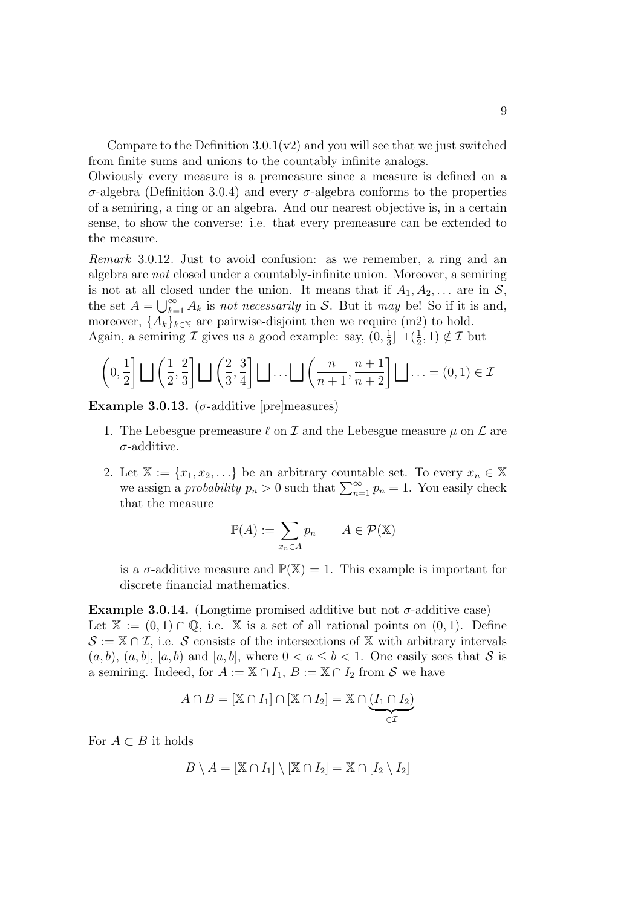Compare to the Definition 3.0.1(v2) and you will see that we just switched from finite sums and unions to the countably infinite analogs.
Obviously every measure is a premeasure since a measure is defined on a $\sigma$-algebra (Definition 3.0.4) and every $\sigma$-algebra conforms to the properties of a semiring, a ring or an algebra. And our nearest objective is, in a certain sense, to show the converse: i.e. that every premeasure can be extended to the measure.

*Remark* 3.0.12. Just to avoid confusion: as we remember, a ring and an algebra are *not* closed under a countably-infinite union. Moreover, a semiring is not at all closed under the union. It means that if $A_1, A_2, \dots$ are in $\mathcal{S}$, the set $A = \bigcup_{k=1}^{\infty} A_k$ is *not necessarily* in $\mathcal{S}$. But it *may* be! So if it is and, moreover, $\{A_k\}_{k\in\mathbb{N}}$ are pairwise-disjoint then we require (m2) to hold.
Again, a semiring $\mathcal{I}$ gives us a good example: say, $(0, \frac{1}{3}] \sqcup (\frac{1}{2}, 1) \notin \mathcal{I}$ but

$$\left(0, \frac{1}{2}\right] \bigsqcup \left(\frac{1}{2}, \frac{2}{3}\right] \bigsqcup \left(\frac{2}{3}, \frac{3}{4}\right] \bigsqcup \dots \bigsqcup \left(\frac{n}{n+1}, \frac{n+1}{n+2}\right] \bigsqcup \dots = (0, 1) \in \mathcal{I}$$

**Example 3.0.13.** ($\sigma$-additive [pre]measures)

1. The Lebesgue premeasure $\ell$ on $\mathcal{I}$ and the Lebesgue measure $\mu$ on $\mathcal{L}$ are $\sigma$-additive.
2. Let $\mathbb{X} := \{x_1, x_2, \dots\}$ be an arbitrary countable set. To every $x_n \in \mathbb{X}$ we assign a *probability* $p_n > 0$ such that $\sum_{n=1}^{\infty} p_n = 1$. You easily check that the measure

$$\mathbb{P}(A) := \sum_{x_n \in A} p_n \qquad A \in \mathcal{P}(\mathbb{X})$$

is a $\sigma$-additive measure and $\mathbb{P}(\mathbb{X}) = 1$. This example is important for discrete financial mathematics.

**Example 3.0.14.** (Longtime promised additive but not $\sigma$-additive case)
Let $\mathbb{X} := (0, 1) \cap \mathbb{Q}$, i.e. $\mathbb{X}$ is a set of all rational points on $(0, 1)$. Define $\mathcal{S} := \mathbb{X} \cap \mathcal{I}$, i.e. $\mathcal{S}$ consists of the intersections of $\mathbb{X}$ with arbitrary intervals $(a, b)$, $(a, b]$, $[a, b)$ and $[a, b]$, where $0 < a \le b < 1$. One easily sees that $\mathcal{S}$ is a semiring. Indeed, for $A := \mathbb{X} \cap I_1$, $B := \mathbb{X} \cap I_2$ from $\mathcal{S}$ we have

$$A \cap B = [\mathbb{X} \cap I_1] \cap [\mathbb{X} \cap I_2] = \mathbb{X} \cap \underbrace{(I_1 \cap I_2)}_{\in \mathcal{I}}$$

For $A \subset B$ it holds

$$B \setminus A = [\mathbb{X} \cap I_1] \setminus [\mathbb{X} \cap I_2] = \mathbb{X} \cap [I_2 \setminus I_2]$$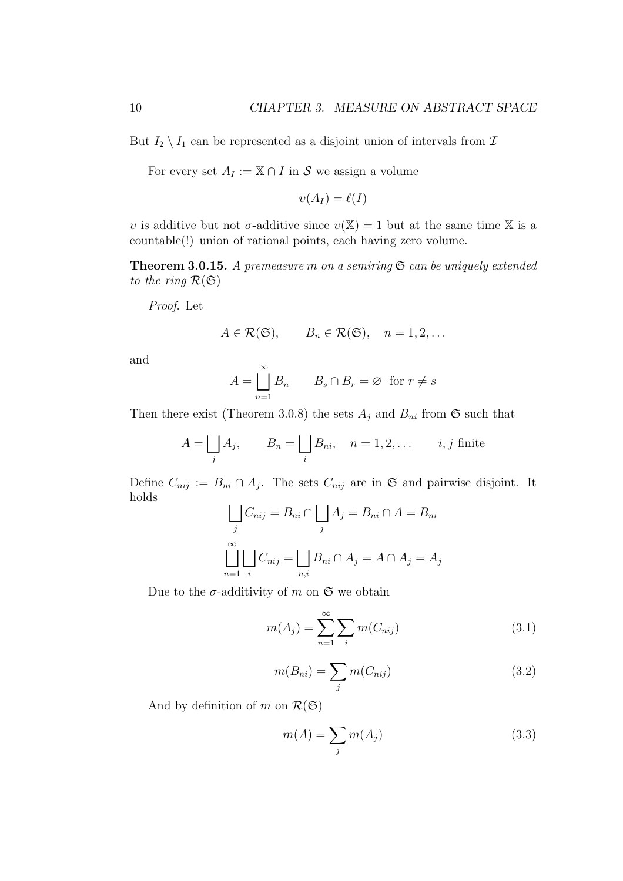But $I_2 \setminus I_1$ can be represented as a disjoint union of intervals from $\mathcal{I}$

For every set $A_I := \mathbb{X} \cap I$ in $\mathcal{S}$ we assign a volume

$$\upsilon(A_I) = \ell(I)$$

$\upsilon$ is additive but not $\sigma$-additive since $\upsilon(\mathbb{X}) = 1$ but at the same time $\mathbb{X}$ is a countable(!) union of rational points, each having zero volume.

**Theorem 3.0.15.** *A premeasure $m$ on a semiring $\mathfrak{S}$ can be uniquely extended to the ring $\mathcal{R}(\mathfrak{S})$*

*Proof.* Let

$$A \in \mathcal{R}(\mathfrak{S}), \qquad B_n \in \mathcal{R}(\mathfrak{S}), \quad n = 1, 2, \ldots$$

and

$$A = \bigsqcup_{n=1}^{\infty} B_n \qquad B_s \cap B_r = \varnothing \text{ for } r \neq s$$

Then there exist (Theorem 3.0.8) the sets $A_j$ and $B_{ni}$ from $\mathfrak{S}$ such that

$$A = \bigsqcup_j A_j, \qquad B_n = \bigsqcup_i B_{ni}, \quad n = 1, 2, \ldots \qquad i, j \text{ finite}$$

Define $C_{nij} := B_{ni} \cap A_j$. The sets $C_{nij}$ are in $\mathfrak{S}$ and pairwise disjoint. It holds

$$\bigsqcup_j C_{nij} = B_{ni} \cap \bigsqcup_j A_j = B_{ni} \cap A = B_{ni}$$

$$\bigsqcup_{n=1}^{\infty} \bigsqcup_i C_{nij} = \bigsqcup_{n,i} B_{ni} \cap A_j = A \cap A_j = A_j$$

Due to the $\sigma$-additivity of $m$ on $\mathfrak{S}$ we obtain

$$m(A_j) = \sum_{n=1}^{\infty} \sum_i m(C_{nij}) \tag{3.1}$$

$$m(B_{ni}) = \sum_j m(C_{nij}) \tag{3.2}$$

And by definition of $m$ on $\mathcal{R}(\mathfrak{S})$

$$m(A) = \sum_j m(A_j) \tag{3.3}$$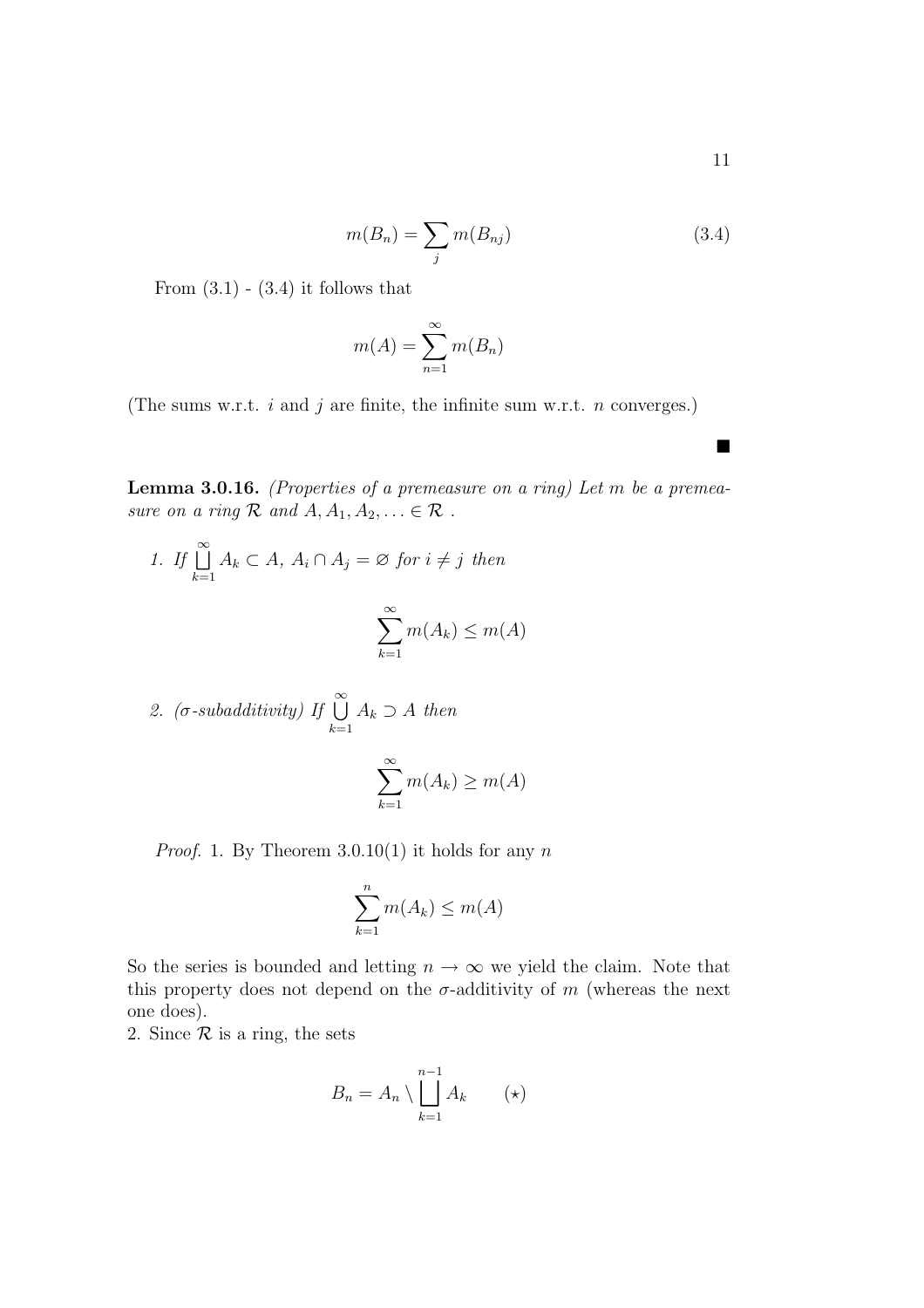$$m(B_n) = \sum_j m(B_{nj}) \tag{3.4}$$

From (3.1) - (3.4) it follows that

$$m(A) = \sum_{n=1}^{\infty} m(B_n)$$

(The sums w.r.t. $i$ and $j$ are finite, the infinite sum w.r.t. $n$ converges.)

■

**Lemma 3.0.16.** *(Properties of a premeasure on a ring) Let $m$ be a premeasure on a ring $\mathcal{R}$ and $A, A_1, A_2, \ldots \in \mathcal{R}$ .*

1. *If $\bigsqcup\limits_{k=1}^{\infty} A_k \subset A$, $A_i \cap A_j = \varnothing$ for $i \neq j$ then*

$$\sum_{k=1}^{\infty} m(A_k) \leq m(A)$$

2. *($\sigma$-subadditivity) If $\bigcup\limits_{k=1}^{\infty} A_k \supset A$ then*

$$\sum_{k=1}^{\infty} m(A_k) \geq m(A)$$

*Proof.* 1. By Theorem 3.0.10(1) it holds for any $n$

$$\sum_{k=1}^{n} m(A_k) \leq m(A)$$

So the series is bounded and letting $n \to \infty$ we yield the claim. Note that this property does not depend on the $\sigma$-additivity of $m$ (whereas the next one does).
2. Since $\mathcal{R}$ is a ring, the sets

$$B_n = A_n \setminus \bigsqcup_{k=1}^{n-1} A_k \qquad (\star)$$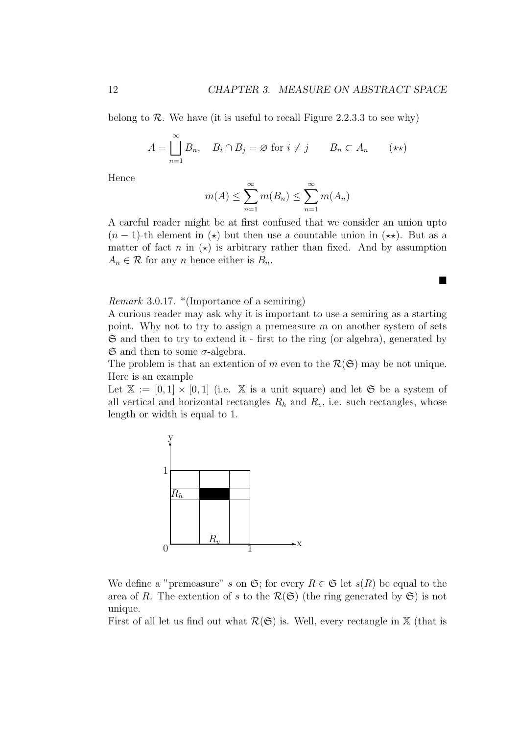belong to $\mathcal{R}$. We have (it is useful to recall Figure 2.2.3.3 to see why)

$$A = \bigsqcup_{n=1}^{\infty} B_n, \quad B_i \cap B_j = \varnothing \text{ for } i \neq j \qquad B_n \subset A_n \qquad (\star\star)$$

Hence

$$m(A) \leq \sum_{n=1}^{\infty} m(B_n) \leq \sum_{n=1}^{\infty} m(A_n)$$

A careful reader might be at first confused that we consider an union upto $(n-1)$-th element in $(\star)$ but then use a countable union in $(\star\star)$. But as a matter of fact $n$ in $(\star)$ is arbitrary rather than fixed. And by assumption $A_n \in \mathcal{R}$ for any $n$ hence either is $B_n$.

■

*Remark* 3.0.17. *(Importance of a semiring)
A curious reader may ask why it is important to use a semiring as a starting point. Why not to try to assign a premeasure $m$ on another system of sets $\mathfrak{S}$ and then to try to extend it - first to the ring (or algebra), generated by $\mathfrak{S}$ and then to some $\sigma$-algebra.
The problem is that an extention of $m$ even to the $\mathcal{R}(\mathfrak{S})$ may be not unique. Here is an example
Let $\mathbb{X} := [0,1] \times [0,1]$ (i.e. $\mathbb{X}$ is a unit square) and let $\mathfrak{S}$ be a system of all vertical and horizontal rectangles $R_h$ and $R_v$, i.e. such rectangles, whose length or width is equal to 1.

We define a "premeasure" $s$ on $\mathfrak{S}$; for every $R \in \mathfrak{S}$ let $s(R)$ be equal to the area of $R$. The extention of $s$ to the $\mathcal{R}(\mathfrak{S})$ (the ring generated by $\mathfrak{S}$) is not unique.
First of all let us find out what $\mathcal{R}(\mathfrak{S})$ is. Well, every rectangle in $\mathbb{X}$ (that is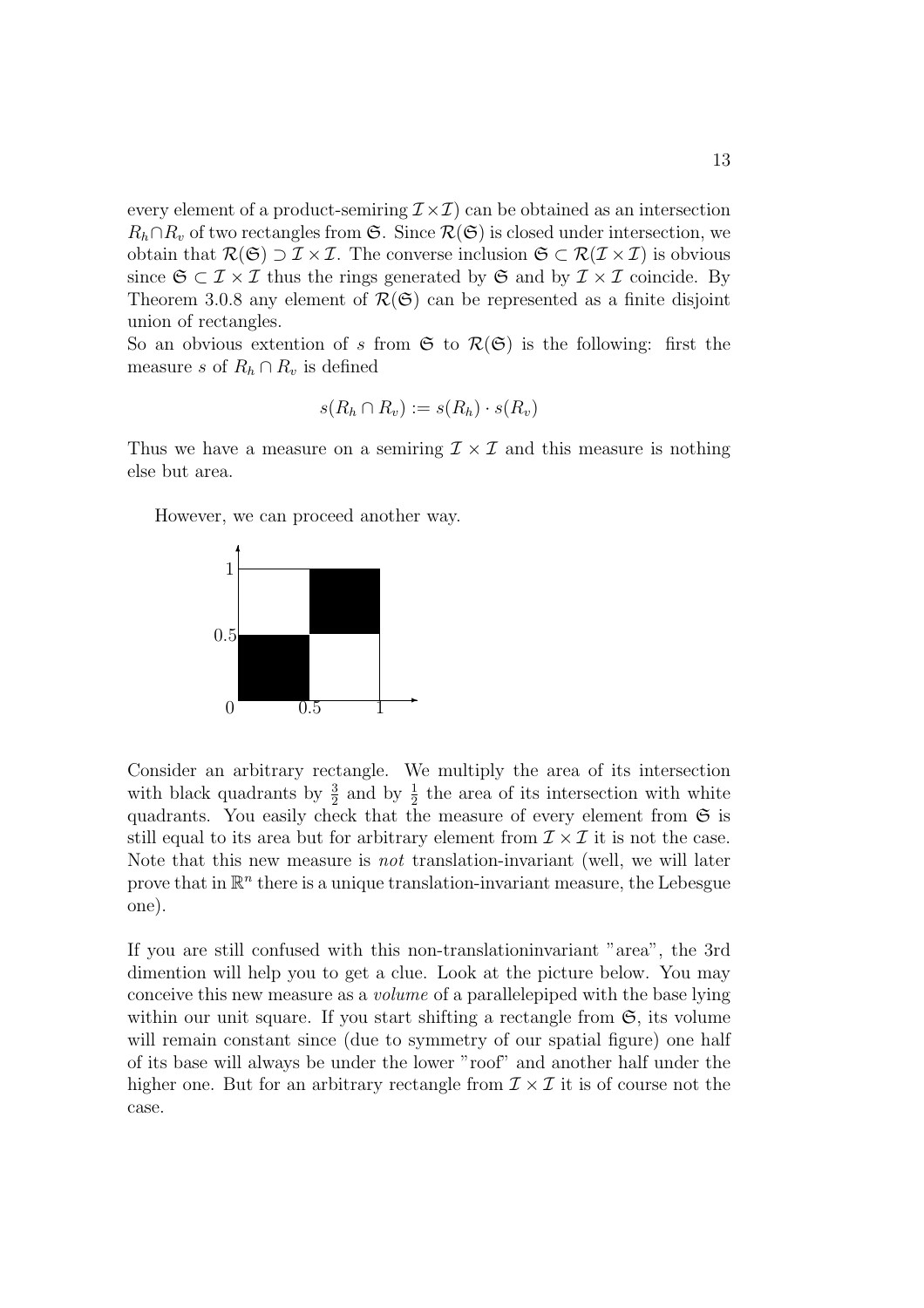every element of a product-semiring $\mathcal{I} \times \mathcal{I}$) can be obtained as an intersection $R_h \cap R_v$ of two rectangles from $\mathfrak{S}$. Since $\mathcal{R}(\mathfrak{S})$ is closed under intersection, we obtain that $\mathcal{R}(\mathfrak{S}) \supset \mathcal{I} \times \mathcal{I}$. The converse inclusion $\mathfrak{S} \subset \mathcal{R}(\mathcal{I} \times \mathcal{I})$ is obvious since $\mathfrak{S} \subset \mathcal{I} \times \mathcal{I}$ thus the rings generated by $\mathfrak{S}$ and by $\mathcal{I} \times \mathcal{I}$ coincide. By Theorem 3.0.8 any element of $\mathcal{R}(\mathfrak{S})$ can be represented as a finite disjoint union of rectangles.
So an obvious extention of $s$ from $\mathfrak{S}$ to $\mathcal{R}(\mathfrak{S})$ is the following: first the measure $s$ of $R_h \cap R_v$ is defined

$$s(R_h \cap R_v) := s(R_h) \cdot s(R_v)$$

Thus we have a measure on a semiring $\mathcal{I} \times \mathcal{I}$ and this measure is nothing else but area.

However, we can proceed another way.

Consider an arbitrary rectangle. We multiply the area of its intersection with black quadrants by $\frac{3}{2}$ and by $\frac{1}{2}$ the area of its intersection with white quadrants. You easily check that the measure of every element from $\mathfrak{S}$ is still equal to its area but for arbitrary element from $\mathcal{I} \times \mathcal{I}$ it is not the case. Note that this new measure is *not* translation-invariant (well, we will later prove that in $\mathbb{R}^n$ there is a unique translation-invariant measure, the Lebesgue one).

If you are still confused with this non-translationinvariant "area", the 3rd dimention will help you to get a clue. Look at the picture below. You may conceive this new measure as a *volume* of a parallelepiped with the base lying within our unit square. If you start shifting a rectangle from $\mathfrak{S}$, its volume will remain constant since (due to symmetry of our spatial figure) one half of its base will always be under the lower "roof" and another half under the higher one. But for an arbitrary rectangle from $\mathcal{I} \times \mathcal{I}$ it is of course not the case.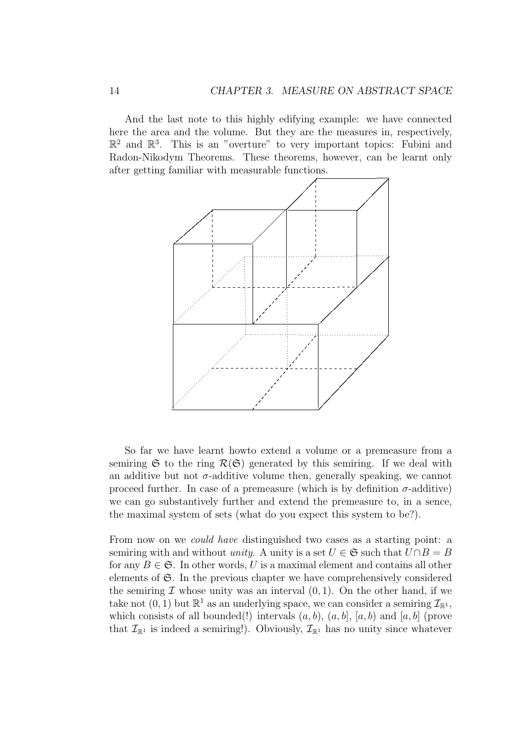And the last note to this highly edifying example: we have connected here the area and the volume. But they are the measures in, respectively, $\mathbb{R}^2$ and $\mathbb{R}^3$. This is an "overture" to very important topics: Fubini and Radon-Nikodym Theorems. These theorems, however, can be learnt only after getting familiar with measurable functions.

So far we have learnt howto extend a volume or a premeasure from a semiring $\mathfrak{S}$ to the ring $\mathcal{R}(\mathfrak{S})$ generated by this semiring. If we deal with an additive but not $\sigma$-additive volume then, generally speaking, we cannot proceed further. In case of a premeasure (which is by definition $\sigma$-additive) we can go substantively further and extend the premeasure to, in a sence, the maximal system of sets (what do you expect this system to be?).

From now on we *could have* distinguished two cases as a starting point: a semiring with and without *unity*. A unity is a set $U \in \mathfrak{S}$ such that $U \cap B = B$ for any $B \in \mathfrak{S}$. In other words, $U$ is a maximal element and contains all other elements of $\mathfrak{S}$. In the previous chapter we have comprehensively considered the semiring $\mathcal{I}$ whose unity was an interval $(0, 1)$. On the other hand, if we take not $(0, 1)$ but $\mathbb{R}^1$ as an underlying space, we can consider a semiring $\mathcal{I}_{\mathbb{R}^1}$, which consists of all bounded(!) intervals $(a, b)$, $(a, b]$, $[a, b)$ and $[a, b]$ (prove that $\mathcal{I}_{\mathbb{R}^1}$ is indeed a semiring!). Obviously, $\mathcal{I}_{\mathbb{R}^1}$ has no unity since whatever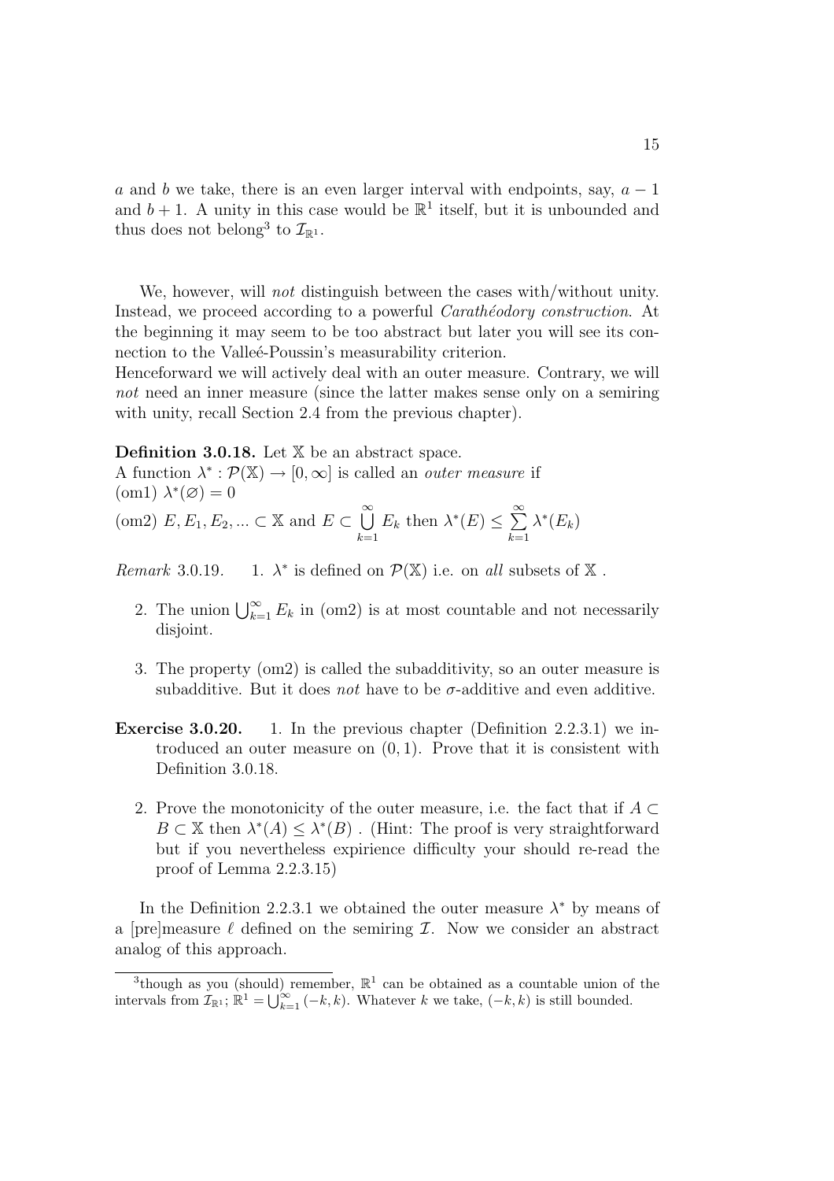$a$ and $b$ we take, there is an even larger interval with endpoints, say, $a-1$ and $b+1$. A unity in this case would be $\mathbb{R}^1$ itself, but it is unbounded and thus does not belong[3] to $\mathcal{I}_{\mathbb{R}^1}$.

We, however, will *not* distinguish between the cases with/without unity. Instead, we proceed according to a powerful *Carathéodory construction*. At the beginning it may seem to be too abstract but later you will see its connection to the Valleé-Poussin's measurability criterion.
Henceforward we will actively deal with an outer measure. Contrary, we will *not* need an inner measure (since the latter makes sense only on a semiring with unity, recall Section 2.4 from the previous chapter).

**Definition 3.0.18.** Let $\mathbb{X}$ be an abstract space.
A function $\lambda^* : \mathcal{P}(\mathbb{X}) \to [0, \infty]$ is called an *outer measure* if
(om1) $\lambda^*(\varnothing) = 0$
(om2) $E, E_1, E_2, ... \subset \mathbb{X}$ and $E \subset \bigcup\limits_{k=1}^{\infty} E_k$ then $\lambda^*(E) \leq \sum\limits_{k=1}^{\infty} \lambda^*(E_k)$

*Remark* 3.0.19.

1. $\lambda^*$ is defined on $\mathcal{P}(\mathbb{X})$ i.e. on *all* subsets of $\mathbb{X}$ .
2. The union $\bigcup_{k=1}^{\infty} E_k$ in (om2) is at most countable and not necessarily disjoint.
3. The property (om2) is called the subadditivity, so an outer measure is subadditive. But it does *not* have to be $\sigma$-additive and even additive.

**Exercise 3.0.20.**

1. In the previous chapter (Definition 2.2.3.1) we introduced an outer measure on $(0, 1)$. Prove that it is consistent with Definition 3.0.18.
2. Prove the monotonicity of the outer measure, i.e. the fact that if $A \subset B \subset \mathbb{X}$ then $\lambda^*(A) \leq \lambda^*(B)$ . (Hint: The proof is very straightforward but if you nevertheless expirience difficulty your should re-read the proof of Lemma 2.2.3.15)

In the Definition 2.2.3.1 we obtained the outer measure $\lambda^*$ by means of a [pre]measure $\ell$ defined on the semiring $\mathcal{I}$. Now we consider an abstract analog of this approach.

[3] though as you (should) remember, $\mathbb{R}^1$ can be obtained as a countable union of the intervals from $\mathcal{I}_{\mathbb{R}^1}$; $\mathbb{R}^1 = \bigcup_{k=1}^{\infty}(-k, k)$. Whatever $k$ we take, $(-k, k)$ is still bounded.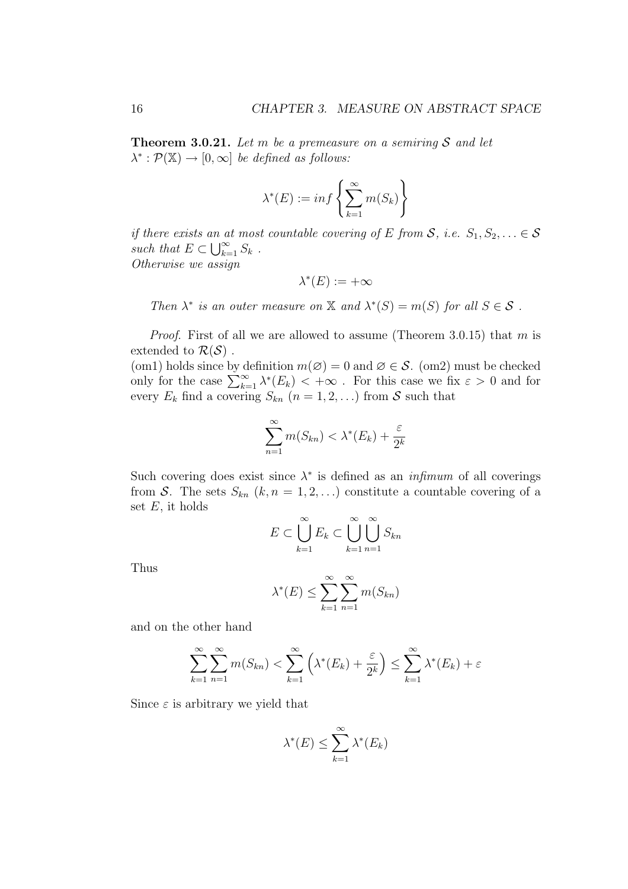**Theorem 3.0.21.** *Let $m$ be a premeasure on a semiring $\mathcal{S}$ and let $\lambda^* : \mathcal{P}(\mathbb{X}) \to [0, \infty]$ be defined as follows:*

$$\lambda^*(E) := inf \left\{ \sum_{k=1}^{\infty} m(S_k) \right\}$$

*if there exists an at most countable covering of $E$ from $\mathcal{S}$, i.e. $S_1, S_2, \ldots \in \mathcal{S}$ such that $E \subset \bigcup_{k=1}^{\infty} S_k$ .*
*Otherwise we assign*

$$\lambda^*(E) := +\infty$$

*Then $\lambda^*$ is an outer measure on $\mathbb{X}$ and $\lambda^*(S) = m(S)$ for all $S \in \mathcal{S}$ .*

*Proof.* First of all we are allowed to assume (Theorem 3.0.15) that $m$ is extended to $\mathcal{R}(\mathcal{S})$ .
(om1) holds since by definition $m(\varnothing) = 0$ and $\varnothing \in \mathcal{S}$. (om2) must be checked only for the case $\sum_{k=1}^{\infty} \lambda^*(E_k) < +\infty$ . For this case we fix $\varepsilon > 0$ and for every $E_k$ find a covering $S_{kn}$ $(n = 1, 2, \ldots)$ from $\mathcal{S}$ such that

$$\sum_{n=1}^{\infty} m(S_{kn}) < \lambda^*(E_k) + \frac{\varepsilon}{2^k}$$

Such covering does exist since $\lambda^*$ is defined as an *infimum* of all coverings from $\mathcal{S}$. The sets $S_{kn}$ $(k, n = 1, 2, \ldots)$ constitute a countable covering of a set $E$, it holds

$$E \subset \bigcup_{k=1}^{\infty} E_k \subset \bigcup_{k=1}^{\infty} \bigcup_{n=1}^{\infty} S_{kn}$$

Thus

$$\lambda^*(E) \leq \sum_{k=1}^{\infty} \sum_{n=1}^{\infty} m(S_{kn})$$

and on the other hand

$$\sum_{k=1}^{\infty} \sum_{n=1}^{\infty} m(S_{kn}) < \sum_{k=1}^{\infty} \left( \lambda^*(E_k) + \frac{\varepsilon}{2^k} \right) \leq \sum_{k=1}^{\infty} \lambda^*(E_k) + \varepsilon$$

Since $\varepsilon$ is arbitrary we yield that

$$\lambda^*(E) \leq \sum_{k=1}^{\infty} \lambda^*(E_k)$$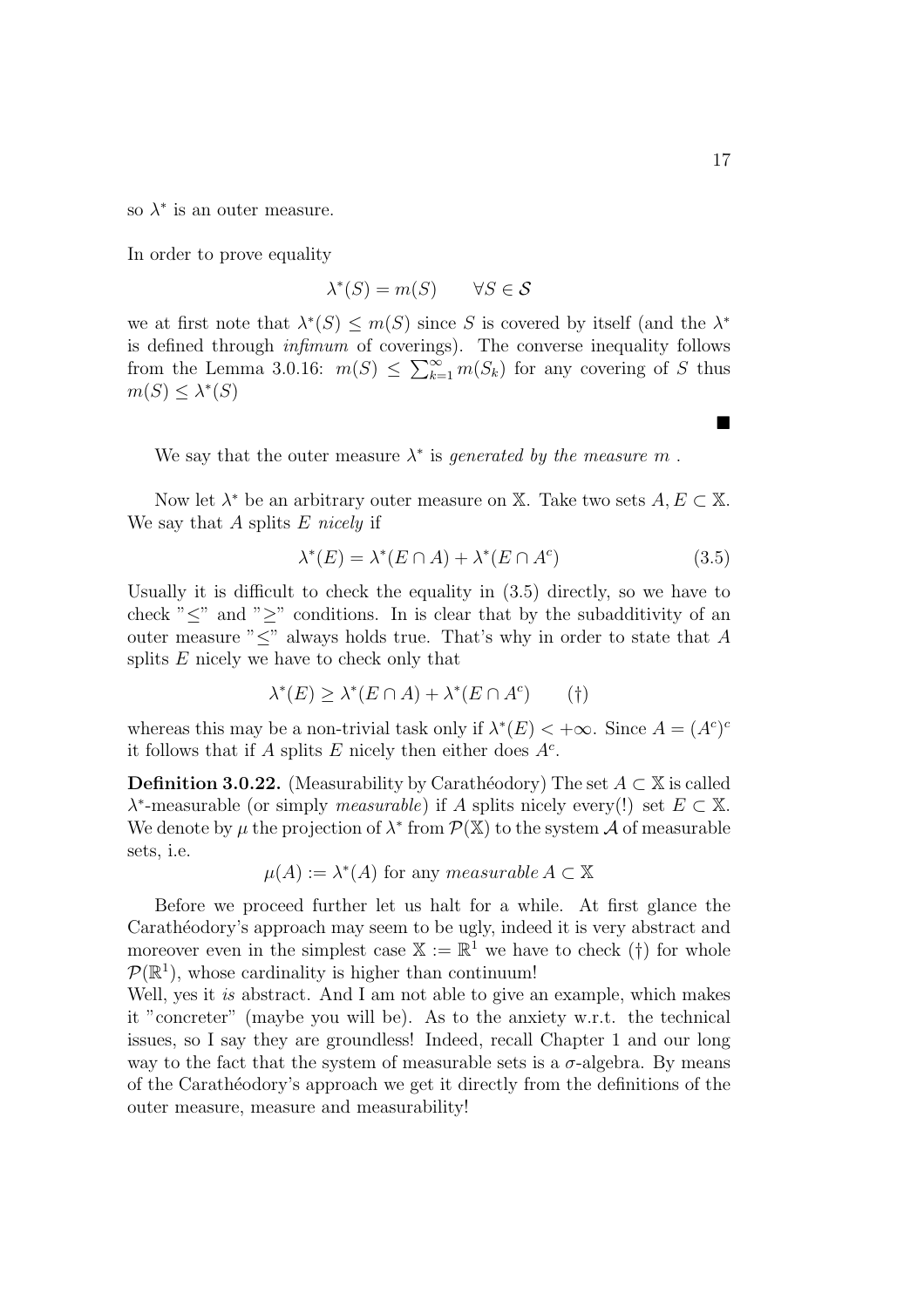so $\lambda^*$ is an outer measure.

In order to prove equality

$$\lambda^*(S) = m(S) \qquad \forall S \in \mathcal{S}$$

we at first note that $\lambda^*(S) \leq m(S)$ since $S$ is covered by itself (and the $\lambda^*$ is defined through *infimum* of coverings). The converse inequality follows from the Lemma 3.0.16: $m(S) \leq \sum_{k=1}^{\infty} m(S_k)$ for any covering of $S$ thus $m(S) \leq \lambda^*(S)$

■

We say that the outer measure $\lambda^*$ is *generated by the measure $m$* .

Now let $\lambda^*$ be an arbitrary outer measure on $\mathbb{X}$. Take two sets $A, E \subset \mathbb{X}$. We say that $A$ splits $E$ *nicely* if

$$\lambda^*(E) = \lambda^*(E \cap A) + \lambda^*(E \cap A^c) \tag{3.5}$$

Usually it is difficult to check the equality in (3.5) directly, so we have to check "$\leq$" and "$\geq$" conditions. In is clear that by the subadditivity of an outer measure "$\leq$" always holds true. That's why in order to state that $A$ splits $E$ nicely we have to check only that

$$\lambda^*(E) \geq \lambda^*(E \cap A) + \lambda^*(E \cap A^c) \qquad (\dagger)$$

whereas this may be a non-trivial task only if $\lambda^*(E) < +\infty$. Since $A = (A^c)^c$ it follows that if $A$ splits $E$ nicely then either does $A^c$.

**Definition 3.0.22.** (Measurability by Carathéodory) The set $A \subset \mathbb{X}$ is called $\lambda^*$-measurable (or simply *measurable*) if $A$ splits nicely every(!) set $E \subset \mathbb{X}$. We denote by $\mu$ the projection of $\lambda^*$ from $\mathcal{P}(\mathbb{X})$ to the system $\mathcal{A}$ of measurable sets, i.e.

$$\mu(A) := \lambda^*(A) \text{ for any } measurable\ A \subset \mathbb{X}$$

Before we proceed further let us halt for a while. At first glance the Carathéodory's approach may seem to be ugly, indeed it is very abstract and moreover even in the simplest case $\mathbb{X} := \mathbb{R}^1$ we have to check ($\dagger$) for whole $\mathcal{P}(\mathbb{R}^1)$, whose cardinality is higher than continuum!

Well, yes it *is* abstract. And I am not able to give an example, which makes it "concreter" (maybe you will be). As to the anxiety w.r.t. the technical issues, so I say they are groundless! Indeed, recall Chapter 1 and our long way to the fact that the system of measurable sets is a $\sigma$-algebra. By means of the Carathéodory's approach we get it directly from the definitions of the outer measure, measure and measurability!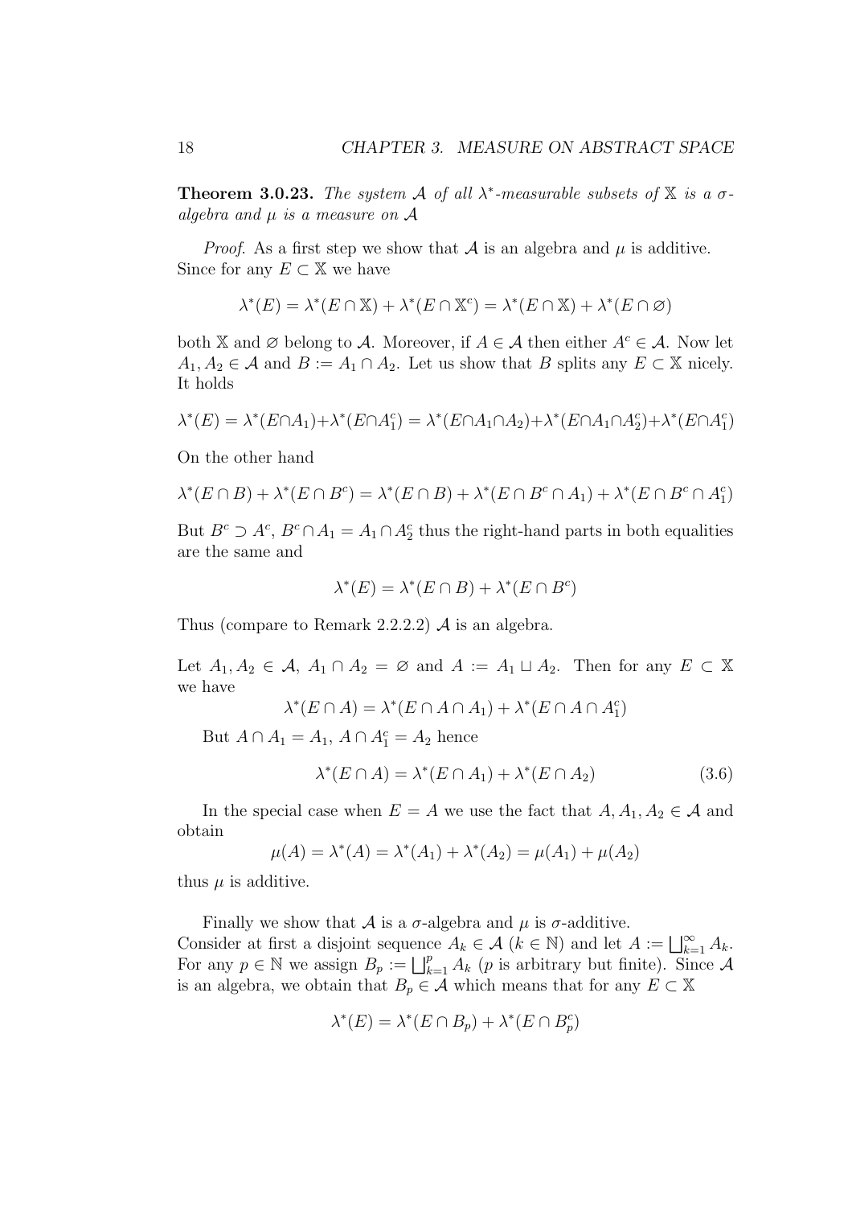**Theorem 3.0.23.** *The system $\mathcal{A}$ of all $\lambda^*$-measurable subsets of $\mathbb{X}$ is a $\sigma$-algebra and $\mu$ is a measure on $\mathcal{A}$*

*Proof.* As a first step we show that $\mathcal{A}$ is an algebra and $\mu$ is additive. Since for any $E \subset \mathbb{X}$ we have

$$\lambda^*(E) = \lambda^*(E \cap \mathbb{X}) + \lambda^*(E \cap \mathbb{X}^c) = \lambda^*(E \cap \mathbb{X}) + \lambda^*(E \cap \varnothing)$$

both $\mathbb{X}$ and $\varnothing$ belong to $\mathcal{A}$. Moreover, if $A \in \mathcal{A}$ then either $A^c \in \mathcal{A}$. Now let $A_1, A_2 \in \mathcal{A}$ and $B := A_1 \cap A_2$. Let us show that $B$ splits any $E \subset \mathbb{X}$ nicely. It holds

$$\lambda^*(E) = \lambda^*(E \cap A_1) + \lambda^*(E \cap A_1^c) = \lambda^*(E \cap A_1 \cap A_2) + \lambda^*(E \cap A_1 \cap A_2^c) + \lambda^*(E \cap A_1^c)$$

On the other hand

$$\lambda^*(E \cap B) + \lambda^*(E \cap B^c) = \lambda^*(E \cap B) + \lambda^*(E \cap B^c \cap A_1) + \lambda^*(E \cap B^c \cap A_1^c)$$

But $B^c \supset A^c$, $B^c \cap A_1 = A_1 \cap A_2^c$ thus the right-hand parts in both equalities are the same and

$$\lambda^*(E) = \lambda^*(E \cap B) + \lambda^*(E \cap B^c)$$

Thus (compare to Remark 2.2.2.2) $\mathcal{A}$ is an algebra.

Let $A_1, A_2 \in \mathcal{A}$, $A_1 \cap A_2 = \varnothing$ and $A := A_1 \sqcup A_2$. Then for any $E \subset \mathbb{X}$ we have

$$\lambda^*(E \cap A) = \lambda^*(E \cap A \cap A_1) + \lambda^*(E \cap A \cap A_1^c)$$

But $A \cap A_1 = A_1$, $A \cap A_1^c = A_2$ hence

$$\lambda^*(E \cap A) = \lambda^*(E \cap A_1) + \lambda^*(E \cap A_2) \tag{3.6}$$

In the special case when $E = A$ we use the fact that $A, A_1, A_2 \in \mathcal{A}$ and obtain

$$\mu(A) = \lambda^*(A) = \lambda^*(A_1) + \lambda^*(A_2) = \mu(A_1) + \mu(A_2)$$

thus $\mu$ is additive.

Finally we show that $\mathcal{A}$ is a $\sigma$-algebra and $\mu$ is $\sigma$-additive. Consider at first a disjoint sequence $A_k \in \mathcal{A}$ ($k \in \mathbb{N}$) and let $A := \bigsqcup_{k=1}^{\infty} A_k$. For any $p \in \mathbb{N}$ we assign $B_p := \bigsqcup_{k=1}^{p} A_k$ ($p$ is arbitrary but finite). Since $\mathcal{A}$ is an algebra, we obtain that $B_p \in \mathcal{A}$ which means that for any $E \subset \mathbb{X}$

$$\lambda^*(E) = \lambda^*(E \cap B_p) + \lambda^*(E \cap B_p^c)$$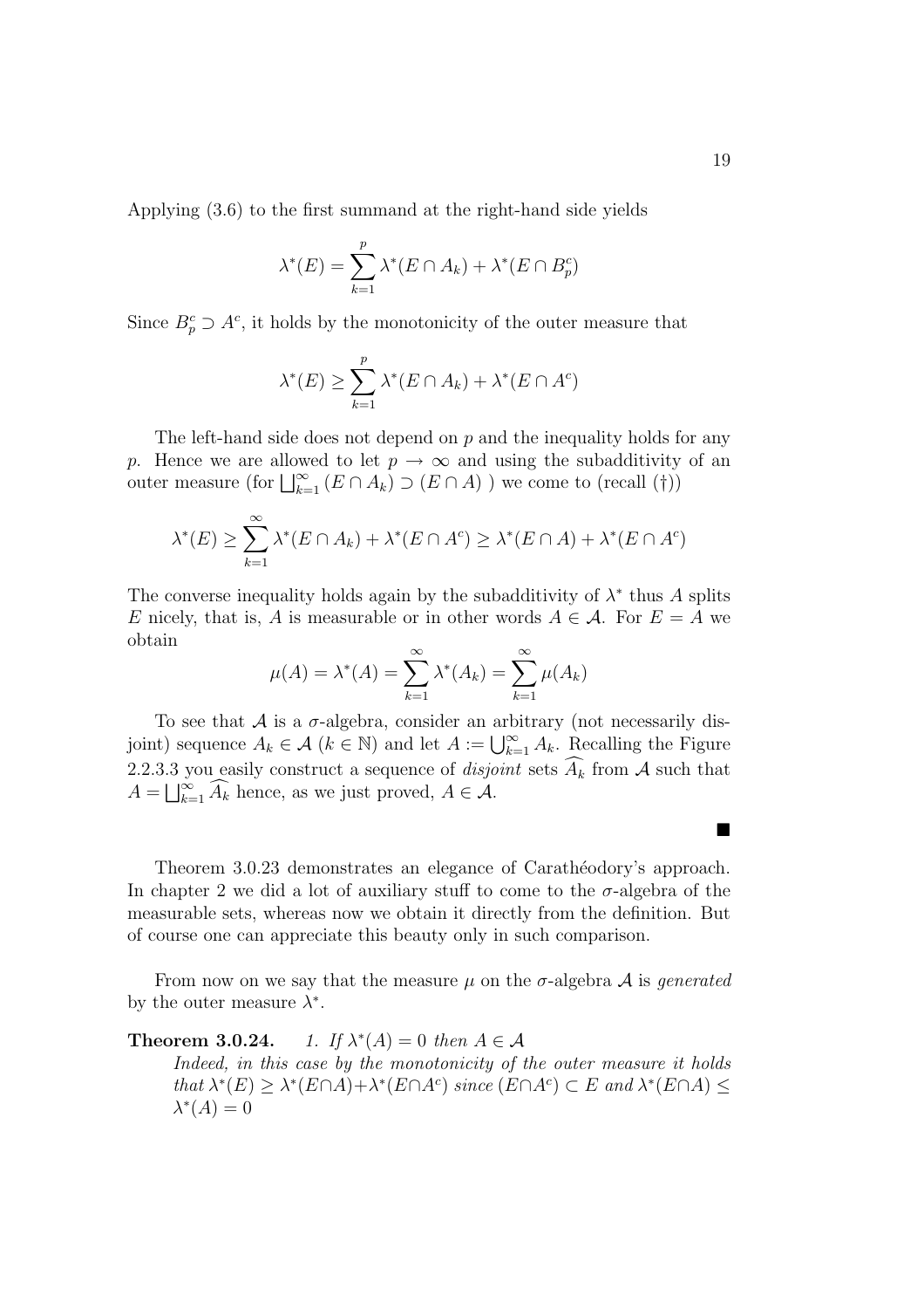Applying (3.6) to the first summand at the right-hand side yields

$$\lambda^*(E) = \sum_{k=1}^{p} \lambda^*(E \cap A_k) + \lambda^*(E \cap B_p^c)$$

Since $B_p^c \supset A^c$, it holds by the monotonicity of the outer measure that

$$\lambda^*(E) \geq \sum_{k=1}^{p} \lambda^*(E \cap A_k) + \lambda^*(E \cap A^c)$$

The left-hand side does not depend on $p$ and the inequality holds for any $p$. Hence we are allowed to let $p \to \infty$ and using the subadditivity of an outer measure (for $\bigsqcup_{k=1}^{\infty} (E \cap A_k) \supset (E \cap A)$ ) we come to (recall (†))

$$\lambda^*(E) \geq \sum_{k=1}^{\infty} \lambda^*(E \cap A_k) + \lambda^*(E \cap A^c) \geq \lambda^*(E \cap A) + \lambda^*(E \cap A^c)$$

The converse inequality holds again by the subadditivity of $\lambda^*$ thus $A$ splits $E$ nicely, that is, $A$ is measurable or in other words $A \in \mathcal{A}$. For $E = A$ we obtain

$$\mu(A) = \lambda^*(A) = \sum_{k=1}^{\infty} \lambda^*(A_k) = \sum_{k=1}^{\infty} \mu(A_k)$$

To see that $\mathcal{A}$ is a $\sigma$-algebra, consider an arbitrary (not necessarily disjoint) sequence $A_k \in \mathcal{A}$ ($k \in \mathbb{N}$) and let $A := \bigcup_{k=1}^{\infty} A_k$. Recalling the Figure 2.2.3.3 you easily construct a sequence of *disjoint* sets $\widehat{A_k}$ from $\mathcal{A}$ such that $A = \bigsqcup_{k=1}^{\infty} \widehat{A_k}$ hence, as we just proved, $A \in \mathcal{A}$.

■

Theorem 3.0.23 demonstrates an elegance of Carathéodory's approach. In chapter 2 we did a lot of auxiliary stuff to come to the $\sigma$-algebra of the measurable sets, whereas now we obtain it directly from the definition. But of course one can appreciate this beauty only in such comparison.

From now on we say that the measure $\mu$ on the $\sigma$-algebra $\mathcal{A}$ is *generated* by the outer measure $\lambda^*$.

**Theorem 3.0.24.** *1. If $\lambda^*(A) = 0$ then $A \in \mathcal{A}$*

*Indeed, in this case by the monotonicity of the outer measure it holds that $\lambda^*(E) \geq \lambda^*(E \cap A) + \lambda^*(E \cap A^c)$ since $(E \cap A^c) \subset E$ and $\lambda^*(E \cap A) \leq \lambda^*(A) = 0$*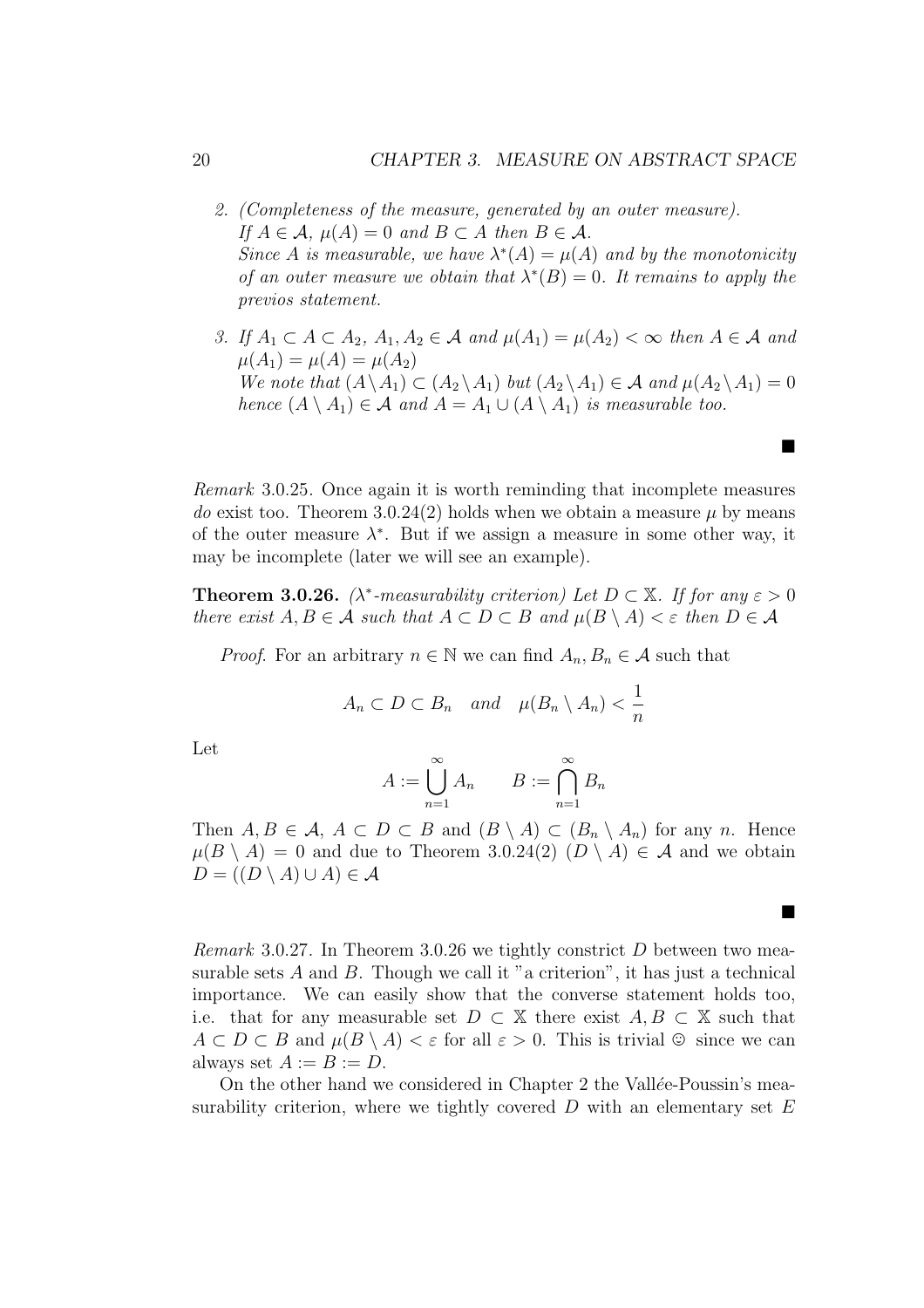2. *(Completeness of the measure, generated by an outer measure).*
   *If $A \in \mathcal{A}$, $\mu(A) = 0$ and $B \subset A$ then $B \in \mathcal{A}$.*
   *Since $A$ is measurable, we have $\lambda^*(A) = \mu(A)$ and by the monotonicity of an outer measure we obtain that $\lambda^*(B) = 0$. It remains to apply the previos statement.*

3. *If $A_1 \subset A \subset A_2$, $A_1, A_2 \in \mathcal{A}$ and $\mu(A_1) = \mu(A_2) < \infty$ then $A \in \mathcal{A}$ and $\mu(A_1) = \mu(A) = \mu(A_2)$*
   *We note that $(A \setminus A_1) \subset (A_2 \setminus A_1)$ but $(A_2 \setminus A_1) \in \mathcal{A}$ and $\mu(A_2 \setminus A_1) = 0$ hence $(A \setminus A_1) \in \mathcal{A}$ and $A = A_1 \cup (A \setminus A_1)$ is measurable too.*

■

*Remark* 3.0.25. Once again it is worth reminding that incomplete measures *do* exist too. Theorem 3.0.24(2) holds when we obtain a measure $\mu$ by means of the outer measure $\lambda^*$. But if we assign a measure in some other way, it may be incomplete (later we will see an example).

**Theorem 3.0.26.** *($\lambda^*$-measurability criterion) Let $D \subset \mathbb{X}$. If for any $\varepsilon > 0$ there exist $A, B \in \mathcal{A}$ such that $A \subset D \subset B$ and $\mu(B \setminus A) < \varepsilon$ then $D \in \mathcal{A}$*

*Proof.* For an arbitrary $n \in \mathbb{N}$ we can find $A_n, B_n \in \mathcal{A}$ such that

$$A_n \subset D \subset B_n \quad and \quad \mu(B_n \setminus A_n) < \frac{1}{n}$$

Let

$$A := \bigcup_{n=1}^{\infty} A_n \qquad B := \bigcap_{n=1}^{\infty} B_n$$

Then $A, B \in \mathcal{A}$, $A \subset D \subset B$ and $(B \setminus A) \subset (B_n \setminus A_n)$ for any $n$. Hence $\mu(B \setminus A) = 0$ and due to Theorem 3.0.24(2) $(D \setminus A) \in \mathcal{A}$ and we obtain $D = ((D \setminus A) \cup A) \in \mathcal{A}$

■

*Remark* 3.0.27. In Theorem 3.0.26 we tightly constrict $D$ between two measurable sets $A$ and $B$. Though we call it "a criterion", it has just a technical importance. We can easily show that the converse statement holds too, i.e. that for any measurable set $D \subset \mathbb{X}$ there exist $A, B \subset \mathbb{X}$ such that $A \subset D \subset B$ and $\mu(B \setminus A) < \varepsilon$ for all $\varepsilon > 0$. This is trivial ☺ since we can always set $A := B := D$.

On the other hand we considered in Chapter 2 the Vallée-Poussin's measurability criterion, where we tightly covered $D$ with an elementary set $E$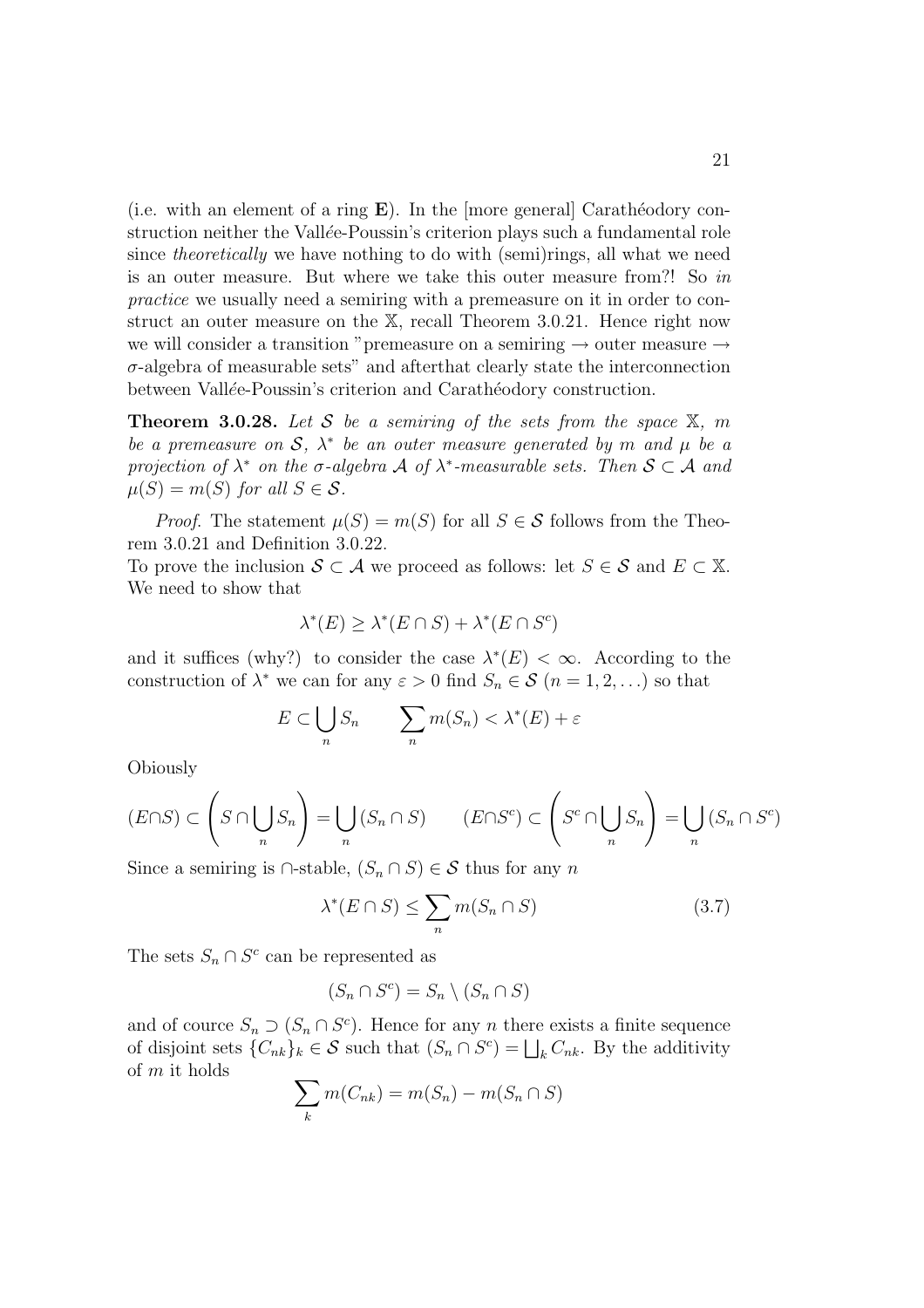(i.e. with an element of a ring $\mathbf{E}$). In the [more general] Carathéodory construction neither the Vallée-Poussin's criterion plays such a fundamental role since *theoretically* we have nothing to do with (semi)rings, all what we need is an outer measure. But where we take this outer measure from?! So *in practice* we usually need a semiring with a premeasure on it in order to construct an outer measure on the $\mathbb{X}$, recall Theorem 3.0.21. Hence right now we will consider a transition "premeasure on a semiring $\to$ outer measure $\to$ $\sigma$-algebra of measurable sets" and afterthat clearly state the interconnection between Vallée-Poussin's criterion and Carathéodory construction.

**Theorem 3.0.28.** *Let $\mathcal{S}$ be a semiring of the sets from the space $\mathbb{X}$, $m$ be a premeasure on $\mathcal{S}$, $\lambda^*$ be an outer measure generated by $m$ and $\mu$ be a projection of $\lambda^*$ on the $\sigma$-algebra $\mathcal{A}$ of $\lambda^*$-measurable sets. Then $\mathcal{S} \subset \mathcal{A}$ and $\mu(S) = m(S)$ for all $S \in \mathcal{S}$.*

*Proof.* The statement $\mu(S) = m(S)$ for all $S \in \mathcal{S}$ follows from the Theorem 3.0.21 and Definition 3.0.22.
To prove the inclusion $\mathcal{S} \subset \mathcal{A}$ we proceed as follows: let $S \in \mathcal{S}$ and $E \subset \mathbb{X}$. We need to show that

$$\lambda^*(E) \geq \lambda^*(E \cap S) + \lambda^*(E \cap S^c)$$

and it suffices (why?) to consider the case $\lambda^*(E) < \infty$. According to the construction of $\lambda^*$ we can for any $\varepsilon > 0$ find $S_n \in \mathcal{S}$ $(n = 1, 2, \ldots)$ so that

$$E \subset \bigcup_n S_n \qquad \sum_n m(S_n) < \lambda^*(E) + \varepsilon$$

Obiously

$$(E \cap S) \subset \left( S \cap \bigcup_n S_n \right) = \bigcup_n (S_n \cap S) \qquad (E \cap S^c) \subset \left( S^c \cap \bigcup_n S_n \right) = \bigcup_n (S_n \cap S^c)$$

Since a semiring is $\cap$-stable, $(S_n \cap S) \in \mathcal{S}$ thus for any $n$

$$\lambda^*(E \cap S) \leq \sum_n m(S_n \cap S) \tag{3.7}$$

The sets $S_n \cap S^c$ can be represented as

$$(S_n \cap S^c) = S_n \setminus (S_n \cap S)$$

and of cource $S_n \supset (S_n \cap S^c)$. Hence for any $n$ there exists a finite sequence of disjoint sets $\{C_{nk}\}_k \in \mathcal{S}$ such that $(S_n \cap S^c) = \bigsqcup_k C_{nk}$. By the additivity of $m$ it holds

$$\sum_k m(C_{nk}) = m(S_n) - m(S_n \cap S)$$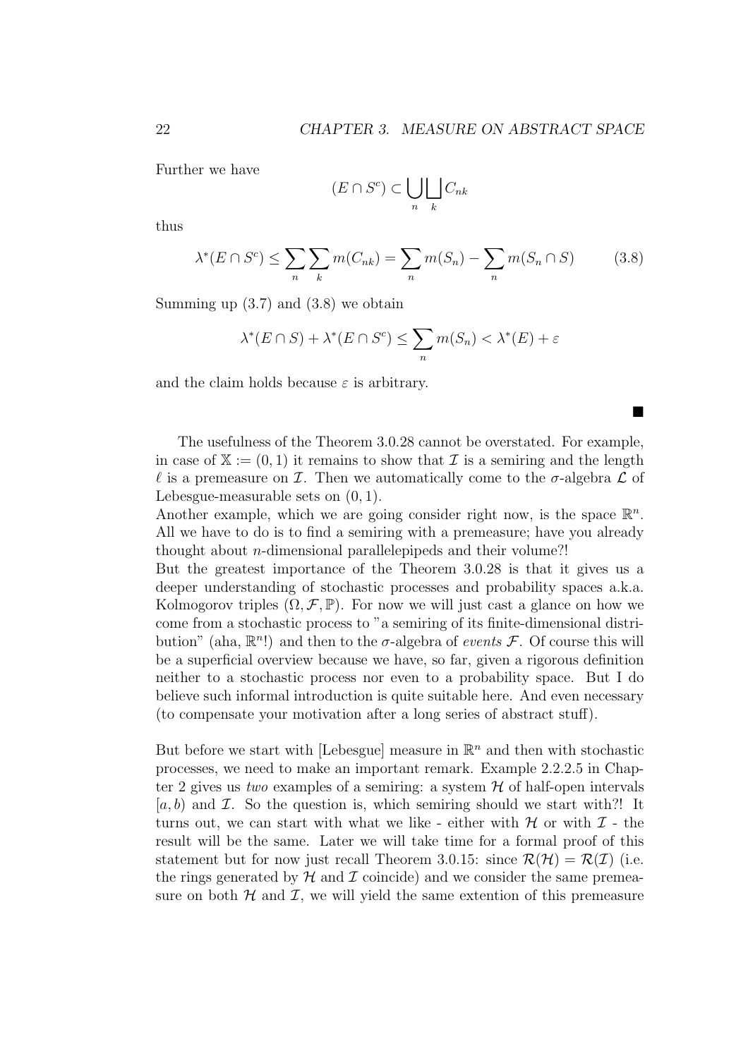Further we have

$$(E \cap S^c) \subset \bigcup_n \bigsqcup_k C_{nk}$$

thus

$$\lambda^*(E \cap S^c) \leq \sum_n \sum_k m(C_{nk}) = \sum_n m(S_n) - \sum_n m(S_n \cap S) \tag{3.8}$$

Summing up (3.7) and (3.8) we obtain

$$\lambda^*(E \cap S) + \lambda^*(E \cap S^c) \leq \sum_n m(S_n) < \lambda^*(E) + \varepsilon$$

and the claim holds because $\varepsilon$ is arbitrary.

∎

The usefulness of the Theorem 3.0.28 cannot be overstated. For example, in case of $\mathbb{X} := (0, 1)$ it remains to show that $\mathcal{I}$ is a semiring and the length $\ell$ is a premeasure on $\mathcal{I}$. Then we automatically come to the $\sigma$-algebra $\mathcal{L}$ of Lebesgue-measurable sets on $(0, 1)$.
Another example, which we are going consider right now, is the space $\mathbb{R}^n$. All we have to do is to find a semiring with a premeasure; have you already thought about $n$-dimensional parallelepipeds and their volume?!
But the greatest importance of the Theorem 3.0.28 is that it gives us a deeper understanding of stochastic processes and probability spaces a.k.a. Kolmogorov triples $(\Omega, \mathcal{F}, \mathbb{P})$. For now we will just cast a glance on how we come from a stochastic process to "a semiring of its finite-dimensional distribution" (aha, $\mathbb{R}^n$!) and then to the $\sigma$-algebra of *events* $\mathcal{F}$. Of course this will be a superficial overview because we have, so far, given a rigorous definition neither to a stochastic process nor even to a probability space. But I do believe such informal introduction is quite suitable here. And even necessary (to compensate your motivation after a long series of abstract stuff).

But before we start with [Lebesgue] measure in $\mathbb{R}^n$ and then with stochastic processes, we need to make an important remark. Example 2.2.2.5 in Chapter 2 gives us *two* examples of a semiring: a system $\mathcal{H}$ of half-open intervals $[a, b)$ and $\mathcal{I}$. So the question is, which semiring should we start with?! It turns out, we can start with what we like - either with $\mathcal{H}$ or with $\mathcal{I}$ - the result will be the same. Later we will take time for a formal proof of this statement but for now just recall Theorem 3.0.15: since $\mathcal{R}(\mathcal{H}) = \mathcal{R}(\mathcal{I})$ (i.e. the rings generated by $\mathcal{H}$ and $\mathcal{I}$ coincide) and we consider the same premeasure on both $\mathcal{H}$ and $\mathcal{I}$, we will yield the same extention of this premeasure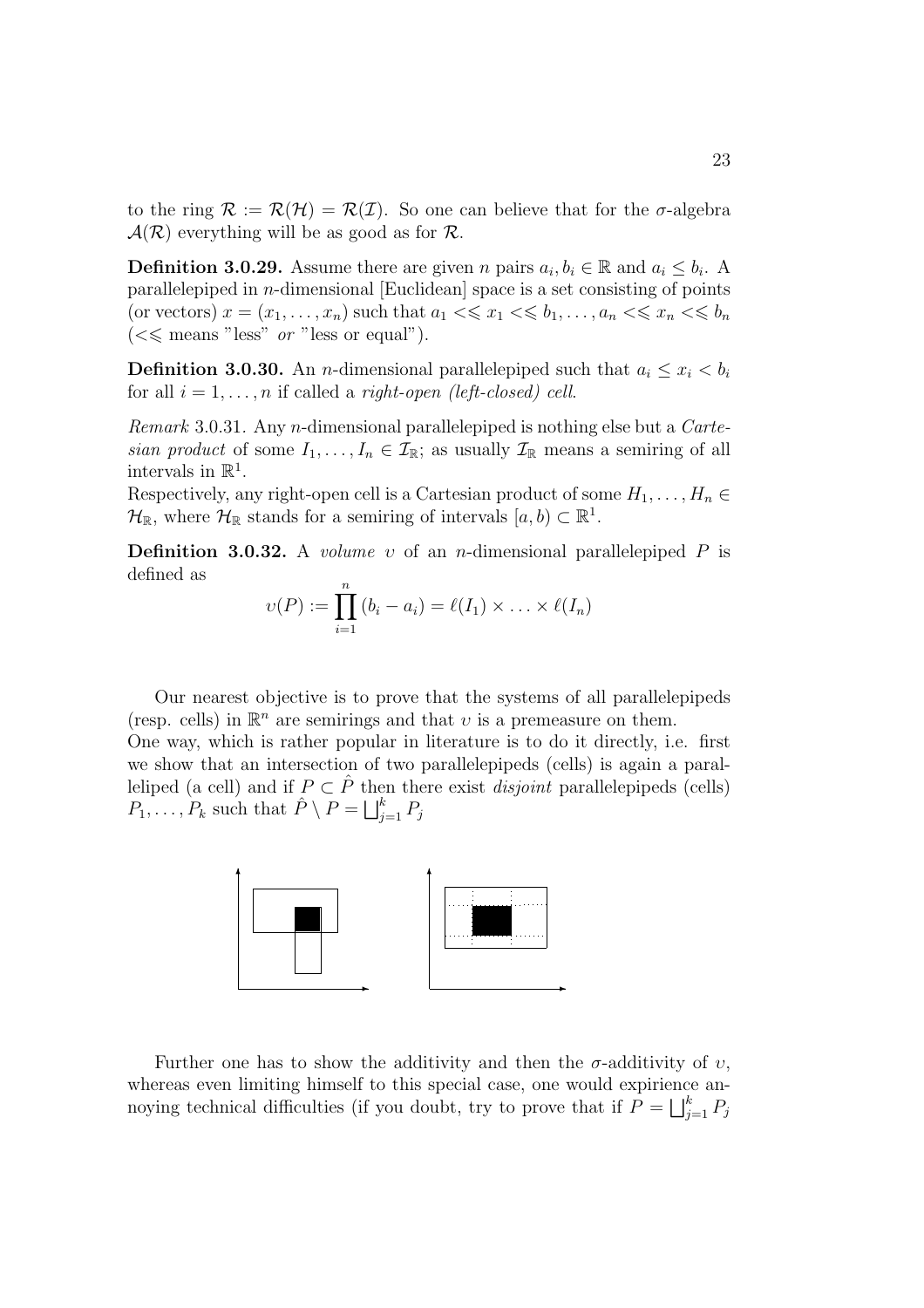to the ring $\mathcal{R} := \mathcal{R}(\mathcal{H}) = \mathcal{R}(\mathcal{I})$. So one can believe that for the $\sigma$-algebra $\mathcal{A}(\mathcal{R})$ everything will be as good as for $\mathcal{R}$.

**Definition 3.0.29.** Assume there are given $n$ pairs $a_i, b_i \in \mathbb{R}$ and $a_i \leq b_i$. A parallelepiped in $n$-dimensional [Euclidean] space is a set consisting of points (or vectors) $x = (x_1, \ldots, x_n)$ such that $a_1 <\leqslant x_1 <\leqslant b_1, \ldots, a_n <\leqslant x_n <\leqslant b_n$ ($<\leqslant$ means "less" *or* "less or equal").

**Definition 3.0.30.** An $n$-dimensional parallelepiped such that $a_i \leq x_i < b_i$ for all $i = 1, \ldots, n$ if called a *right-open (left-closed) cell*.

*Remark* 3.0.31. Any $n$-dimensional parallelepiped is nothing else but a *Cartesian product* of some $I_1, \ldots, I_n \in \mathcal{I}_{\mathbb{R}}$; as usually $\mathcal{I}_{\mathbb{R}}$ means a semiring of all intervals in $\mathbb{R}^1$.
Respectively, any right-open cell is a Cartesian product of some $H_1, \ldots, H_n \in \mathcal{H}_{\mathbb{R}}$, where $\mathcal{H}_{\mathbb{R}}$ stands for a semiring of intervals $[a, b) \subset \mathbb{R}^1$.

**Definition 3.0.32.** A *volume* $\upsilon$ of an $n$-dimensional parallelepiped $P$ is defined as

$$\upsilon(P) := \prod_{i=1}^{n} (b_i - a_i) = \ell(I_1) \times \ldots \times \ell(I_n)$$

Our nearest objective is to prove that the systems of all parallelepipeds (resp. cells) in $\mathbb{R}^n$ are semirings and that $\upsilon$ is a premeasure on them.
One way, which is rather popular in literature is to do it directly, i.e. first we show that an intersection of two parallelepipeds (cells) is again a paralleliped (a cell) and if $P \subset \hat{P}$ then there exist *disjoint* parallelepipeds (cells) $P_1, \ldots, P_k$ such that $\hat{P} \setminus P = \bigsqcup_{j=1}^{k} P_j$

Further one has to show the additivity and then the $\sigma$-additivity of $\upsilon$, whereas even limiting himself to this special case, one would expirience annoying technical difficulties (if you doubt, try to prove that if $P = \bigsqcup_{j=1}^{k} P_j$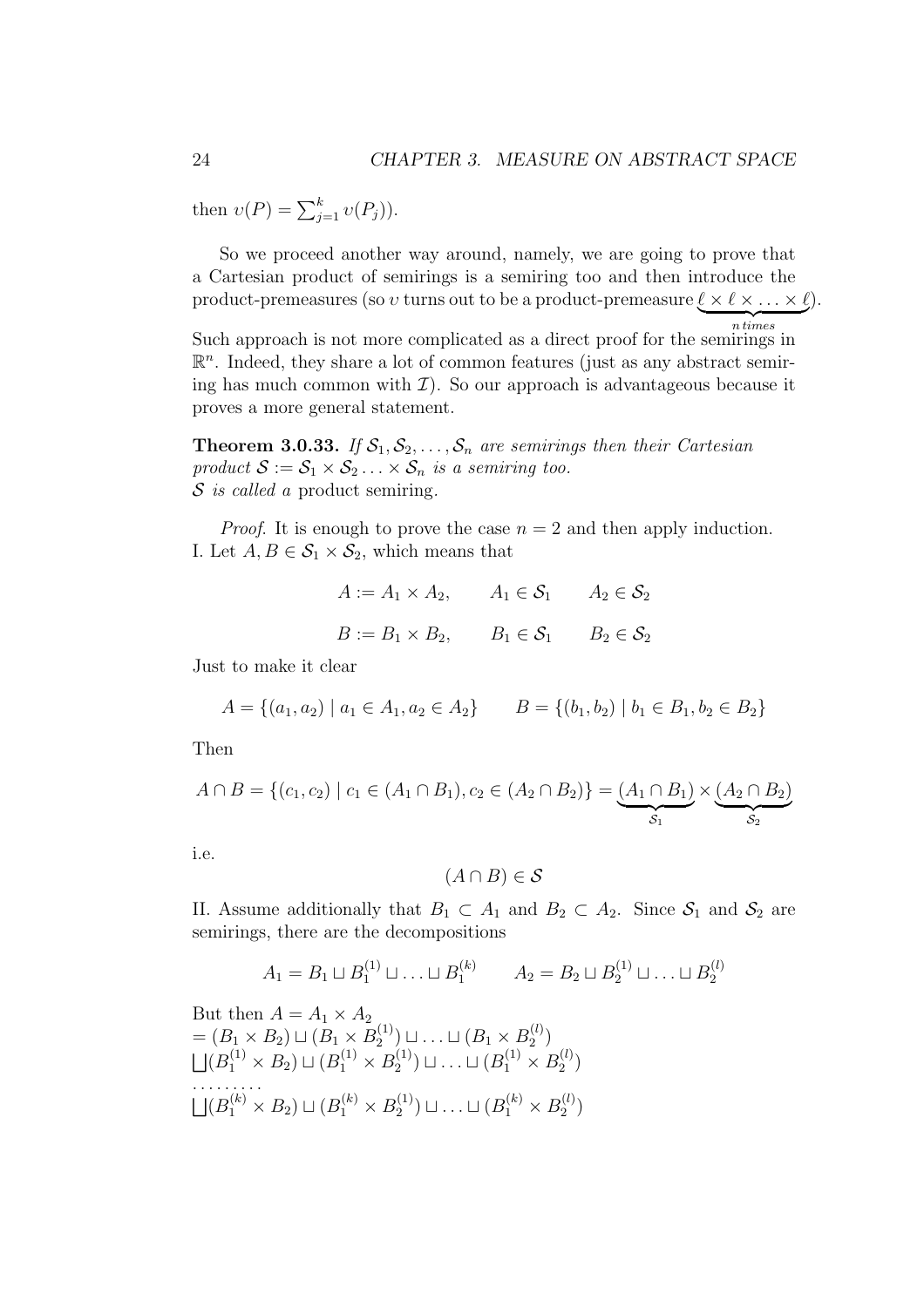then $\upsilon(P) = \sum_{j=1}^{k} \upsilon(P_j)$).

So we proceed another way around, namely, we are going to prove that a Cartesian product of semirings is a semiring too and then introduce the product-premeasures (so $\upsilon$ turns out to be a product-premeasure $\underbrace{\ell \times \ell \times \ldots \times \ell}_{n\, times}$).

Such approach is not more complicated as a direct proof for the semirings in $\mathbb{R}^n$. Indeed, they share a lot of common features (just as any abstract semiring has much common with $\mathcal{I}$). So our approach is advantageous because it proves a more general statement.

**Theorem 3.0.33.** *If $\mathcal{S}_1, \mathcal{S}_2, \ldots, \mathcal{S}_n$ are semirings then their Cartesian product $\mathcal{S} := \mathcal{S}_1 \times \mathcal{S}_2 \ldots \times \mathcal{S}_n$ is a semiring too.*
*$\mathcal{S}$ is called a* product semiring.

*Proof.* It is enough to prove the case $n = 2$ and then apply induction.
I. Let $A, B \in \mathcal{S}_1 \times \mathcal{S}_2$, which means that

$$A := A_1 \times A_2, \qquad A_1 \in \mathcal{S}_1 \qquad A_2 \in \mathcal{S}_2$$

$$B := B_1 \times B_2, \qquad B_1 \in \mathcal{S}_1 \qquad B_2 \in \mathcal{S}_2$$

Just to make it clear

$$A = \{(a_1, a_2) \mid a_1 \in A_1, a_2 \in A_2\} \qquad B = \{(b_1, b_2) \mid b_1 \in B_1, b_2 \in B_2\}$$

Then

$$A \cap B = \{(c_1, c_2) \mid c_1 \in (A_1 \cap B_1), c_2 \in (A_2 \cap B_2)\} = \underbrace{(A_1 \cap B_1)}_{\mathcal{S}_1} \times \underbrace{(A_2 \cap B_2)}_{\mathcal{S}_2}$$

i.e.

$$(A \cap B) \in \mathcal{S}$$

II. Assume additionally that $B_1 \subset A_1$ and $B_2 \subset A_2$. Since $\mathcal{S}_1$ and $\mathcal{S}_2$ are semirings, there are the decompositions

$$A_1 = B_1 \sqcup B_1^{(1)} \sqcup \ldots \sqcup B_1^{(k)} \qquad A_2 = B_2 \sqcup B_2^{(1)} \sqcup \ldots \sqcup B_2^{(l)}$$

But then $A = A_1 \times A_2$
$= (B_1 \times B_2) \sqcup (B_1 \times B_2^{(1)}) \sqcup \ldots \sqcup (B_1 \times B_2^{(l)})$
$\bigsqcup (B_1^{(1)} \times B_2) \sqcup (B_1^{(1)} \times B_2^{(1)}) \sqcup \ldots \sqcup (B_1^{(1)} \times B_2^{(l)})$
$\ldots\ldots\ldots$
$\bigsqcup (B_1^{(k)} \times B_2) \sqcup (B_1^{(k)} \times B_2^{(1)}) \sqcup \ldots \sqcup (B_1^{(k)} \times B_2^{(l)})$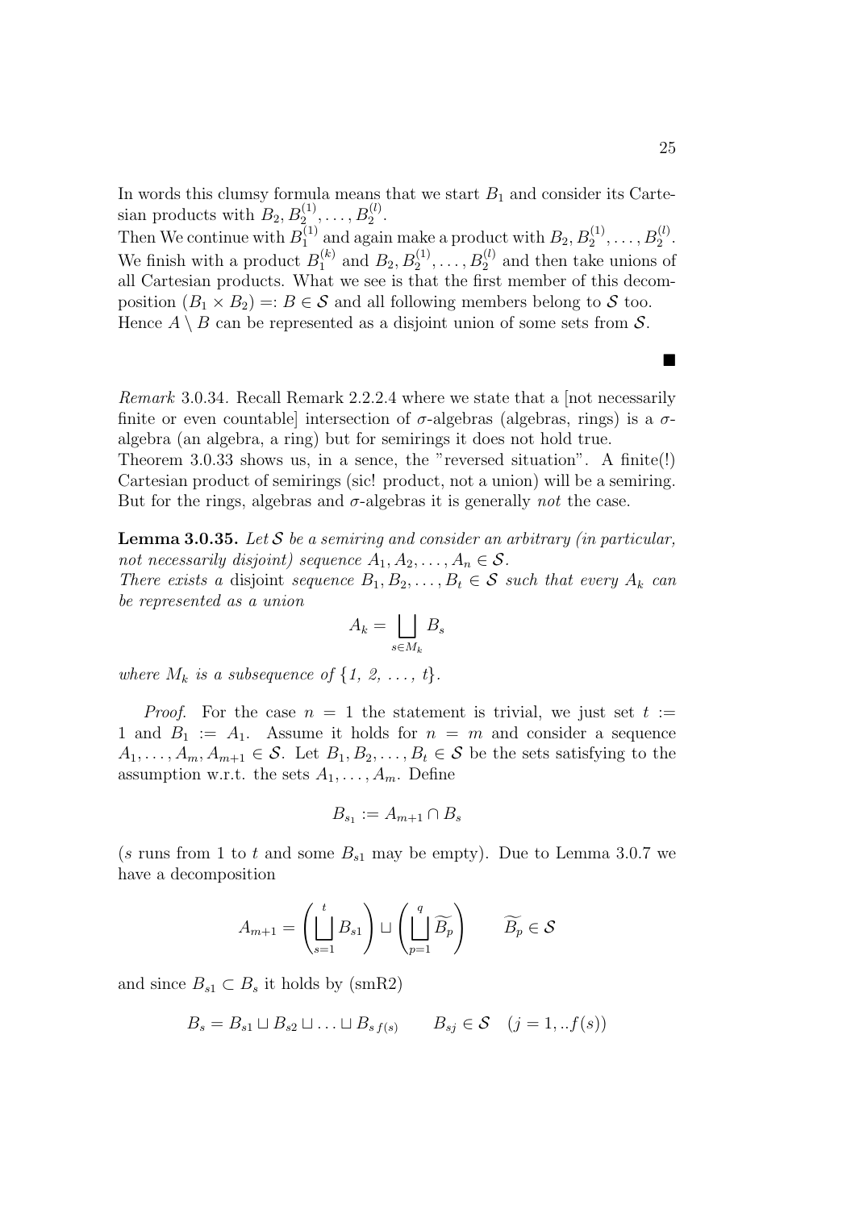In words this clumsy formula means that we start $B_1$ and consider its Cartesian products with $B_2, B_2^{(1)}, \ldots, B_2^{(l)}$.
Then We continue with $B_1^{(1)}$ and again make a product with $B_2, B_2^{(1)}, \ldots, B_2^{(l)}$. We finish with a product $B_1^{(k)}$ and $B_2, B_2^{(1)}, \ldots, B_2^{(l)}$ and then take unions of all Cartesian products. What we see is that the first member of this decomposition $(B_1 \times B_2) =: B \in \mathcal{S}$ and all following members belong to $\mathcal{S}$ too. Hence $A \setminus B$ can be represented as a disjoint union of some sets from $\mathcal{S}$.

■

*Remark* 3.0.34. Recall Remark 2.2.2.4 where we state that a [not necessarily finite or even countable] intersection of $\sigma$-algebras (algebras, rings) is a $\sigma$-algebra (an algebra, a ring) but for semirings it does not hold true.
Theorem 3.0.33 shows us, in a sence, the "reversed situation". A finite(!) Cartesian product of semirings (sic! product, not a union) will be a semiring. But for the rings, algebras and $\sigma$-algebras it is generally *not* the case.

**Lemma 3.0.35.** *Let $\mathcal{S}$ be a semiring and consider an arbitrary (in particular, not necessarily disjoint) sequence $A_1, A_2, \ldots, A_n \in \mathcal{S}$.*
*There exists a* disjoint *sequence $B_1, B_2, \ldots, B_t \in \mathcal{S}$ such that every $A_k$ can be represented as a union*

$$A_k = \bigsqcup_{s \in M_k} B_s$$

*where $M_k$ is a subsequence of $\{1,\ 2,\ \ldots,\ t\}$.*

*Proof.* For the case $n = 1$ the statement is trivial, we just set $t := 1$ and $B_1 := A_1$. Assume it holds for $n = m$ and consider a sequence $A_1, \ldots, A_m, A_{m+1} \in \mathcal{S}$. Let $B_1, B_2, \ldots, B_t \in \mathcal{S}$ be the sets satisfying to the assumption w.r.t. the sets $A_1, \ldots, A_m$. Define

$$B_{s_1} := A_{m+1} \cap B_s$$

($s$ runs from 1 to $t$ and some $B_{s1}$ may be empty). Due to Lemma 3.0.7 we have a decomposition

$$A_{m+1} = \left( \bigsqcup_{s=1}^{t} B_{s1} \right) \sqcup \left( \bigsqcup_{p=1}^{q} \widetilde{B_p} \right) \qquad \widetilde{B_p} \in \mathcal{S}$$

and since $B_{s1} \subset B_s$ it holds by (smR2)

$$B_s = B_{s1} \sqcup B_{s2} \sqcup \ldots \sqcup B_{s\,f(s)} \qquad B_{sj} \in \mathcal{S} \quad (j = 1, ..f(s))$$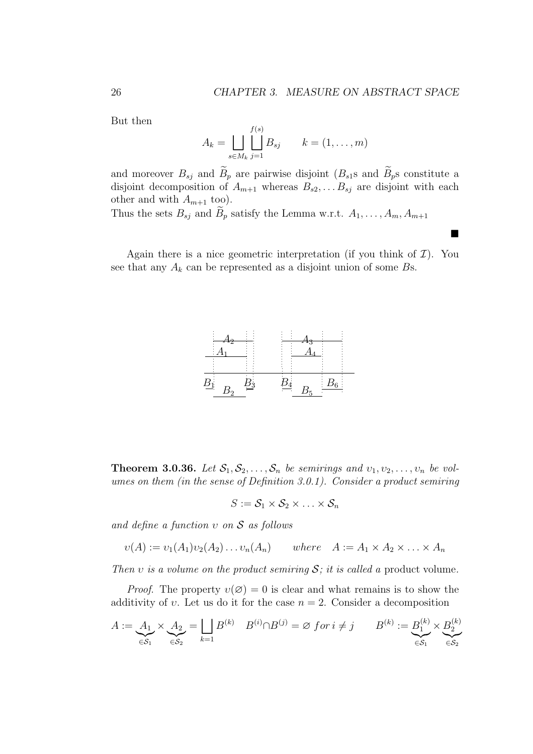But then

$$A_k = \bigsqcup_{s \in M_k} \bigsqcup_{j=1}^{f(s)} B_{sj} \qquad k = (1, \ldots, m)$$

and moreover $B_{sj}$ and $\widetilde{B}_p$ are pairwise disjoint ($B_{s1}$s and $\widetilde{B}_p$s constitute a disjoint decomposition of $A_{m+1}$ whereas $B_{s2}, \ldots B_{sj}$ are disjoint with each other and with $A_{m+1}$ too).
Thus the sets $B_{sj}$ and $\widetilde{B}_p$ satisfy the Lemma w.r.t. $A_1, \ldots, A_m, A_{m+1}$

■

Again there is a nice geometric interpretation (if you think of $\mathcal{I}$). You see that any $A_k$ can be represented as a disjoint union of some $B$s.

**Theorem 3.0.36.** *Let $\mathcal{S}_1, \mathcal{S}_2, \ldots, \mathcal{S}_n$ be semirings and $\upsilon_1, \upsilon_2, \ldots, \upsilon_n$ be volumes on them (in the sense of Definition 3.0.1). Consider a product semiring*

$$S := \mathcal{S}_1 \times \mathcal{S}_2 \times \ldots \times \mathcal{S}_n$$

*and define a function $\upsilon$ on $\mathcal{S}$ as follows*

$$\upsilon(A) := \upsilon_1(A_1)\upsilon_2(A_2)\ldots\upsilon_n(A_n) \qquad where \quad A := A_1 \times A_2 \times \ldots \times A_n$$

*Then $\upsilon$ is a volume on the product semiring $\mathcal{S}$; it is called a* product volume.

*Proof.* The property $\upsilon(\varnothing) = 0$ is clear and what remains is to show the additivity of $\upsilon$. Let us do it for the case $n = 2$. Consider a decomposition

$$A := \underbrace{A_1}_{\in \mathcal{S}_1} \times \underbrace{A_2}_{\in \mathcal{S}_2} = \bigsqcup_{k=1} B^{(k)} \quad B^{(i)} \cap B^{(j)} = \varnothing \ for\ i \neq j \qquad B^{(k)} := \underbrace{B_1^{(k)}}_{\in \mathcal{S}_1} \times \underbrace{B_2^{(k)}}_{\in \mathcal{S}_2}$$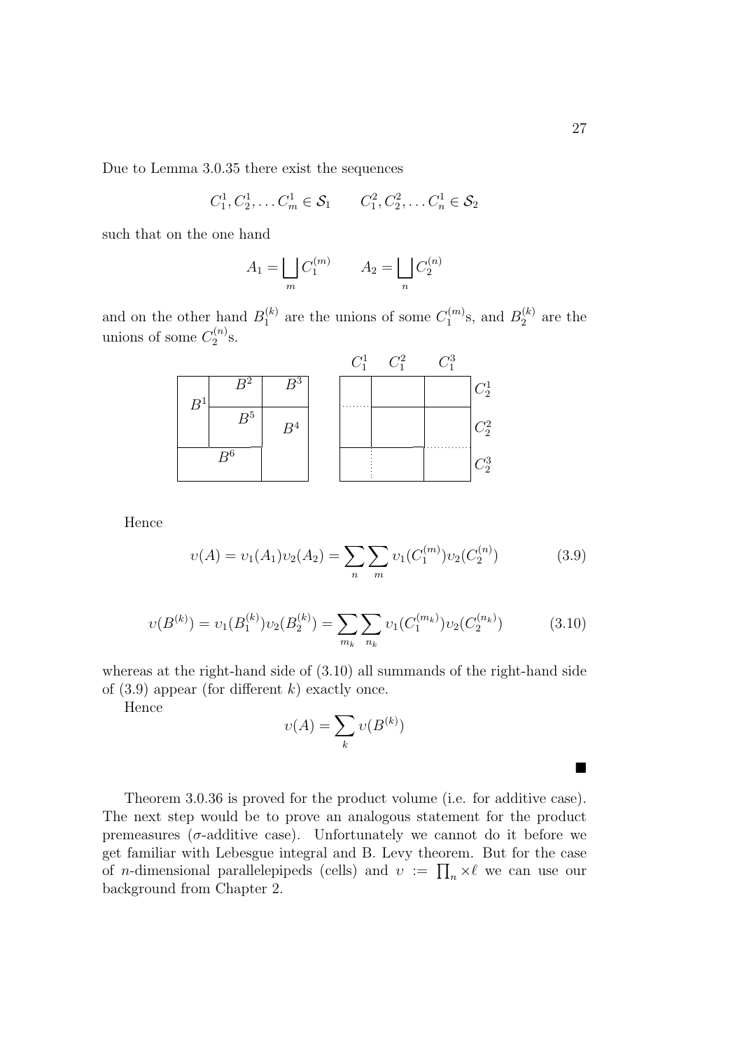Due to Lemma 3.0.35 there exist the sequences

$$C_1^1, C_2^1, \dots C_m^1 \in \mathcal{S}_1 \qquad C_1^2, C_2^2, \dots C_n^1 \in \mathcal{S}_2$$

such that on the one hand

$$A_1 = \bigsqcup_m C_1^{(m)} \qquad A_2 = \bigsqcup_n C_2^{(n)}$$

and on the other hand $B_1^{(k)}$ are the unions of some $C_1^{(m)}$s, and $B_2^{(k)}$ are the unions of some $C_2^{(n)}$s.

Hence

$$\upsilon(A) = \upsilon_1(A_1)\upsilon_2(A_2) = \sum_n \sum_m \upsilon_1(C_1^{(m)})\upsilon_2(C_2^{(n)}) \tag{3.9}$$

$$\upsilon(B^{(k)}) = \upsilon_1(B_1^{(k)})\upsilon_2(B_2^{(k)}) = \sum_{m_k} \sum_{n_k} \upsilon_1(C_1^{(m_k)})\upsilon_2(C_2^{(n_k)}) \tag{3.10}$$

whereas at the right-hand side of (3.10) all summands of the right-hand side of (3.9) appear (for different $k$) exactly once.

Hence

$$\upsilon(A) = \sum_k \upsilon(B^{(k)})$$

■

Theorem 3.0.36 is proved for the product volume (i.e. for additive case). The next step would be to prove an analogous statement for the product premeasures ($\sigma$-additive case). Unfortunately we cannot do it before we get familiar with Lebesgue integral and B. Levy theorem. But for the case of $n$-dimensional parallelepipeds (cells) and $\upsilon := \prod_n \times \ell$ we can use our background from Chapter 2.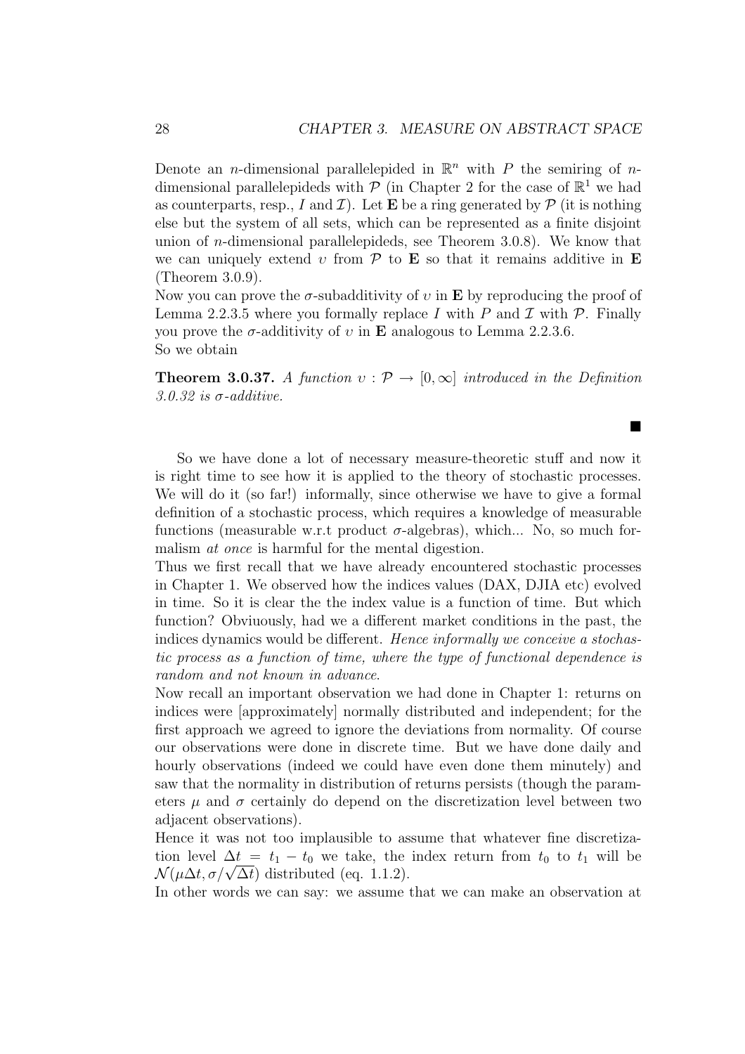Denote an $n$-dimensional parallelepided in $\mathbb{R}^n$ with $P$ the semiring of $n$-dimensional parallelepideds with $\mathcal{P}$ (in Chapter 2 for the case of $\mathbb{R}^1$ we had as counterparts, resp., $I$ and $\mathcal{I}$). Let $\mathbf{E}$ be a ring generated by $\mathcal{P}$ (it is nothing else but the system of all sets, which can be represented as a finite disjoint union of $n$-dimensional parallelepideds, see Theorem 3.0.8). We know that we can uniquely extend $\upsilon$ from $\mathcal{P}$ to $\mathbf{E}$ so that it remains additive in $\mathbf{E}$ (Theorem 3.0.9).

Now you can prove the $\sigma$-subadditivity of $\upsilon$ in $\mathbf{E}$ by reproducing the proof of Lemma 2.2.3.5 where you formally replace $I$ with $P$ and $\mathcal{I}$ with $\mathcal{P}$. Finally you prove the $\sigma$-additivity of $\upsilon$ in $\mathbf{E}$ analogous to Lemma 2.2.3.6.

So we obtain

**Theorem 3.0.37.** *A function $\upsilon : \mathcal{P} \to [0, \infty]$ introduced in the Definition 3.0.32 is $\sigma$-additive.*

∎

So we have done a lot of necessary measure-theoretic stuff and now it is right time to see how it is applied to the theory of stochastic processes. We will do it (so far!) informally, since otherwise we have to give a formal definition of a stochastic process, which requires a knowledge of measurable functions (measurable w.r.t product $\sigma$-algebras), which... No, so much formalism *at once* is harmful for the mental digestion.

Thus we first recall that we have already encountered stochastic processes in Chapter 1. We observed how the indices values (DAX, DJIA etc) evolved in time. So it is clear the the index value is a function of time. But which function? Obviuously, had we a different market conditions in the past, the indices dynamics would be different. *Hence informally we conceive a stochastic process as a function of time, where the type of functional dependence is random and not known in advance.*

Now recall an important observation we had done in Chapter 1: returns on indices were [approximately] normally distributed and independent; for the first approach we agreed to ignore the deviations from normality. Of course our observations were done in discrete time. But we have done daily and hourly observations (indeed we could have even done them minutely) and saw that the normality in distribution of returns persists (though the parameters $\mu$ and $\sigma$ certainly do depend on the discretization level between two adjacent observations).

Hence it was not too implausible to assume that whatever fine discretization level $\Delta t = t_1 - t_0$ we take, the index return from $t_0$ to $t_1$ will be $\mathcal{N}(\mu\Delta t, \sigma/\sqrt{\Delta t})$ distributed (eq. 1.1.2).

In other words we can say: we assume that we can make an observation at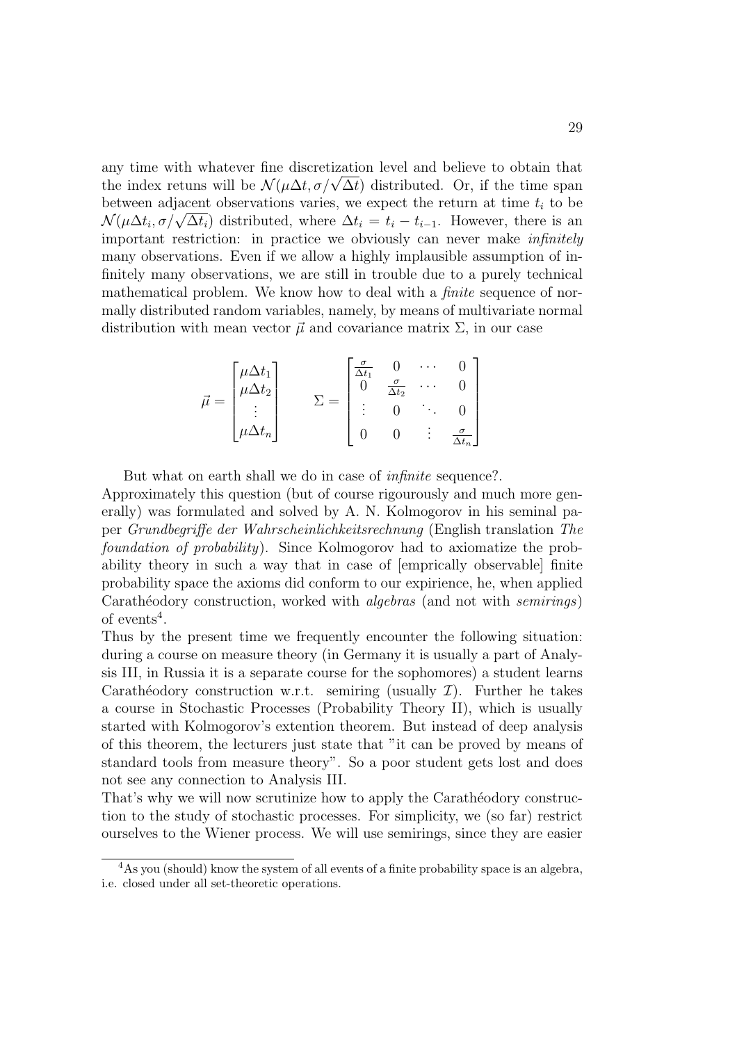any time with whatever fine discretization level and believe to obtain that the index retuns will be $\mathcal{N}(\mu\Delta t, \sigma/\sqrt{\Delta t})$ distributed. Or, if the time span between adjacent observations varies, we expect the return at time $t_i$ to be $\mathcal{N}(\mu\Delta t_i, \sigma/\sqrt{\Delta t_i})$ distributed, where $\Delta t_i = t_i - t_{i-1}$. However, there is an important restriction: in practice we obviously can never make *infinitely* many observations. Even if we allow a highly implausible assumption of infinitely many observations, we are still in trouble due to a purely technical mathematical problem. We know how to deal with a *finite* sequence of normally distributed random variables, namely, by means of multivariate normal distribution with mean vector $\vec{\mu}$ and covariance matrix $\Sigma$, in our case

$$\vec{\mu} = \begin{bmatrix} \mu\Delta t_1 \\ \mu\Delta t_2 \\ \vdots \\ \mu\Delta t_n \end{bmatrix} \qquad \Sigma = \begin{bmatrix} \frac{\sigma}{\Delta t_1} & 0 & \cdots & 0 \\ 0 & \frac{\sigma}{\Delta t_2} & \cdots & 0 \\ \vdots & 0 & \ddots & 0 \\ 0 & 0 & \vdots & \frac{\sigma}{\Delta t_n} \end{bmatrix}$$

But what on earth shall we do in case of *infinite* sequence?.

Approximately this question (but of course rigourously and much more generally) was formulated and solved by A. N. Kolmogorov in his seminal paper *Grundbegriffe der Wahrscheinlichkeitsrechnung* (English translation *The foundation of probability*). Since Kolmogorov had to axiomatize the probability theory in such a way that in case of [emprically observable] finite probability space the axioms did conform to our expirience, he, when applied Carathéodory construction, worked with *algebras* (and not with *semirings*) of events[4].

Thus by the present time we frequently encounter the following situation: during a course on measure theory (in Germany it is usually a part of Analysis III, in Russia it is a separate course for the sophomores) a student learns Carathéodory construction w.r.t. semiring (usually $\mathcal{I}$). Further he takes a course in Stochastic Processes (Probability Theory II), which is usually started with Kolmogorov's extention theorem. But instead of deep analysis of this theorem, the lecturers just state that "it can be proved by means of standard tools from measure theory". So a poor student gets lost and does not see any connection to Analysis III.

That's why we will now scrutinize how to apply the Carathéodory construction to the study of stochastic processes. For simplicity, we (so far) restrict ourselves to the Wiener process. We will use semirings, since they are easier

[4] As you (should) know the system of all events of a finite probability space is an algebra, i.e. closed under all set-theoretic operations.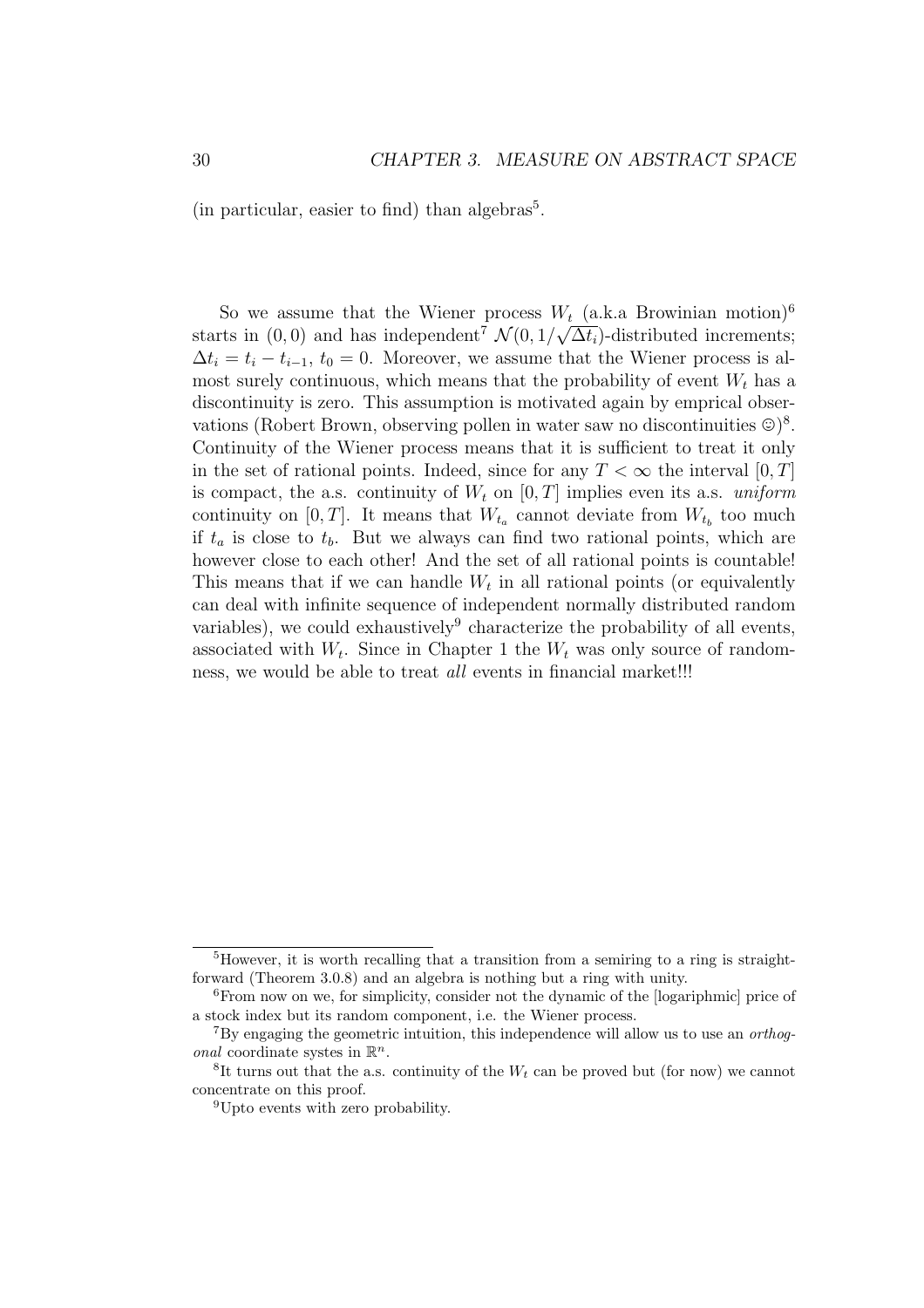(in particular, easier to find) than algebras[5].

So we assume that the Wiener process $W_t$ (a.k.a Browinian motion)[6] starts in $(0,0)$ and has independent[7] $\mathcal{N}(0, 1/\sqrt{\Delta t_i})$-distributed increments; $\Delta t_i = t_i - t_{i-1}$, $t_0 = 0$. Moreover, we assume that the Wiener process is almost surely continuous, which means that the probability of event $W_t$ has a discontinuity is zero. This assumption is motivated again by emprical observations (Robert Brown, observing pollen in water saw no discontinuities ☺)[8]. Continuity of the Wiener process means that it is sufficient to treat it only in the set of rational points. Indeed, since for any $T < \infty$ the interval $[0, T]$ is compact, the a.s. continuity of $W_t$ on $[0, T]$ implies even its a.s. *uniform* continuity on $[0, T]$. It means that $W_{t_a}$ cannot deviate from $W_{t_b}$ too much if $t_a$ is close to $t_b$. But we always can find two rational points, which are however close to each other! And the set of all rational points is countable! This means that if we can handle $W_t$ in all rational points (or equivalently can deal with infinite sequence of independent normally distributed random variables), we could exhaustively[9] characterize the probability of all events, associated with $W_t$. Since in Chapter 1 the $W_t$ was only source of randomness, we would be able to treat *all* events in financial market!!!

---

[5] However, it is worth recalling that a transition from a semiring to a ring is straightforward (Theorem 3.0.8) and an algebra is nothing but a ring with unity.

[6] From now on we, for simplicity, consider not the dynamic of the [logariphmic] price of a stock index but its random component, i.e. the Wiener process.

[7] By engaging the geometric intuition, this independence will allow us to use an *orthogonal* coordinate systes in $\mathbb{R}^n$.

[8] It turns out that the a.s. continuity of the $W_t$ can be proved but (for now) we cannot concentrate on this proof.

[9] Upto events with zero probability.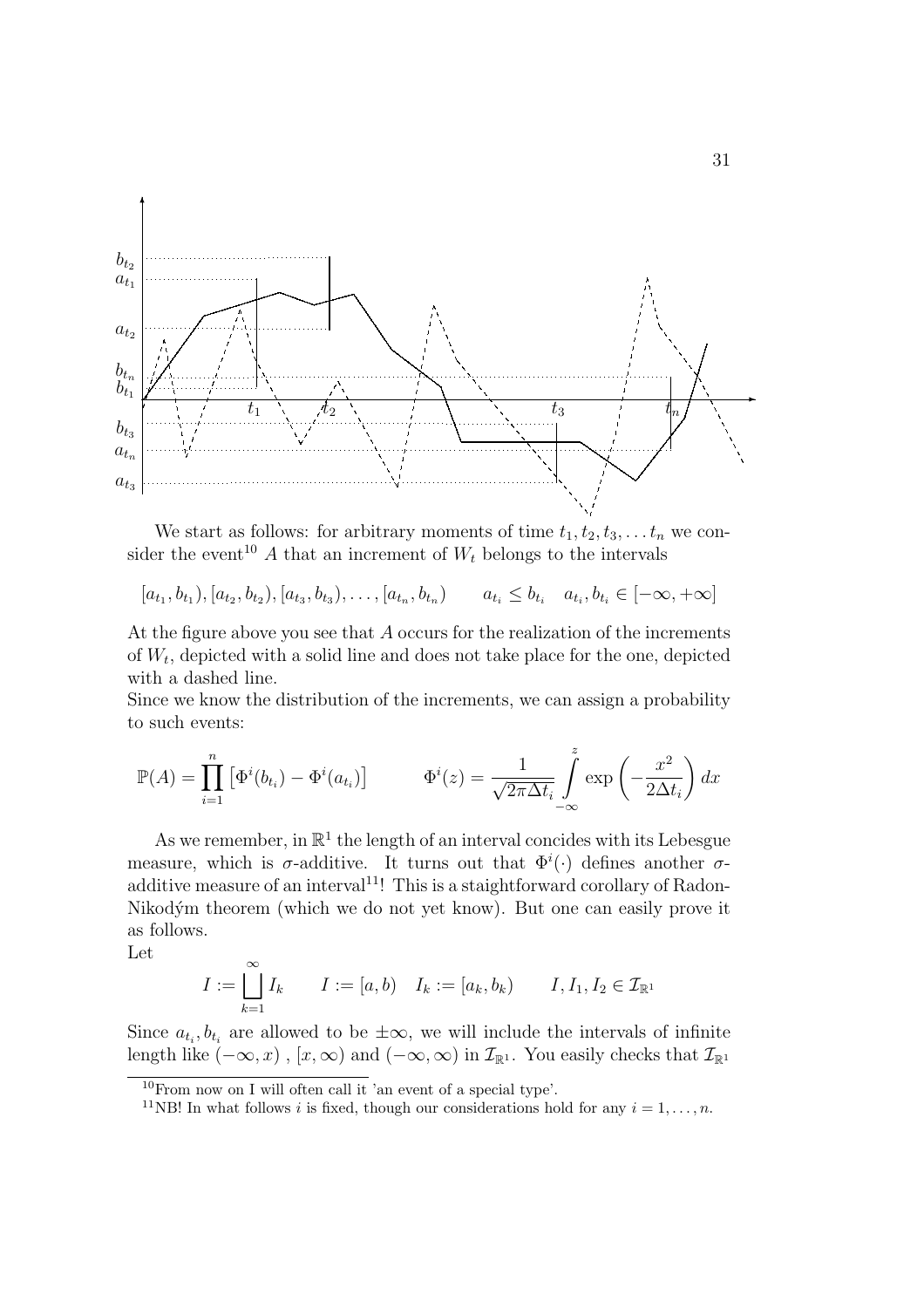We start as follows: for arbitrary moments of time $t_1, t_2, t_3, \ldots t_n$ we consider the event[10] $A$ that an increment of $W_t$ belongs to the intervals

$$[a_{t_1}, b_{t_1}), [a_{t_2}, b_{t_2}), [a_{t_3}, b_{t_3}), \ldots, [a_{t_n}, b_{t_n}) \qquad a_{t_i} \leq b_{t_i} \quad a_{t_i}, b_{t_i} \in [-\infty, +\infty]$$

At the figure above you see that $A$ occurs for the realization of the increments of $W_t$, depicted with a solid line and does not take place for the one, depicted with a dashed line.
Since we know the distribution of the increments, we can assign a probability to such events:

$$\mathbb{P}(A) = \prod_{i=1}^{n} \left[\Phi^i(b_{t_i}) - \Phi^i(a_{t_i})\right] \qquad \Phi^i(z) = \frac{1}{\sqrt{2\pi\Delta t_i}} \int_{-\infty}^{z} \exp\left(-\frac{x^2}{2\Delta t_i}\right) dx$$

As we remember, in $\mathbb{R}^1$ the length of an interval concides with its Lebesgue measure, which is $\sigma$-additive. It turns out that $\Phi^i(\cdot)$ defines another $\sigma$-additive measure of an interval[11]! This is a staightforward corollary of Radon-Nikodým theorem (which we do not yet know). But one can easily prove it as follows.
Let

$$I := \bigsqcup_{k=1}^{\infty} I_k \qquad I := [a, b) \quad I_k := [a_k, b_k) \qquad I, I_1, I_2 \in \mathcal{I}_{\mathbb{R}^1}$$

Since $a_{t_i}, b_{t_i}$ are allowed to be $\pm\infty$, we will include the intervals of infinite length like $(-\infty, x)$ , $[x, \infty)$ and $(-\infty, \infty)$ in $\mathcal{I}_{\mathbb{R}^1}$. You easily checks that $\mathcal{I}_{\mathbb{R}^1}$

[10] From now on I will often call it 'an event of a special type'.

[11] NB! In what follows $i$ is fixed, though our considerations hold for any $i = 1, \ldots, n$.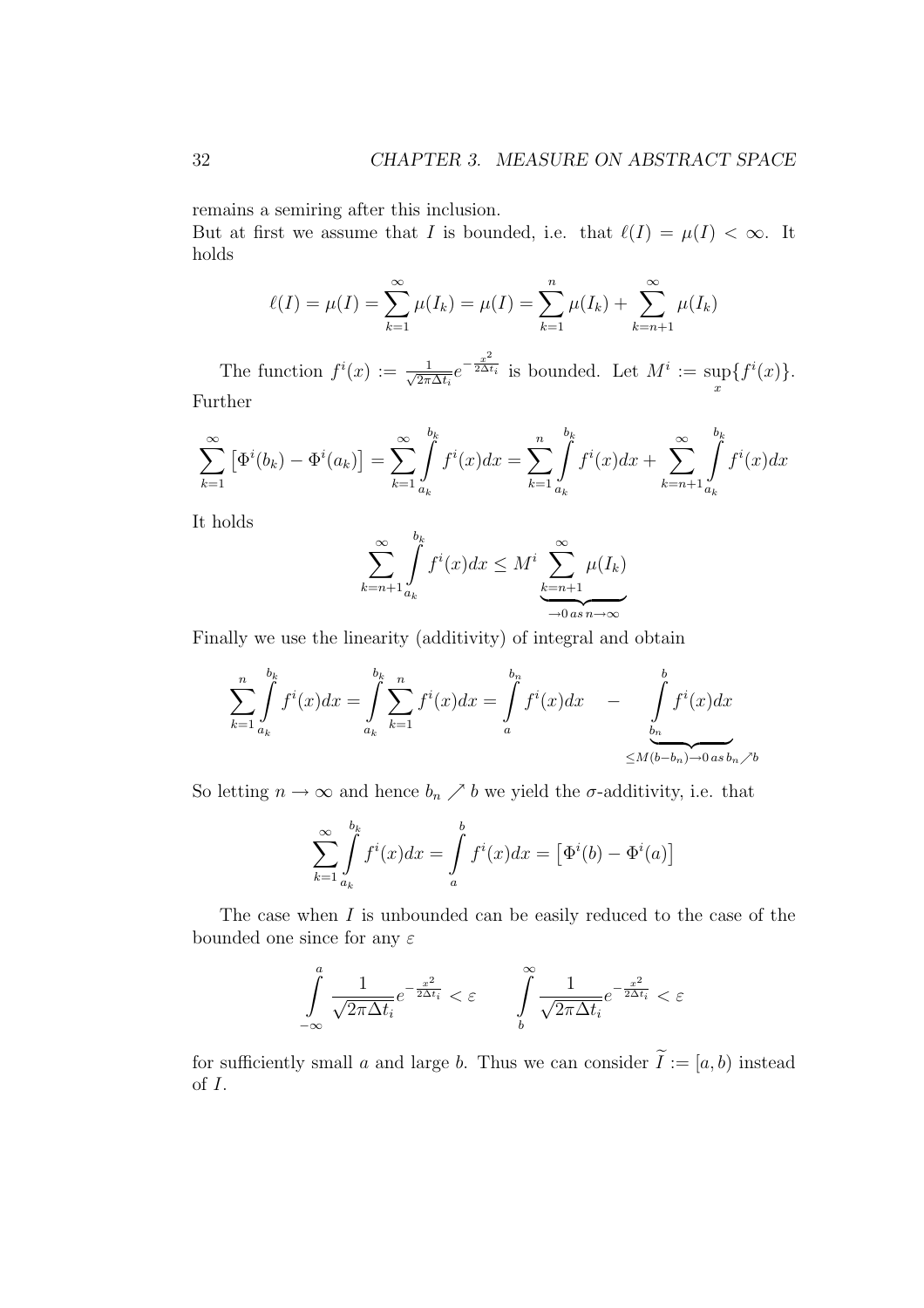remains a semiring after this inclusion.
But at first we assume that $I$ is bounded, i.e. that $\ell(I) = \mu(I) < \infty$. It holds

$$\ell(I) = \mu(I) = \sum_{k=1}^{\infty} \mu(I_k) = \mu(I) = \sum_{k=1}^{n} \mu(I_k) + \sum_{k=n+1}^{\infty} \mu(I_k)$$

The function $f^i(x) := \frac{1}{\sqrt{2\pi\Delta t_i}} e^{-\frac{x^2}{2\Delta t_i}}$ is bounded. Let $M^i := \sup_x \{f^i(x)\}$. Further

$$\sum_{k=1}^{\infty} \left[\Phi^i(b_k) - \Phi^i(a_k)\right] = \sum_{k=1}^{\infty} \int_{a_k}^{b_k} f^i(x)dx = \sum_{k=1}^{n} \int_{a_k}^{b_k} f^i(x)dx + \sum_{k=n+1}^{\infty} \int_{a_k}^{b_k} f^i(x)dx$$

It holds

$$\sum_{k=n+1}^{\infty} \int_{a_k}^{b_k} f^i(x)dx \leq M^i \underbrace{\sum_{k=n+1}^{\infty} \mu(I_k)}_{\to 0 \, as \, n \to \infty}$$

Finally we use the linearity (additivity) of integral and obtain

$$\sum_{k=1}^{n} \int_{a_k}^{b_k} f^i(x)dx = \int_{a_k}^{b_k} \sum_{k=1}^{n} f^i(x)dx = \int_{a}^{b_n} f^i(x)dx \quad - \underbrace{\int_{b_n}^{b} f^i(x)dx}_{\leq M(b-b_n) \to 0 \, as \, b_n \nearrow b}$$

So letting $n \to \infty$ and hence $b_n \nearrow b$ we yield the $\sigma$-additivity, i.e. that

$$\sum_{k=1}^{\infty} \int_{a_k}^{b_k} f^i(x)dx = \int_{a}^{b} f^i(x)dx = \left[\Phi^i(b) - \Phi^i(a)\right]$$

The case when $I$ is unbounded can be easily reduced to the case of the bounded one since for any $\varepsilon$

$$\int_{-\infty}^{a} \frac{1}{\sqrt{2\pi\Delta t_i}} e^{-\frac{x^2}{2\Delta t_i}} < \varepsilon \qquad \int_{b}^{\infty} \frac{1}{\sqrt{2\pi\Delta t_i}} e^{-\frac{x^2}{2\Delta t_i}} < \varepsilon$$

for sufficiently small $a$ and large $b$. Thus we can consider $\widetilde{I} := [a, b)$ instead of $I$.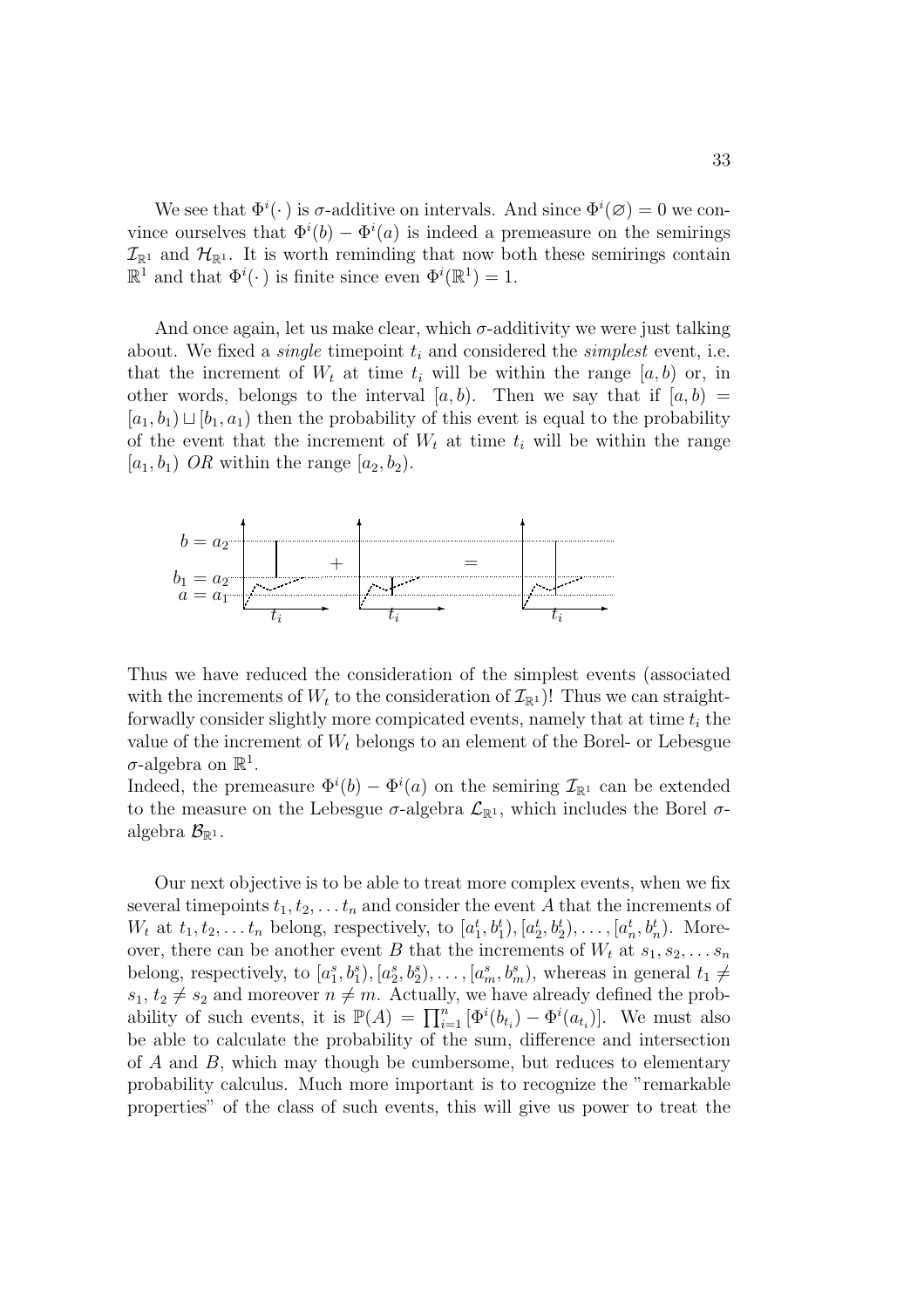We see that $\Phi^i(\cdot)$ is $\sigma$-additive on intervals. And since $\Phi^i(\varnothing) = 0$ we convince ourselves that $\Phi^i(b) - \Phi^i(a)$ is indeed a premeasure on the semirings $\mathcal{I}_{\mathbb{R}^1}$ and $\mathcal{H}_{\mathbb{R}^1}$. It is worth reminding that now both these semirings contain $\mathbb{R}^1$ and that $\Phi^i(\cdot)$ is finite since even $\Phi^i(\mathbb{R}^1) = 1$.

And once again, let us make clear, which $\sigma$-additivity we were just talking about. We fixed a *single* timepoint $t_i$ and considered the *simplest* event, i.e. that the increment of $W_t$ at time $t_i$ will be within the range $[a, b)$ or, in other words, belongs to the interval $[a, b)$. Then we say that if $[a, b) = [a_1, b_1) \sqcup [b_1, a_1)$ then the probability of this event is equal to the probability of the event that the increment of $W_t$ at time $t_i$ will be within the range $[a_1, b_1)$ *OR* within the range $[a_2, b_2)$.

Thus we have reduced the consideration of the simplest events (associated with the increments of $W_t$ to the consideration of $\mathcal{I}_{\mathbb{R}^1}$)! Thus we can straightforwadly consider slightly more compicated events, namely that at time $t_i$ the value of the increment of $W_t$ belongs to an element of the Borel- or Lebesgue $\sigma$-algebra on $\mathbb{R}^1$.
Indeed, the premeasure $\Phi^i(b) - \Phi^i(a)$ on the semiring $\mathcal{I}_{\mathbb{R}^1}$ can be extended to the measure on the Lebesgue $\sigma$-algebra $\mathcal{L}_{\mathbb{R}^1}$, which includes the Borel $\sigma$-algebra $\mathcal{B}_{\mathbb{R}^1}$.

Our next objective is to be able to treat more complex events, when we fix several timepoints $t_1, t_2, \ldots t_n$ and consider the event $A$ that the increments of $W_t$ at $t_1, t_2, \ldots t_n$ belong, respectively, to $[a_1^t, b_1^t), [a_2^t, b_2^t), \ldots, [a_n^t, b_n^t)$. Moreover, there can be another event $B$ that the increments of $W_t$ at $s_1, s_2, \ldots s_n$ belong, respectively, to $[a_1^s, b_1^s), [a_2^s, b_2^s), \ldots, [a_m^s, b_m^s)$, whereas in general $t_1 \neq s_1$, $t_2 \neq s_2$ and moreover $n \neq m$. Actually, we have already defined the probability of such events, it is $\mathbb{P}(A) = \prod_{i=1}^n [\Phi^i(b_{t_i}) - \Phi^i(a_{t_i})]$. We must also be able to calculate the probability of the sum, difference and intersection of $A$ and $B$, which may though be cumbersome, but reduces to elementary probability calculus. Much more important is to recognize the "remarkable properties" of the class of such events, this will give us power to treat the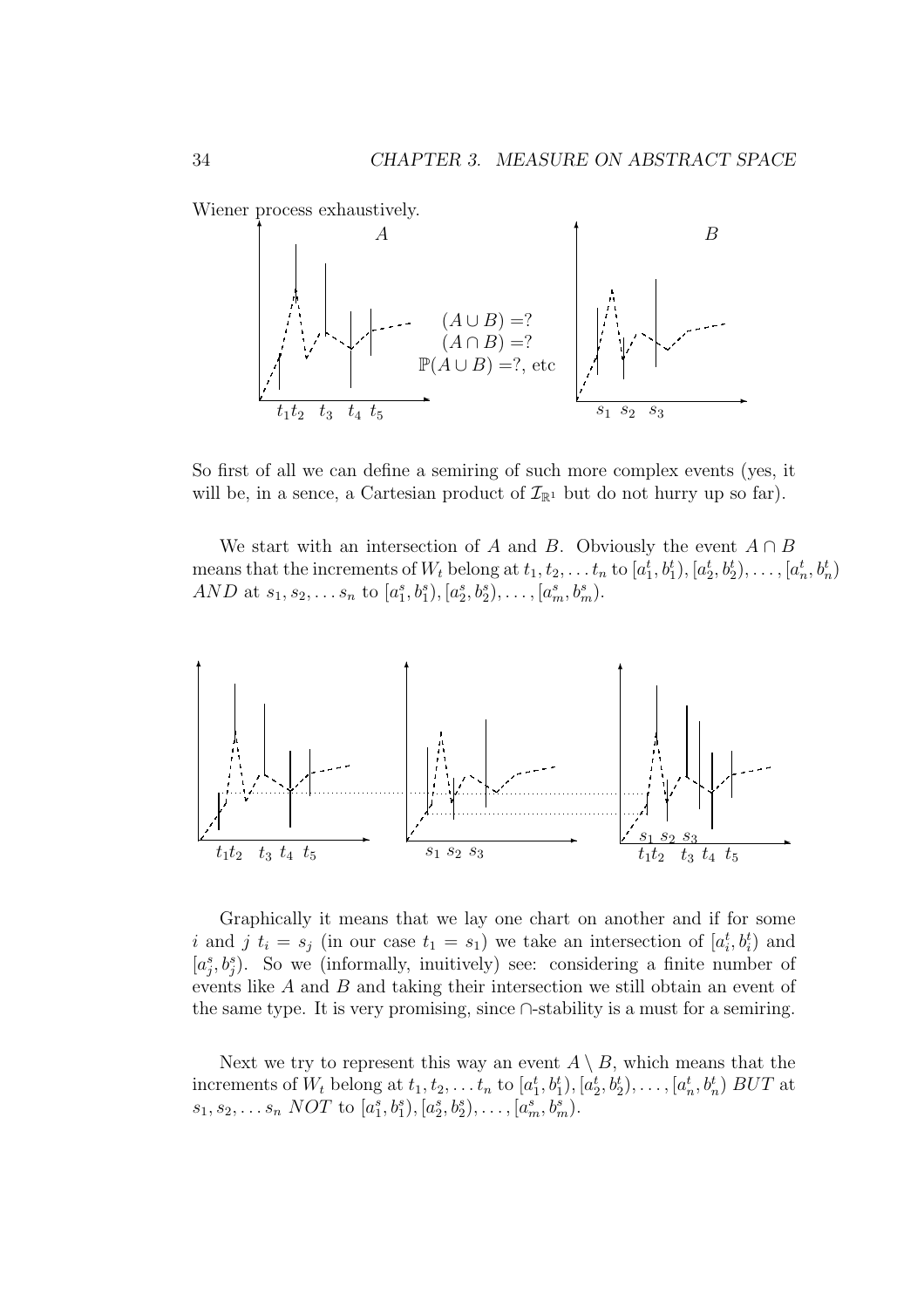Wiener process exhaustively.

So first of all we can define a semiring of such more complex events (yes, it will be, in a sence, a Cartesian product of $\mathcal{I}_{\mathbb{R}^1}$ but do not hurry up so far).

We start with an intersection of $A$ and $B$. Obviously the event $A \cap B$ means that the increments of $W_t$ belong at $t_1, t_2, \dots t_n$ to $[a_1^t, b_1^t), [a_2^t, b_2^t), \dots, [a_n^t, b_n^t)$ *AND* at $s_1, s_2, \dots s_n$ to $[a_1^s, b_1^s), [a_2^s, b_2^s), \dots, [a_m^s, b_m^s)$.

Graphically it means that we lay one chart on another and if for some $i$ and $j$ $t_i = s_j$ (in our case $t_1 = s_1$) we take an intersection of $[a_i^t, b_i^t)$ and $[a_j^s, b_j^s)$. So we (informally, inuitively) see: considering a finite number of events like $A$ and $B$ and taking their intersection we still obtain an event of the same type. It is very promising, since $\cap$-stability is a must for a semiring.

Next we try to represent this way an event $A \setminus B$, which means that the increments of $W_t$ belong at $t_1, t_2, \dots t_n$ to $[a_1^t, b_1^t), [a_2^t, b_2^t), \dots, [a_n^t, b_n^t)$ *BUT* at $s_1, s_2, \dots s_n$ *NOT* to $[a_1^s, b_1^s), [a_2^s, b_2^s), \dots, [a_m^s, b_m^s)$.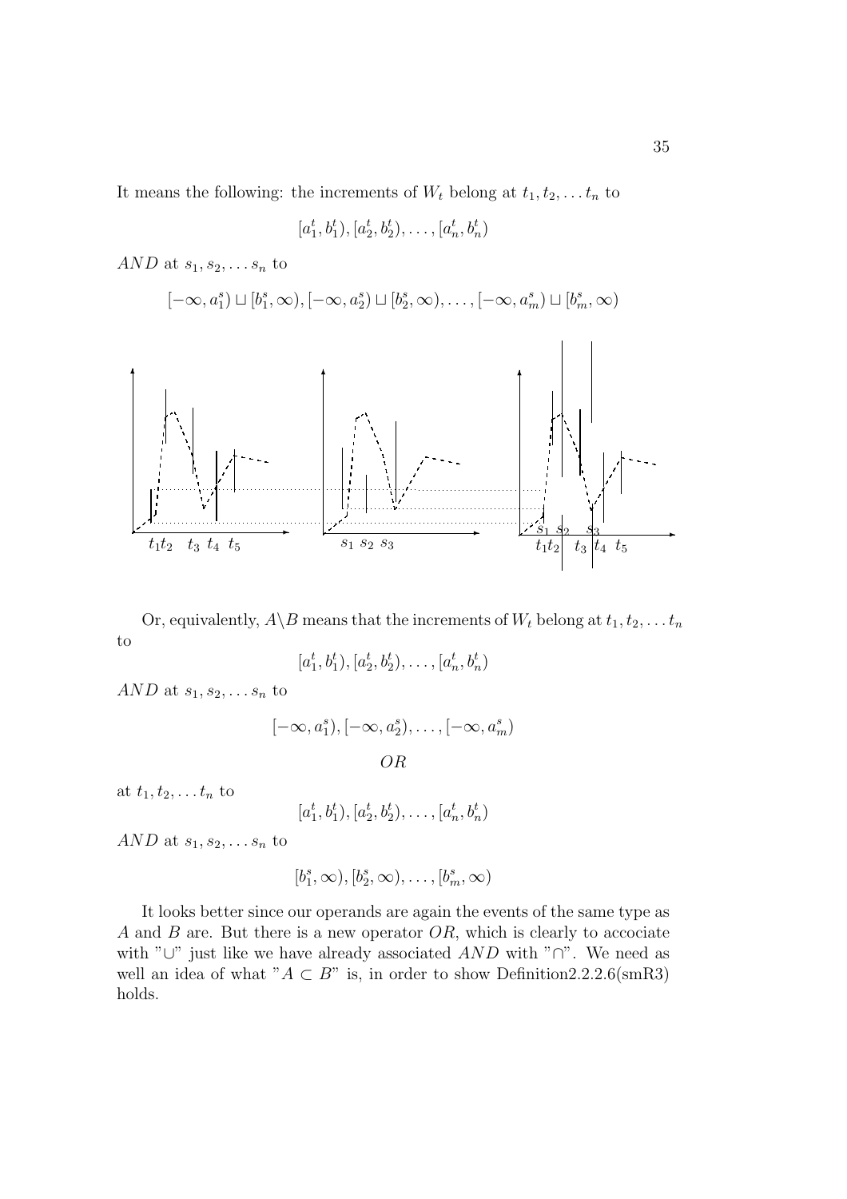It means the following: the increments of $W_t$ belong at $t_1, t_2, \dots t_n$ to

$$[a_1^t, b_1^t), [a_2^t, b_2^t), \dots, [a_n^t, b_n^t)$$

$AND$ at $s_1, s_2, \dots s_n$ to

$$[-\infty, a_1^s) \sqcup [b_1^s, \infty), [-\infty, a_2^s) \sqcup [b_2^s, \infty), \dots, [-\infty, a_m^s) \sqcup [b_m^s, \infty)$$

Or, equivalently, $A \backslash B$ means that the increments of $W_t$ belong at $t_1, t_2, \dots t_n$ to

$$[a_1^t, b_1^t), [a_2^t, b_2^t), \dots, [a_n^t, b_n^t)$$

$AND$ at $s_1, s_2, \dots s_n$ to

$$[-\infty, a_1^s), [-\infty, a_2^s), \dots, [-\infty, a_m^s)$$

$$OR$$

at $t_1, t_2, \dots t_n$ to

$$[a_1^t, b_1^t), [a_2^t, b_2^t), \dots, [a_n^t, b_n^t)$$

$AND$ at $s_1, s_2, \dots s_n$ to

$$[b_1^s, \infty), [b_2^s, \infty), \dots, [b_m^s, \infty)$$

It looks better since our operands are again the events of the same type as $A$ and $B$ are. But there is a new operator $OR$, which is clearly to accociate with "$\cup$" just like we have already associated $AND$ with "$\cap$". We need as well an idea of what "$A \subset B$" is, in order to show Definition2.2.2.6(smR3) holds.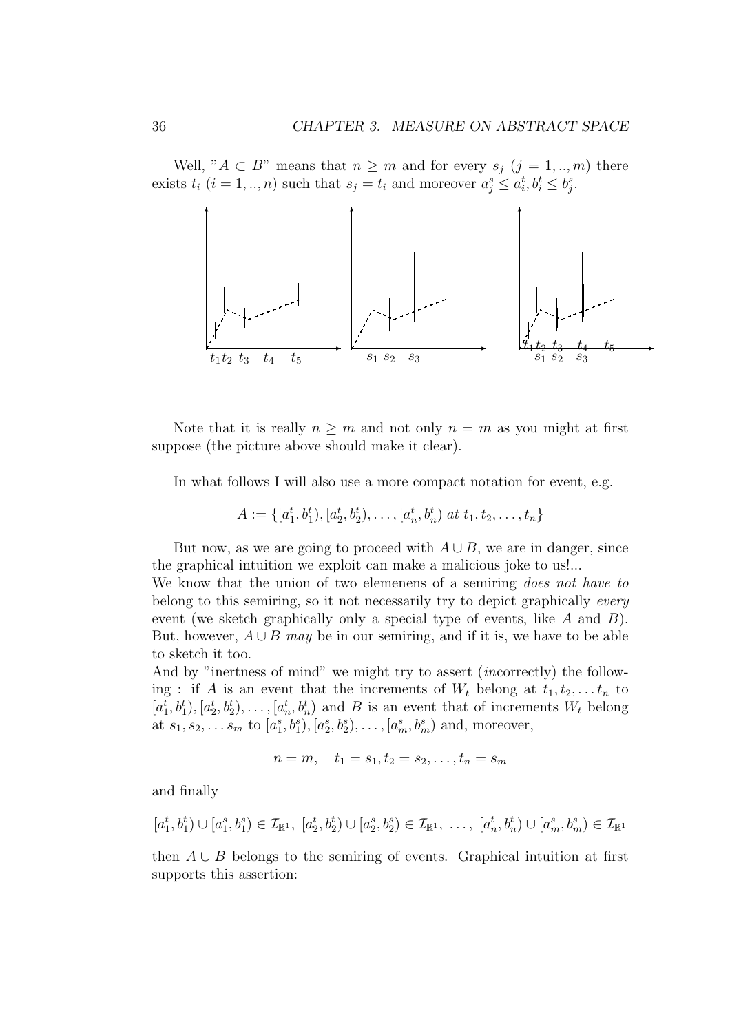Well, "$A \subset B$" means that $n \geq m$ and for every $s_j$ $(j = 1, .., m)$ there exists $t_i$ $(i = 1, .., n)$ such that $s_j = t_i$ and moreover $a_j^s \leq a_i^t, b_i^t \leq b_j^s$.

Note that it is really $n \geq m$ and not only $n = m$ as you might at first suppose (the picture above should make it clear).

In what follows I will also use a more compact notation for event, e.g.

$$A := \{[a_1^t, b_1^t), [a_2^t, b_2^t), \ldots, [a_n^t, b_n^t) \text{ at } t_1, t_2, \ldots, t_n\}$$

But now, as we are going to proceed with $A \cup B$, we are in danger, since the graphical intuition we exploit can make a malicious joke to us!...
We know that the union of two elemenens of a semiring *does not have to* belong to this semiring, so it not necessarily try to depict graphically *every* event (we sketch graphically only a special type of events, like $A$ and $B$). But, however, $A \cup B$ *may* be in our semiring, and if it is, we have to be able to sketch it too.
And by "inertness of mind" we might try to assert (*in*correctly) the following : if $A$ is an event that the increments of $W_t$ belong at $t_1, t_2, \ldots t_n$ to $[a_1^t, b_1^t), [a_2^t, b_2^t), \ldots, [a_n^t, b_n^t)$ and $B$ is an event that of increments $W_t$ belong at $s_1, s_2, \ldots s_m$ to $[a_1^s, b_1^s), [a_2^s, b_2^s), \ldots, [a_m^s, b_m^s)$ and, moreover,

$$n = m, \quad t_1 = s_1, t_2 = s_2, \ldots, t_n = s_m$$

and finally

$$[a_1^t, b_1^t) \cup [a_1^s, b_1^s) \in \mathcal{I}_{\mathbb{R}^1}, \ [a_2^t, b_2^t) \cup [a_2^s, b_2^s) \in \mathcal{I}_{\mathbb{R}^1}, \ \ldots, \ [a_n^t, b_n^t) \cup [a_m^s, b_m^s) \in \mathcal{I}_{\mathbb{R}^1}$$

then $A \cup B$ belongs to the semiring of events. Graphical intuition at first supports this assertion: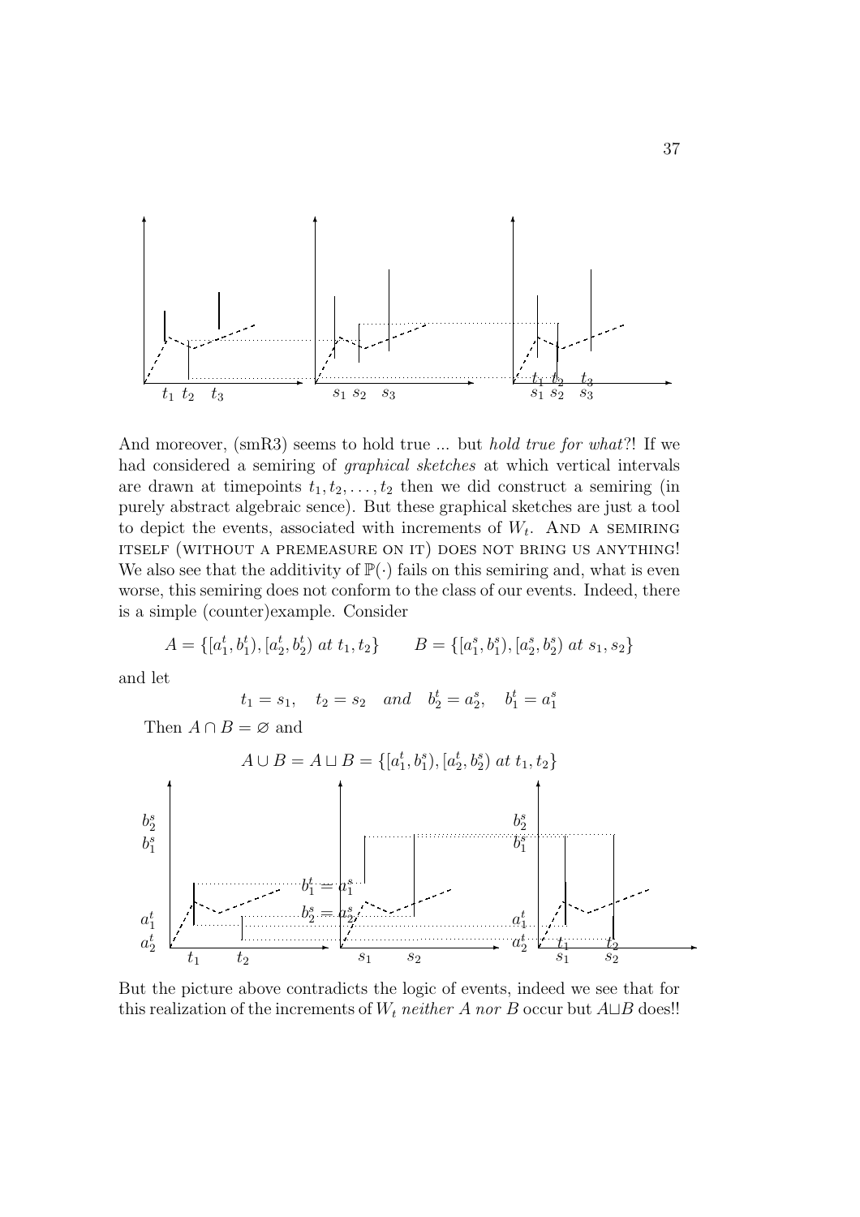And moreover, (smR3) seems to hold true ... but *hold true for what*?! If we had considered a semiring of *graphical sketches* at which vertical intervals are drawn at timepoints $t_1, t_2, \ldots, t_2$ then we did construct a semiring (in purely abstract algebraic sence). But these graphical sketches are just a tool to depict the events, associated with increments of $W_t$. AND A SEMIRING ITSELF (WITHOUT A PREMEASURE ON IT) DOES NOT BRING US ANYTHING! We also see that the additivity of $\mathbb{P}(\cdot)$ fails on this semiring and, what is even worse, this semiring does not conform to the class of our events. Indeed, there is a simple (counter)example. Consider

$$A = \{[a_1^t, b_1^t), [a_2^t, b_2^t) \text{ at } t_1, t_2\} \qquad B = \{[a_1^s, b_1^s), [a_2^s, b_2^s) \text{ at } s_1, s_2\}$$

and let

$$t_1 = s_1, \quad t_2 = s_2 \quad \text{and} \quad b_2^t = a_2^s, \quad b_1^t = a_1^s$$

Then $A \cap B = \varnothing$ and

$$A \cup B = A \sqcup B = \{[a_1^t, b_1^s), [a_2^t, b_2^s) \text{ at } t_1, t_2\}$$

But the picture above contradicts the logic of events, indeed we see that for this realization of the increments of $W_t$ *neither A nor B* occur but $A \sqcup B$ does!!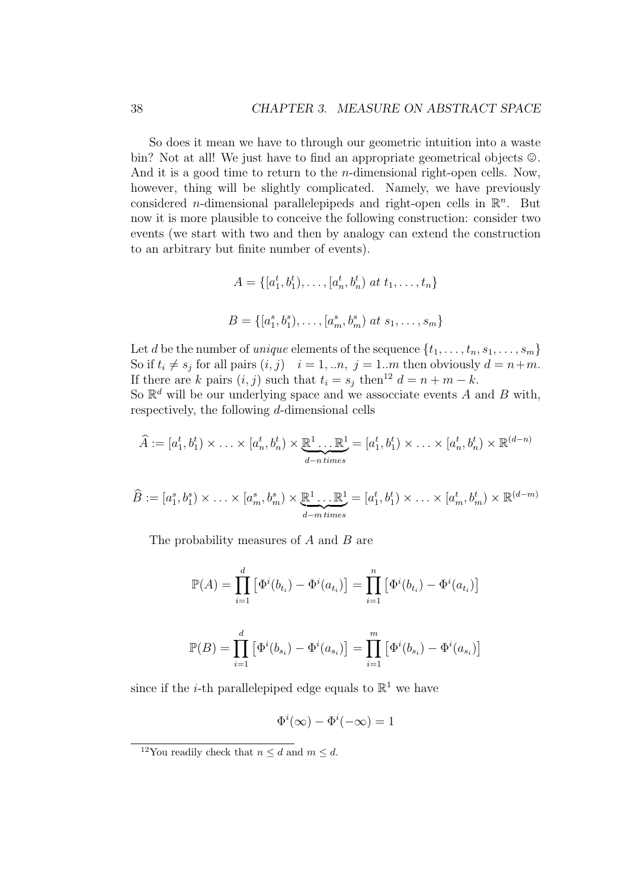So does it mean we have to through our geometric intuition into a waste bin? Not at all! We just have to find an appropriate geometrical objects ☺. And it is a good time to return to the $n$-dimensional right-open cells. Now, however, thing will be slightly complicated. Namely, we have previously considered $n$-dimensional parallelepipeds and right-open cells in $\mathbb{R}^n$. But now it is more plausible to conceive the following construction: consider two events (we start with two and then by analogy can extend the construction to an arbitrary but finite number of events).

$$A = \{[a^t_1, b^t_1), \ldots, [a^t_n, b^t_n) \text{ } at \text{ } t_1, \ldots, t_n\}$$

$$B = \{[a^s_1, b^s_1), \ldots, [a^s_m, b^s_m) \text{ } at \text{ } s_1, \ldots, s_m\}$$

Let $d$ be the number of *unique* elements of the sequence $\{t_1, \ldots, t_n, s_1, \ldots, s_m\}$ So if $t_i \neq s_j$ for all pairs $(i, j) \quad i = 1, ..n, \ j = 1..m$ then obviously $d = n+m$. If there are $k$ pairs $(i, j)$ such that $t_i = s_j$ then[12] $d = n + m - k$.
So $\mathbb{R}^d$ will be our underlying space and we assocciate events $A$ and $B$ with, respectively, the following $d$-dimensional cells

$$\widehat{A} := [a^t_1, b^t_1) \times \ldots \times [a^t_n, b^t_n) \times \underbrace{\mathbb{R}^1 \ldots \mathbb{R}^1}_{d-n\, times} = [a^t_1, b^t_1) \times \ldots \times [a^t_n, b^t_n) \times \mathbb{R}^{(d-n)}$$

$$\widehat{B} := [a^s_1, b^s_1) \times \ldots \times [a^s_m, b^s_m) \times \underbrace{\mathbb{R}^1 \ldots \mathbb{R}^1}_{d-m\, times} = [a^t_1, b^t_1) \times \ldots \times [a^t_m, b^t_m) \times \mathbb{R}^{(d-m)}$$

The probability measures of $A$ and $B$ are

$$\mathbb{P}(A) = \prod_{i=1}^{d} \left[ \Phi^i(b_{t_i}) - \Phi^i(a_{t_i}) \right] = \prod_{i=1}^{n} \left[ \Phi^i(b_{t_i}) - \Phi^i(a_{t_i}) \right]$$

$$\mathbb{P}(B) = \prod_{i=1}^{d} \left[ \Phi^i(b_{s_i}) - \Phi^i(a_{s_i}) \right] = \prod_{i=1}^{m} \left[ \Phi^i(b_{s_i}) - \Phi^i(a_{s_i}) \right]$$

since if the $i$-th parallelepiped edge equals to $\mathbb{R}^1$ we have

$$\Phi^i(\infty) - \Phi^i(-\infty) = 1$$

[12] You readily check that $n \leq d$ and $m \leq d$.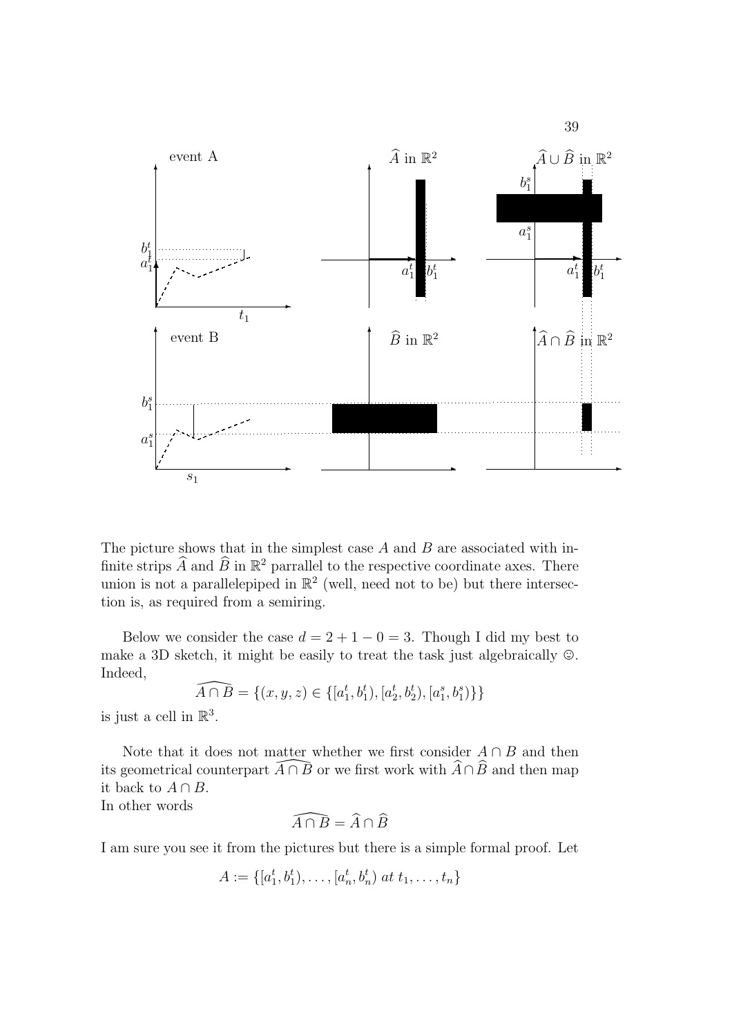The picture shows that in the simplest case $A$ and $B$ are associated with infinite strips $\widehat{A}$ and $\widehat{B}$ in $\mathbb{R}^2$ parrallel to the respective coordinate axes. There union is not a parallelepiped in $\mathbb{R}^2$ (well, need not to be) but there intersection is, as required from a semiring.

Below we consider the case $d = 2 + 1 - 0 = 3$. Though I did my best to make a 3D sketch, it might be easily to treat the task just algebraically ☺. Indeed,

$$\widehat{A \cap B} = \{(x, y, z) \in \{[a_1^t, b_1^t), [a_2^t, b_2^t), [a_1^s, b_1^s)\}\}$$

is just a cell in $\mathbb{R}^3$.

Note that it does not matter whether we first consider $A \cap B$ and then its geometrical counterpart $\widehat{A \cap B}$ or we first work with $\widehat{A} \cap \widehat{B}$ and then map it back to $A \cap B$.
In other words

$$\widehat{A \cap B} = \widehat{A} \cap \widehat{B}$$

I am sure you see it from the pictures but there is a simple formal proof. Let

$$A := \{[a_1^t, b_1^t), \ldots, [a_n^t, b_n^t) \; at \; t_1, \ldots, t_n\}$$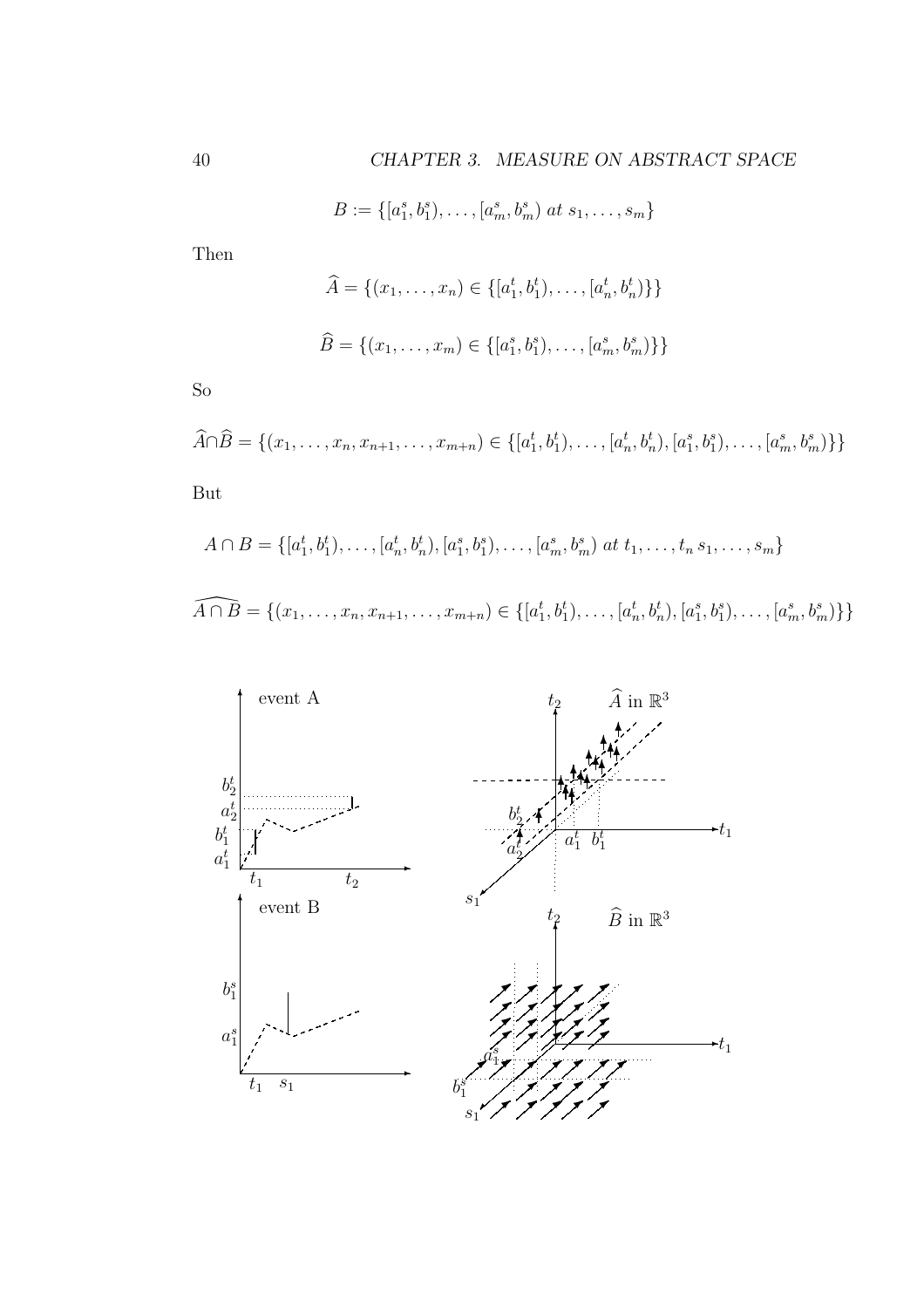$$B := \{[a_1^s, b_1^s), \ldots, [a_m^s, b_m^s) \ at \ s_1, \ldots, s_m\}$$

Then

$$\widehat{A} = \{(x_1, \ldots, x_n) \in \{[a_1^t, b_1^t), \ldots, [a_n^t, b_n^t)\}\}$$

$$\widehat{B} = \{(x_1, \ldots, x_m) \in \{[a_1^s, b_1^s), \ldots, [a_m^s, b_m^s)\}\}$$

So

$$\widehat{A} \cap \widehat{B} = \{(x_1, \ldots, x_n, x_{n+1}, \ldots, x_{m+n}) \in \{[a_1^t, b_1^t), \ldots, [a_n^t, b_n^t), [a_1^s, b_1^s), \ldots, [a_m^s, b_m^s)\}\}$$

But

$$A \cap B = \{[a_1^t, b_1^t), \ldots, [a_n^t, b_n^t), [a_1^s, b_1^s), \ldots, [a_m^s, b_m^s) \ at \ t_1, \ldots, t_n \, s_1, \ldots, s_m\}$$

$$\widehat{A \cap B} = \{(x_1, \ldots, x_n, x_{n+1}, \ldots, x_{m+n}) \in \{[a_1^t, b_1^t), \ldots, [a_n^t, b_n^t), [a_1^s, b_1^s), \ldots, [a_m^s, b_m^s)\}\}$$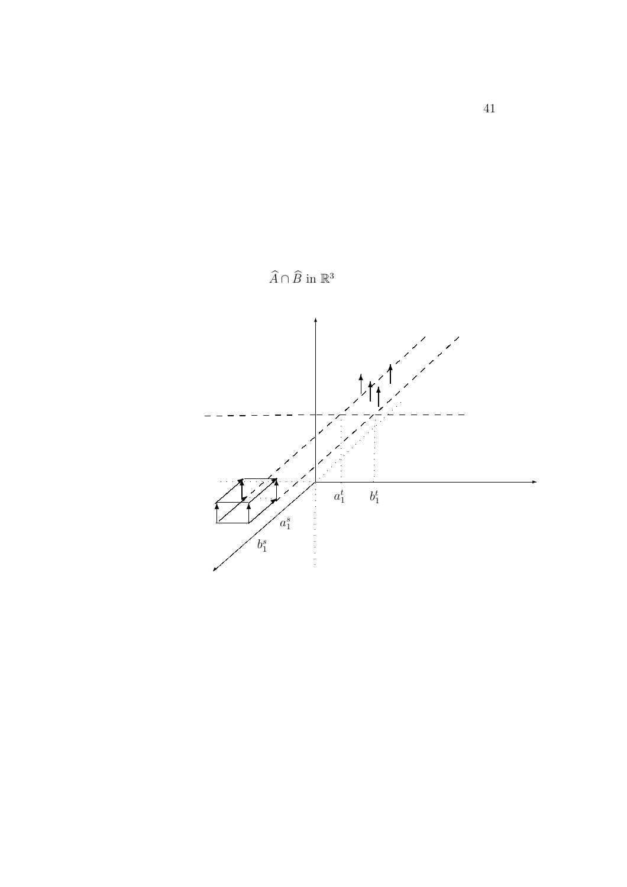$\widehat{A} \cap \widehat{B}$ in $\mathbb{R}^3$

$a_1^t$ $b_1^t$

$a_1^s$

$b_1^s$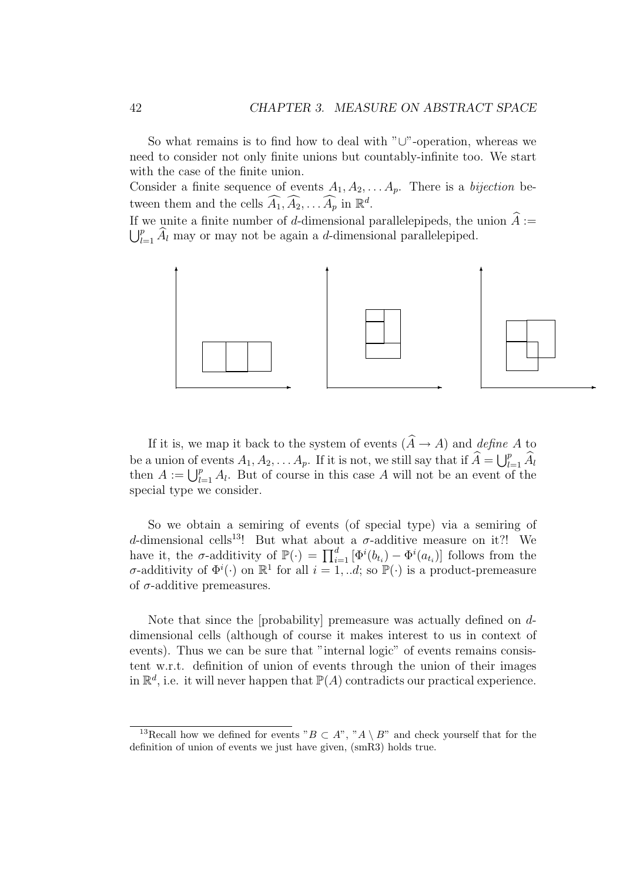So what remains is to find how to deal with "$\cup$"-operation, whereas we need to consider not only finite unions but countably-infinite too. We start with the case of the finite union.

Consider a finite sequence of events $A_1, A_2, \ldots A_p$. There is a *bijection* between them and the cells $\widehat{A_1}, \widehat{A_2}, \ldots \widehat{A_p}$ in $\mathbb{R}^d$.

If we unite a finite number of $d$-dimensional parallelepipeds, the union $\widehat{A} := \bigcup_{l=1}^{p} \widehat{A}_l$ may or may not be again a $d$-dimensional parallelepiped.

If it is, we map it back to the system of events ($\widehat{A} \to A$) and *define* $A$ to be a union of events $A_1, A_2, \ldots A_p$. If it is not, we still say that if $\widehat{A} = \bigcup_{l=1}^{p} \widehat{A}_l$ then $A := \bigcup_{l=1}^{p} A_l$. But of course in this case $A$ will not be an event of the special type we consider.

So we obtain a semiring of events (of special type) via a semiring of $d$-dimensional cells[13]! But what about a $\sigma$-additive measure on it?! We have it, the $\sigma$-additivity of $\mathbb{P}(\cdot) = \prod_{i=1}^{d} [\Phi^i(b_{t_i}) - \Phi^i(a_{t_i})]$ follows from the $\sigma$-additivity of $\Phi^i(\cdot)$ on $\mathbb{R}^1$ for all $i = 1, ..d$; so $\mathbb{P}(\cdot)$ is a product-premeasure of $\sigma$-additive premeasures.

Note that since the [probability] premeasure was actually defined on $d$-dimensional cells (although of course it makes interest to us in context of events). Thus we can be sure that "internal logic" of events remains consistent w.r.t. definition of union of events through the union of their images in $\mathbb{R}^d$, i.e. it will never happen that $\mathbb{P}(A)$ contradicts our practical experience.

[13] Recall how we defined for events "$B \subset A$", "$A \setminus B$" and check yourself that for the definition of union of events we just have given, (smR3) holds true.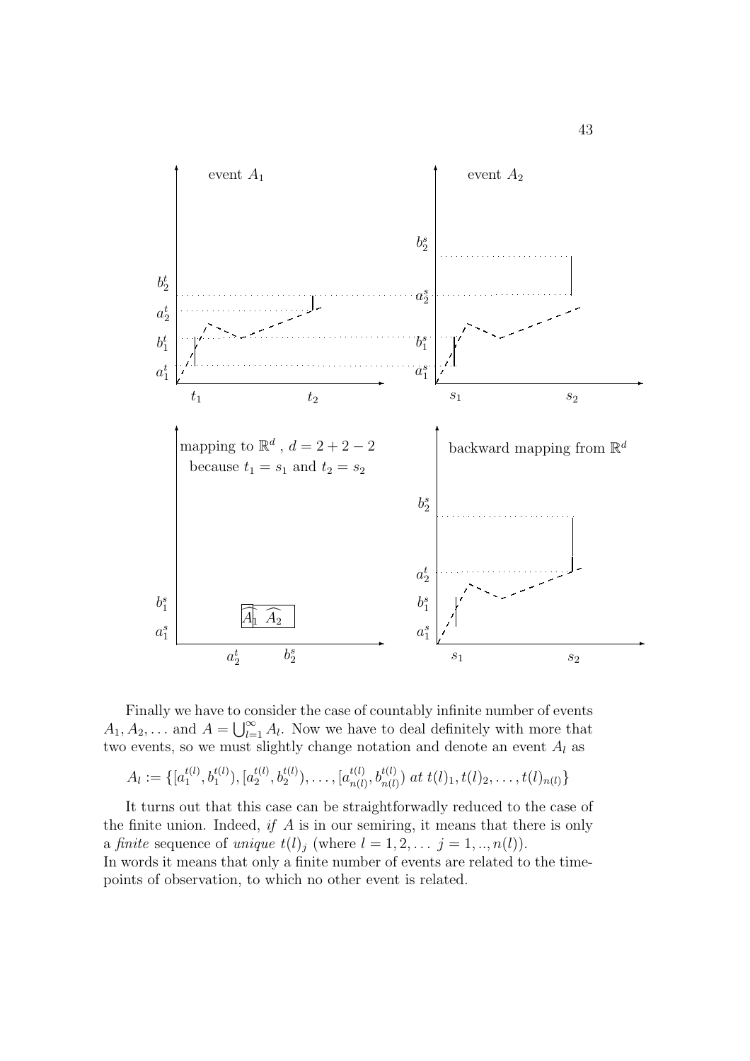Finally we have to consider the case of countably infinite number of events $A_1, A_2, \ldots$ and $A = \bigcup_{l=1}^{\infty} A_l$. Now we have to deal definitely with more that two events, so we must slightly change notation and denote an event $A_l$ as

$$A_l := \{[a_1^{t(l)}, b_1^{t(l)}), [a_2^{t(l)}, b_2^{t(l)}), \ldots, [a_{n(l)}^{t(l)}, b_{n(l)}^{t(l)}) \; at \; t(l)_1, t(l)_2, \ldots, t(l)_{n(l)}\}$$

It turns out that this case can be straightforwadly reduced to the case of the finite union. Indeed, *if* $A$ is in our semiring, it means that there is only a *finite* sequence of *unique* $t(l)_j$ (where $l = 1, 2, \ldots$ $j = 1, .., n(l)$).
In words it means that only a finite number of events are related to the time-points of observation, to which no other event is related.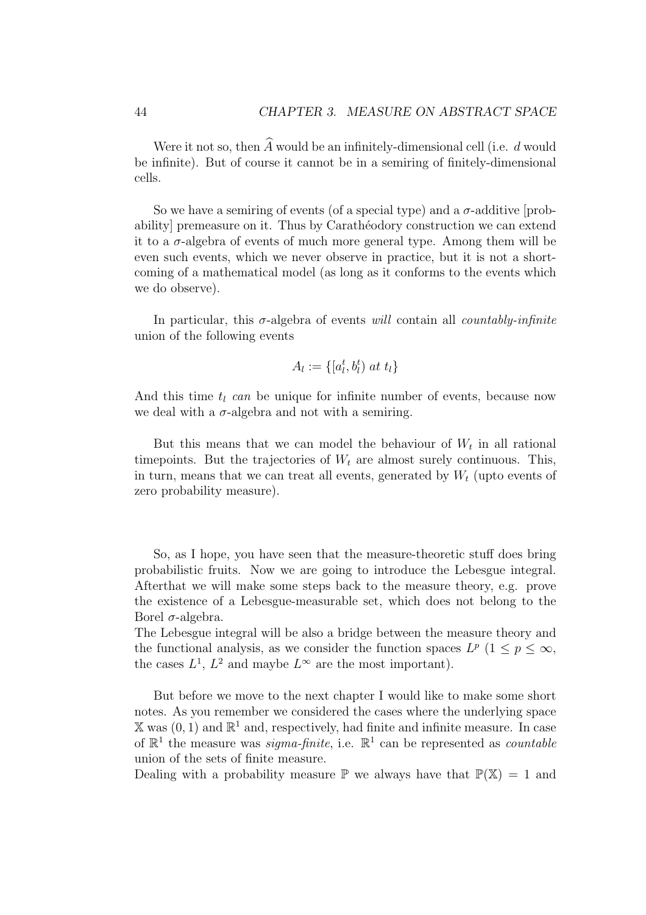Were it not so, then $\widehat{A}$ would be an infinitely-dimensional cell (i.e. $d$ would be infinite). But of course it cannot be in a semiring of finitely-dimensional cells.

So we have a semiring of events (of a special type) and a $\sigma$-additive [probability] premeasure on it. Thus by Carathéodory construction we can extend it to a $\sigma$-algebra of events of much more general type. Among them will be even such events, which we never observe in practice, but it is not a shortcoming of a mathematical model (as long as it conforms to the events which we do observe).

In particular, this $\sigma$-algebra of events *will* contain all *countably-infinite* union of the following events

$$A_l := \{[a_l^t, b_l^t) \; at \; t_l\}$$

And this time $t_l$ *can* be unique for infinite number of events, because now we deal with a $\sigma$-algebra and not with a semiring.

But this means that we can model the behaviour of $W_t$ in all rational timepoints. But the trajectories of $W_t$ are almost surely continuous. This, in turn, means that we can treat all events, generated by $W_t$ (upto events of zero probability measure).

So, as I hope, you have seen that the measure-theoretic stuff does bring probabilistic fruits. Now we are going to introduce the Lebesgue integral. Afterthat we will make some steps back to the measure theory, e.g. prove the existence of a Lebesgue-measurable set, which does not belong to the Borel $\sigma$-algebra.
The Lebesgue integral will be also a bridge between the measure theory and the functional analysis, as we consider the function spaces $L^p$ ($1 \leq p \leq \infty$, the cases $L^1$, $L^2$ and maybe $L^\infty$ are the most important).

But before we move to the next chapter I would like to make some short notes. As you remember we considered the cases where the underlying space $\mathbb{X}$ was $(0, 1)$ and $\mathbb{R}^1$ and, respectively, had finite and infinite measure. In case of $\mathbb{R}^1$ the measure was *sigma-finite*, i.e. $\mathbb{R}^1$ can be represented as *countable* union of the sets of finite measure.
Dealing with a probability measure $\mathbb{P}$ we always have that $\mathbb{P}(\mathbb{X}) = 1$ and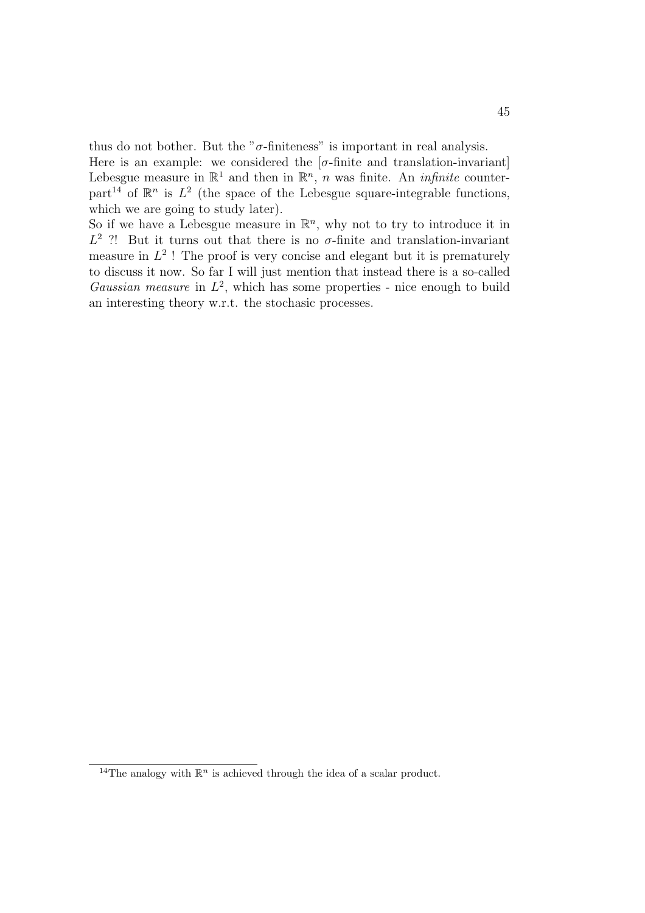thus do not bother. But the "$\sigma$-finiteness" is important in real analysis.
Here is an example: we considered the [$\sigma$-finite and translation-invariant] Lebesgue measure in $\mathbb{R}^1$ and then in $\mathbb{R}^n$, $n$ was finite. An *infinite* counterpart[14] of $\mathbb{R}^n$ is $L^2$ (the space of the Lebesgue square-integrable functions, which we are going to study later).
So if we have a Lebesgue measure in $\mathbb{R}^n$, why not to try to introduce it in $L^2$ ?! But it turns out that there is no $\sigma$-finite and translation-invariant measure in $L^2$ ! The proof is very concise and elegant but it is prematurely to discuss it now. So far I will just mention that instead there is a so-called *Gaussian measure* in $L^2$, which has some properties - nice enough to build an interesting theory w.r.t. the stochasic processes.

[14]The analogy with $\mathbb{R}^n$ is achieved through the idea of a scalar product.